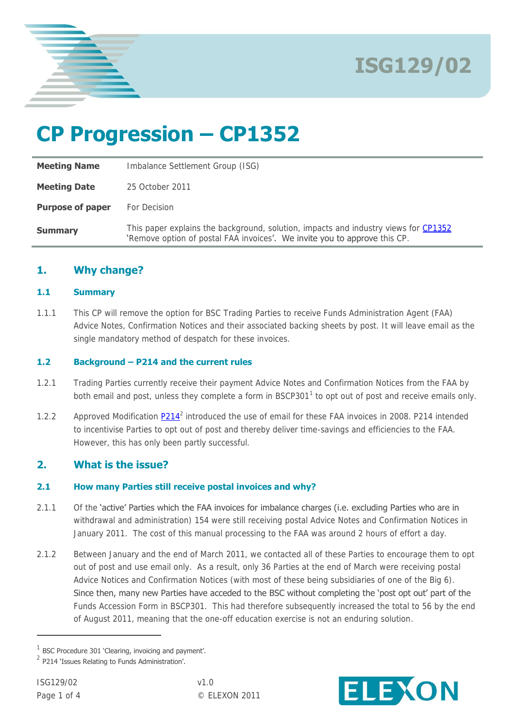ISG129/02

# CP Progression – CP1352

| | |
|---|---|
| **Meeting Name** | Imbalance Settlement Group (ISG) |
| **Meeting Date** | 25 October 2011 |
| **Purpose of paper** | For Decision |
| **Summary** | This paper explains the background, solution, impacts and industry views for CP1352 'Remove option of postal FAA invoices'. We invite you to approve this CP. |

## 1. Why change?

### 1.1 Summary

1.1.1 This CP will remove the option for BSC Trading Parties to receive Funds Administration Agent (FAA) Advice Notes, Confirmation Notices and their associated backing sheets by post. It will leave email as the single mandatory method of despatch for these invoices.

### 1.2 Background – P214 and the current rules

1.2.1 Trading Parties currently receive their payment Advice Notes and Confirmation Notices from the FAA by both email and post, unless they complete a form in BSCP301[1] to opt out of post and receive emails only.

1.2.2 Approved Modification P214[2] introduced the use of email for these FAA invoices in 2008. P214 intended to incentivise Parties to opt out of post and thereby deliver time-savings and efficiencies to the FAA. However, this has only been partly successful.

## 2. What is the issue?

### 2.1 How many Parties still receive postal invoices and why?

2.1.1 Of the 'active' Parties which the FAA invoices for imbalance charges (i.e. excluding Parties who are in withdrawal and administration) 154 were still receiving postal Advice Notes and Confirmation Notices in January 2011. The cost of this manual processing to the FAA was around 2 hours of effort a day.

2.1.2 Between January and the end of March 2011, we contacted all of these Parties to encourage them to opt out of post and use email only. As a result, only 36 Parties at the end of March were receiving postal Advice Notices and Confirmation Notices (with most of these being subsidiaries of one of the Big 6). Since then, many new Parties have acceded to the BSC without completing the 'post opt out' part of the Funds Accession Form in BSCP301. This had therefore subsequently increased the total to 56 by the end of August 2011, meaning that the one-off education exercise is not an enduring solution.

---

[1] BSC Procedure 301 'Clearing, invoicing and payment'.

[2] P214 'Issues Relating to Funds Administration'.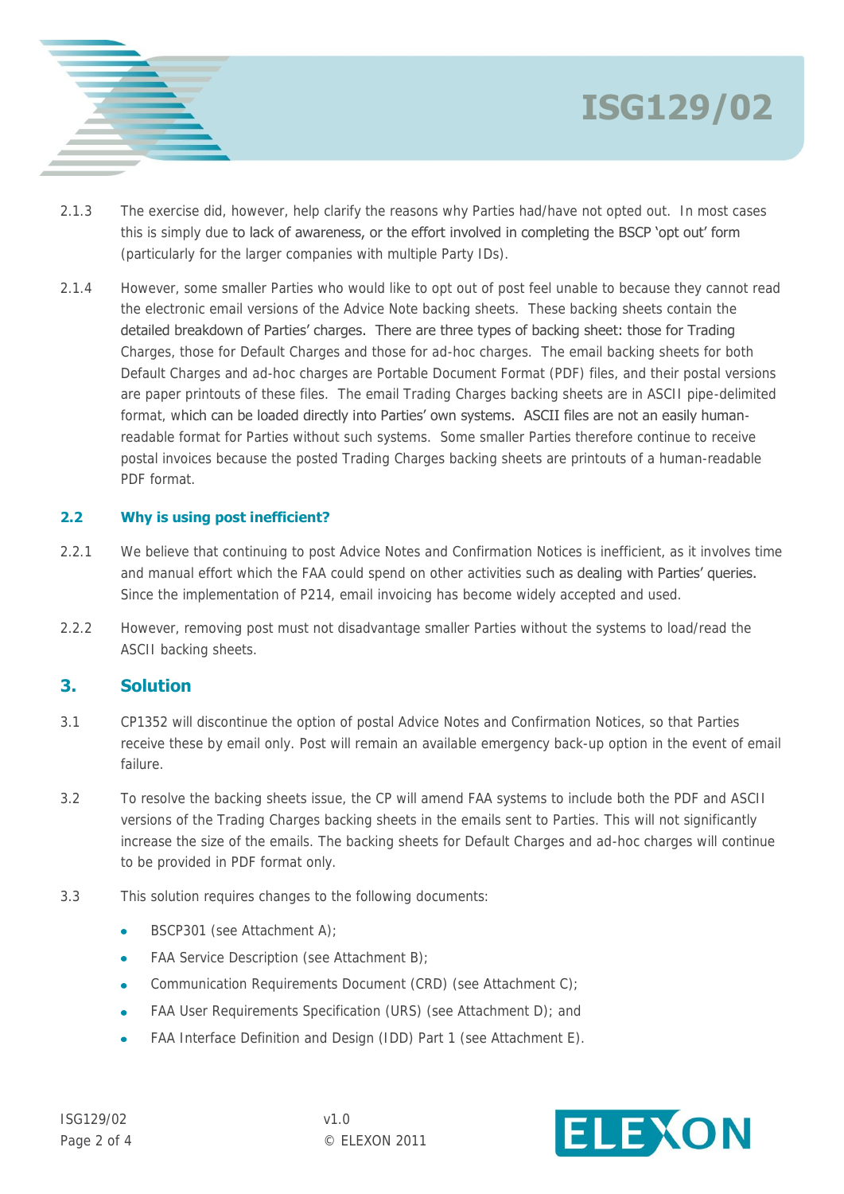2.1.3 The exercise did, however, help clarify the reasons why Parties had/have not opted out. In most cases this is simply due to lack of awareness, or the effort involved in completing the BSCP 'opt out' form (particularly for the larger companies with multiple Party IDs).

2.1.4 However, some smaller Parties who would like to opt out of post feel unable to because they cannot read the electronic email versions of the Advice Note backing sheets. These backing sheets contain the detailed breakdown of Parties' charges. There are three types of backing sheet: those for Trading Charges, those for Default Charges and those for ad-hoc charges. The email backing sheets for both Default Charges and ad-hoc charges are Portable Document Format (PDF) files, and their postal versions are paper printouts of these files. The email Trading Charges backing sheets are in ASCII pipe-delimited format, which can be loaded directly into Parties' own systems. ASCII files are not an easily human-readable format for Parties without such systems. Some smaller Parties therefore continue to receive postal invoices because the posted Trading Charges backing sheets are printouts of a human-readable PDF format.

### 2.2 Why is using post inefficient?

2.2.1 We believe that continuing to post Advice Notes and Confirmation Notices is inefficient, as it involves time and manual effort which the FAA could spend on other activities such as dealing with Parties' queries. Since the implementation of P214, email invoicing has become widely accepted and used.

2.2.2 However, removing post must not disadvantage smaller Parties without the systems to load/read the ASCII backing sheets.

## 3. Solution

3.1 CP1352 will discontinue the option of postal Advice Notes and Confirmation Notices, so that Parties receive these by email only. Post will remain an available emergency back-up option in the event of email failure.

3.2 To resolve the backing sheets issue, the CP will amend FAA systems to include both the PDF and ASCII versions of the Trading Charges backing sheets in the emails sent to Parties. This will not significantly increase the size of the emails. The backing sheets for Default Charges and ad-hoc charges will continue to be provided in PDF format only.

3.3 This solution requires changes to the following documents:

- BSCP301 (see Attachment A);
- FAA Service Description (see Attachment B);
- Communication Requirements Document (CRD) (see Attachment C);
- FAA User Requirements Specification (URS) (see Attachment D); and
- FAA Interface Definition and Design (IDD) Part 1 (see Attachment E).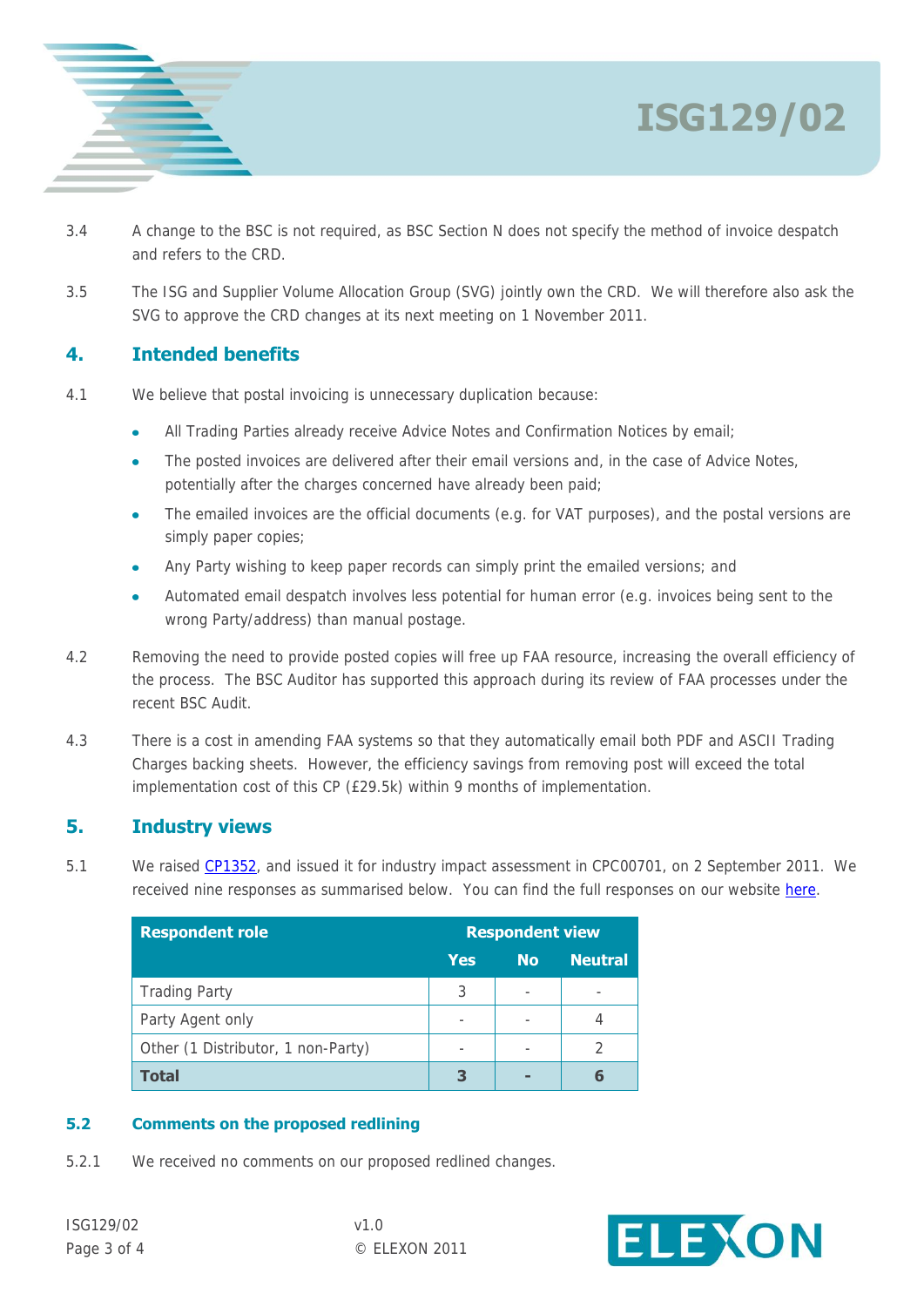3.4 A change to the BSC is not required, as BSC Section N does not specify the method of invoice despatch and refers to the CRD.

3.5 The ISG and Supplier Volume Allocation Group (SVG) jointly own the CRD. We will therefore also ask the SVG to approve the CRD changes at its next meeting on 1 November 2011.

## 4. Intended benefits

4.1 We believe that postal invoicing is unnecessary duplication because:

- All Trading Parties already receive Advice Notes and Confirmation Notices by email;
- The posted invoices are delivered after their email versions and, in the case of Advice Notes, potentially after the charges concerned have already been paid;
- The emailed invoices are the official documents (e.g. for VAT purposes), and the postal versions are simply paper copies;
- Any Party wishing to keep paper records can simply print the emailed versions; and
- Automated email despatch involves less potential for human error (e.g. invoices being sent to the wrong Party/address) than manual postage.

4.2 Removing the need to provide posted copies will free up FAA resource, increasing the overall efficiency of the process. The BSC Auditor has supported this approach during its review of FAA processes under the recent BSC Audit.

4.3 There is a cost in amending FAA systems so that they automatically email both PDF and ASCII Trading Charges backing sheets. However, the efficiency savings from removing post will exceed the total implementation cost of this CP (£29.5k) within 9 months of implementation.

## 5. Industry views

5.1 We raised CP1352, and issued it for industry impact assessment in CPC00701, on 2 September 2011. We received nine responses as summarised below. You can find the full responses on our website here.

| Respondent role | Respondent view | | |
|---|---|---|---|
| | Yes | No | Neutral |
| Trading Party | 3 | - | - |
| Party Agent only | - | - | 4 |
| Other (1 Distributor, 1 non-Party) | - | - | 2 |
| **Total** | **3** | **-** | **6** |

### 5.2 Comments on the proposed redlining

5.2.1 We received no comments on our proposed redlined changes.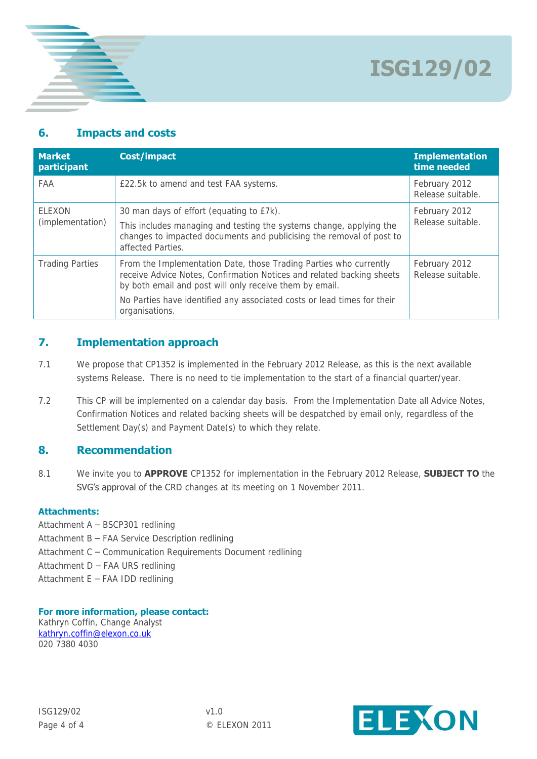## 6. Impacts and costs

| Market participant | Cost/impact | Implementation time needed |
|---|---|---|
| FAA | £22.5k to amend and test FAA systems. | February 2012 Release suitable. |
| ELEXON (implementation) | 30 man days of effort (equating to £7k).<br><br>This includes managing and testing the systems change, applying the changes to impacted documents and publicising the removal of post to affected Parties. | February 2012 Release suitable. |
| Trading Parties | From the Implementation Date, those Trading Parties who currently receive Advice Notes, Confirmation Notices and related backing sheets by both email and post will only receive them by email.<br><br>No Parties have identified any associated costs or lead times for their organisations. | February 2012 Release suitable. |

## 7. Implementation approach

7.1 We propose that CP1352 is implemented in the February 2012 Release, as this is the next available systems Release. There is no need to tie implementation to the start of a financial quarter/year.

7.2 This CP will be implemented on a calendar day basis. From the Implementation Date all Advice Notes, Confirmation Notices and related backing sheets will be despatched by email only, regardless of the Settlement Day(s) and Payment Date(s) to which they relate.

## 8. Recommendation

8.1 We invite you to **APPROVE** CP1352 for implementation in the February 2012 Release, **SUBJECT TO** the SVG's approval of the CRD changes at its meeting on 1 November 2011.

**Attachments:**

Attachment A – BSCP301 redlining
Attachment B – FAA Service Description redlining
Attachment C – Communication Requirements Document redlining
Attachment D – FAA URS redlining
Attachment E – FAA IDD redlining

**For more information, please contact:**
Kathryn Coffin, Change Analyst
kathryn.coffin@elexon.co.uk
020 7380 4030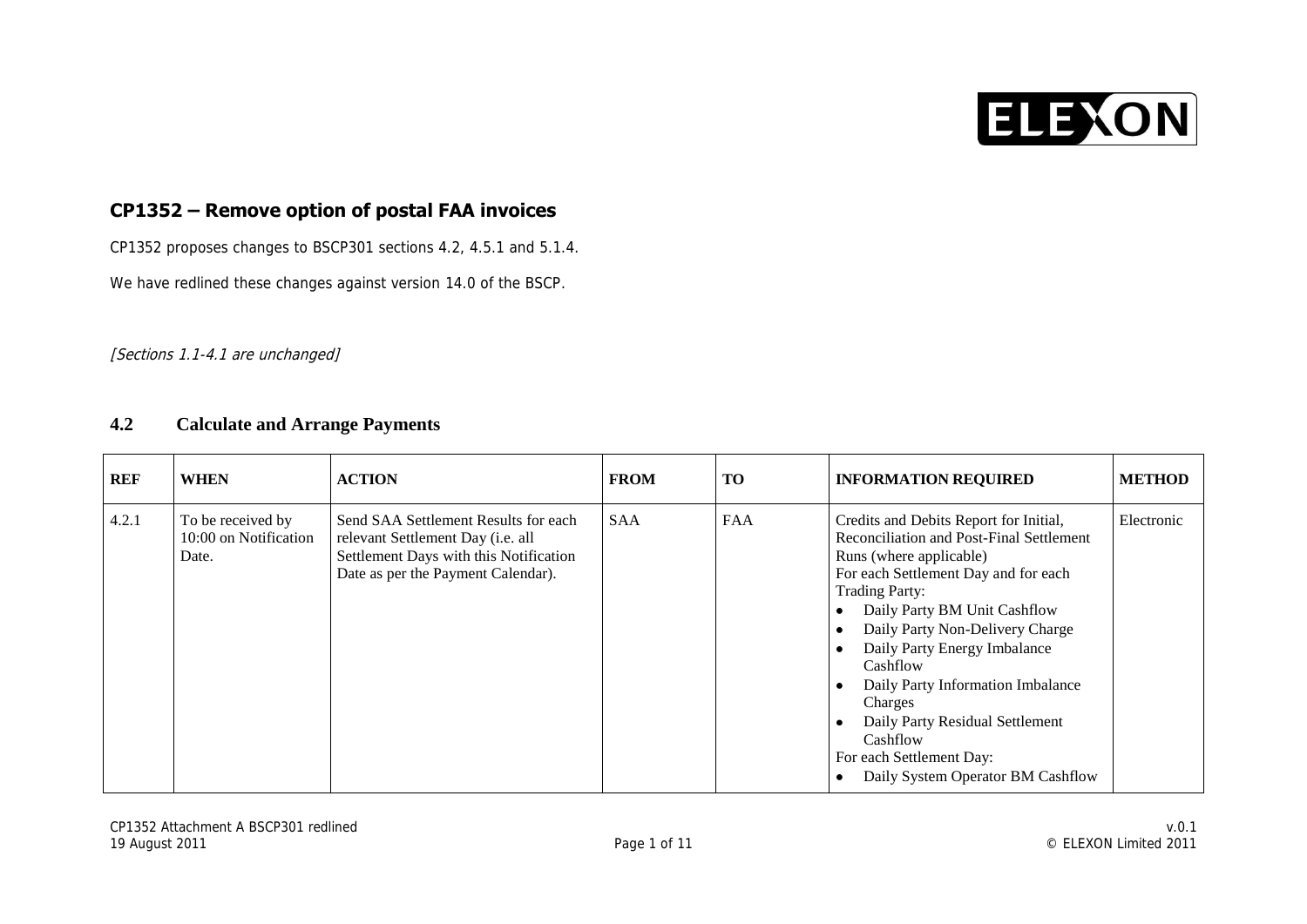## CP1352 – Remove option of postal FAA invoices

CP1352 proposes changes to BSCP301 sections 4.2, 4.5.1 and 5.1.4.

We have redlined these changes against version 14.0 of the BSCP.

*[Sections 1.1-4.1 are unchanged]*

### 4.2 Calculate and Arrange Payments

| REF | WHEN | ACTION | FROM | TO | INFORMATION REQUIRED | METHOD |
|---|---|---|---|---|---|---|
| 4.2.1 | To be received by 10:00 on Notification Date. | Send SAA Settlement Results for each relevant Settlement Day (i.e. all Settlement Days with this Notification Date as per the Payment Calendar). | SAA | FAA | Credits and Debits Report for Initial, Reconciliation and Post-Final Settlement Runs (where applicable)<br>For each Settlement Day and for each Trading Party:<br>• Daily Party BM Unit Cashflow<br>• Daily Party Non-Delivery Charge<br>• Daily Party Energy Imbalance Cashflow<br>• Daily Party Information Imbalance Charges<br>• Daily Party Residual Settlement Cashflow<br>For each Settlement Day:<br>• Daily System Operator BM Cashflow | Electronic |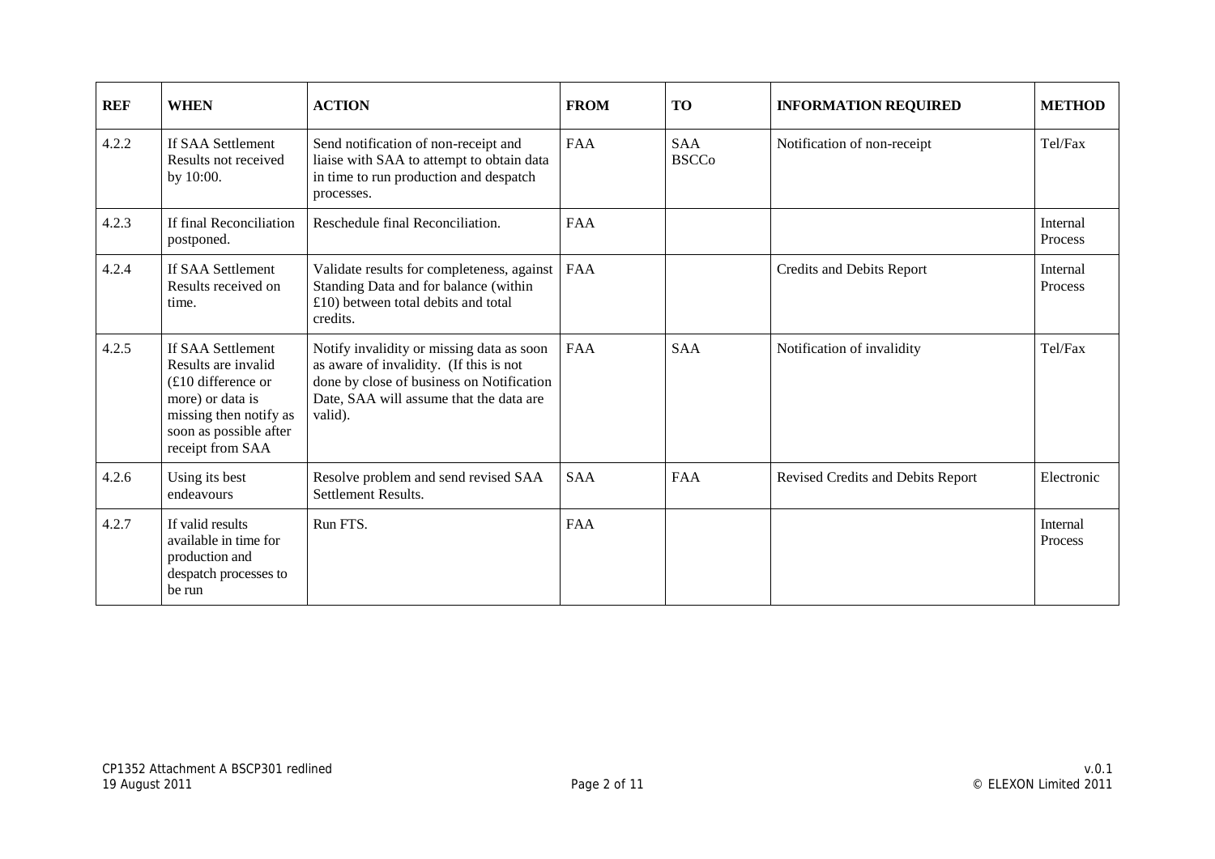| REF | WHEN | ACTION | FROM | TO | INFORMATION REQUIRED | METHOD |
|---|---|---|---|---|---|---|
| 4.2.2 | If SAA Settlement Results not received by 10:00. | Send notification of non-receipt and liaise with SAA to attempt to obtain data in time to run production and despatch processes. | FAA | SAA BSCCo | Notification of non-receipt | Tel/Fax |
| 4.2.3 | If final Reconciliation postponed. | Reschedule final Reconciliation. | FAA | | | Internal Process |
| 4.2.4 | If SAA Settlement Results received on time. | Validate results for completeness, against Standing Data and for balance (within £10) between total debits and total credits. | FAA | | Credits and Debits Report | Internal Process |
| 4.2.5 | If SAA Settlement Results are invalid (£10 difference or more) or data is missing then notify as soon as possible after receipt from SAA | Notify invalidity or missing data as soon as aware of invalidity. (If this is not done by close of business on Notification Date, SAA will assume that the data are valid). | FAA | SAA | Notification of invalidity | Tel/Fax |
| 4.2.6 | Using its best endeavours | Resolve problem and send revised SAA Settlement Results. | SAA | FAA | Revised Credits and Debits Report | Electronic |
| 4.2.7 | If valid results available in time for production and despatch processes to be run | Run FTS. | FAA | | | Internal Process |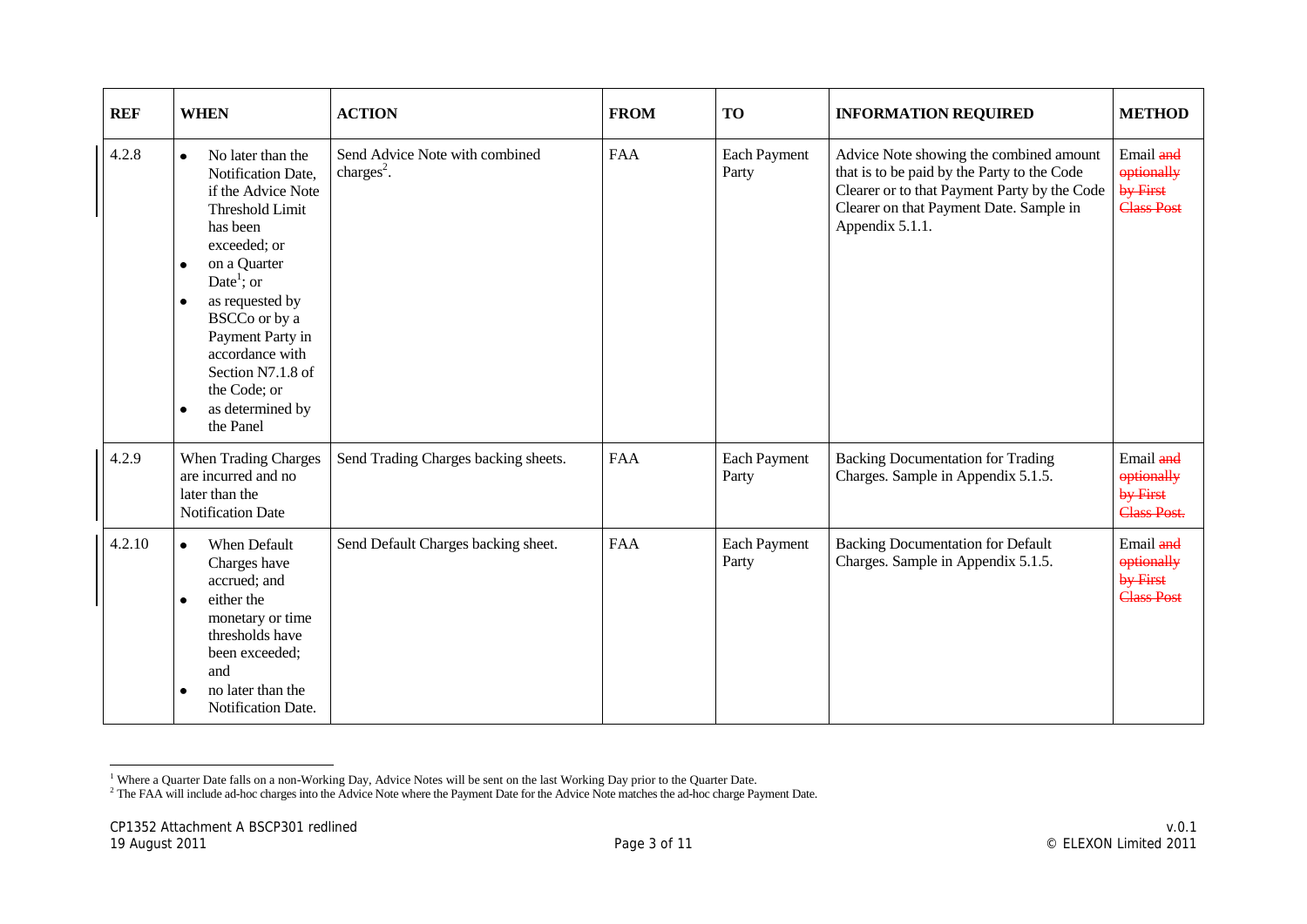| REF | WHEN | ACTION | FROM | TO | INFORMATION REQUIRED | METHOD |
|---|---|---|---|---|---|---|
| 4.2.8 | • No later than the Notification Date, if the Advice Note Threshold Limit has been exceeded; or<br>• on a Quarter Date[1]; or<br>• as requested by BSCCo or by a Payment Party in accordance with Section N7.1.8 of the Code; or<br>• as determined by the Panel | Send Advice Note with combined charges[2]. | FAA | Each Payment Party | Advice Note showing the combined amount that is to be paid by the Party to the Code Clearer or to that Payment Party by the Code Clearer on that Payment Date. Sample in Appendix 5.1.1. | Email ~~and optionally by First Class Post~~ |
| 4.2.9 | When Trading Charges are incurred and no later than the Notification Date | Send Trading Charges backing sheets. | FAA | Each Payment Party | Backing Documentation for Trading Charges. Sample in Appendix 5.1.5. | Email ~~and optionally by First Class Post.~~ |
| 4.2.10 | • When Default Charges have accrued; and<br>• either the monetary or time thresholds have been exceeded; and<br>• no later than the Notification Date. | Send Default Charges backing sheet. | FAA | Each Payment Party | Backing Documentation for Default Charges. Sample in Appendix 5.1.5. | Email ~~and optionally by First Class Post~~ |

[1] Where a Quarter Date falls on a non-Working Day, Advice Notes will be sent on the last Working Day prior to the Quarter Date.

[2] The FAA will include ad-hoc charges into the Advice Note where the Payment Date for the Advice Note matches the ad-hoc charge Payment Date.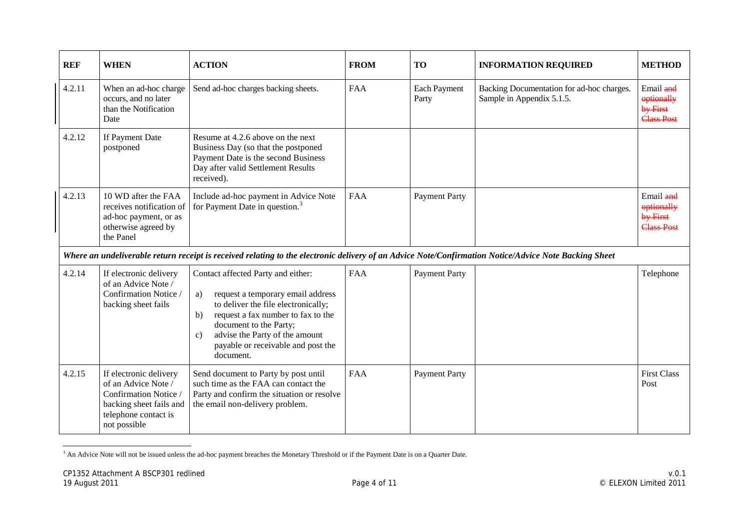| REF | WHEN | ACTION | FROM | TO | INFORMATION REQUIRED | METHOD |
|---|---|---|---|---|---|---|
| 4.2.11 | When an ad-hoc charge occurs, and no later than the Notification Date | Send ad-hoc charges backing sheets. | FAA | Each Payment Party | Backing Documentation for ad-hoc charges. Sample in Appendix 5.1.5. | Email ~~and optionally by First Class Post~~ |
| 4.2.12 | If Payment Date postponed | Resume at 4.2.6 above on the next Business Day (so that the postponed Payment Date is the second Business Day after valid Settlement Results received). | | | | |
| 4.2.13 | 10 WD after the FAA receives notification of ad-hoc payment, or as otherwise agreed by the Panel | Include ad-hoc payment in Advice Note for Payment Date in question.[3] | FAA | Payment Party | | Email ~~and optionally by First Class Post~~ |
| ***Where an undeliverable return receipt is received relating to the electronic delivery of an Advice Note/Confirmation Notice/Advice Note Backing Sheet*** | | | | | | |
| 4.2.14 | If electronic delivery of an Advice Note / Confirmation Notice / backing sheet fails | Contact affected Party and either:<br>a) request a temporary email address to deliver the file electronically;<br>b) request a fax number to fax to the document to the Party;<br>c) advise the Party of the amount payable or receivable and post the document. | FAA | Payment Party | | Telephone |
| 4.2.15 | If electronic delivery of an Advice Note / Confirmation Notice / backing sheet fails and telephone contact is not possible | Send document to Party by post until such time as the FAA can contact the Party and confirm the situation or resolve the email non-delivery problem. | FAA | Payment Party | | First Class Post |

[3] An Advice Note will not be issued unless the ad-hoc payment breaches the Monetary Threshold or if the Payment Date is on a Quarter Date.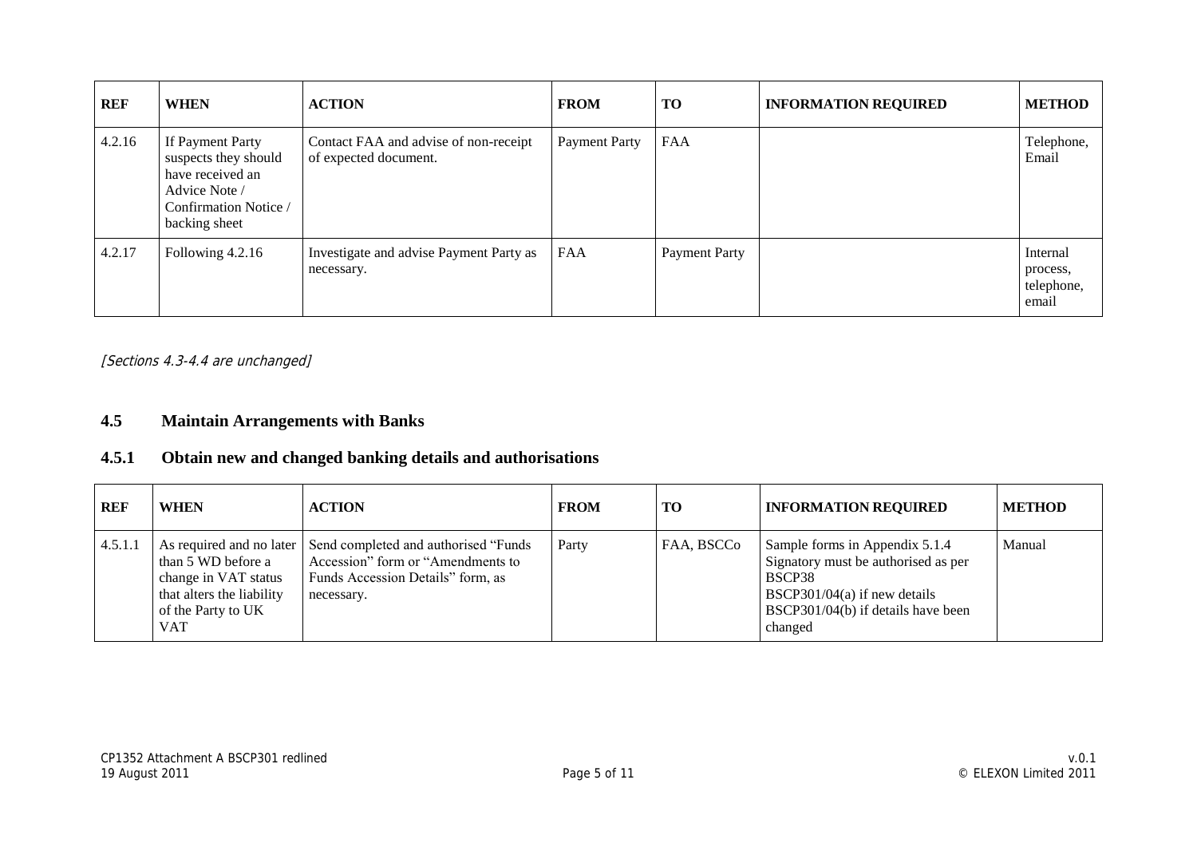| REF | WHEN | ACTION | FROM | TO | INFORMATION REQUIRED | METHOD |
|---|---|---|---|---|---|---|
| 4.2.16 | If Payment Party suspects they should have received an Advice Note / Confirmation Notice / backing sheet | Contact FAA and advise of non-receipt of expected document. | Payment Party | FAA | | Telephone, Email |
| 4.2.17 | Following 4.2.16 | Investigate and advise Payment Party as necessary. | FAA | Payment Party | | Internal process, telephone, email |

*[Sections 4.3-4.4 are unchanged]*

## 4.5 Maintain Arrangements with Banks

### 4.5.1 Obtain new and changed banking details and authorisations

| REF | WHEN | ACTION | FROM | TO | INFORMATION REQUIRED | METHOD |
|---|---|---|---|---|---|---|
| 4.5.1.1 | As required and no later than 5 WD before a change in VAT status that alters the liability of the Party to UK VAT | Send completed and authorised "Funds Accession" form or "Amendments to Funds Accession Details" form, as necessary. | Party | FAA, BSCCo | Sample forms in Appendix 5.1.4<br>Signatory must be authorised as per BSCP38<br>BSCP301/04(a) if new details<br>BSCP301/04(b) if details have been changed | Manual |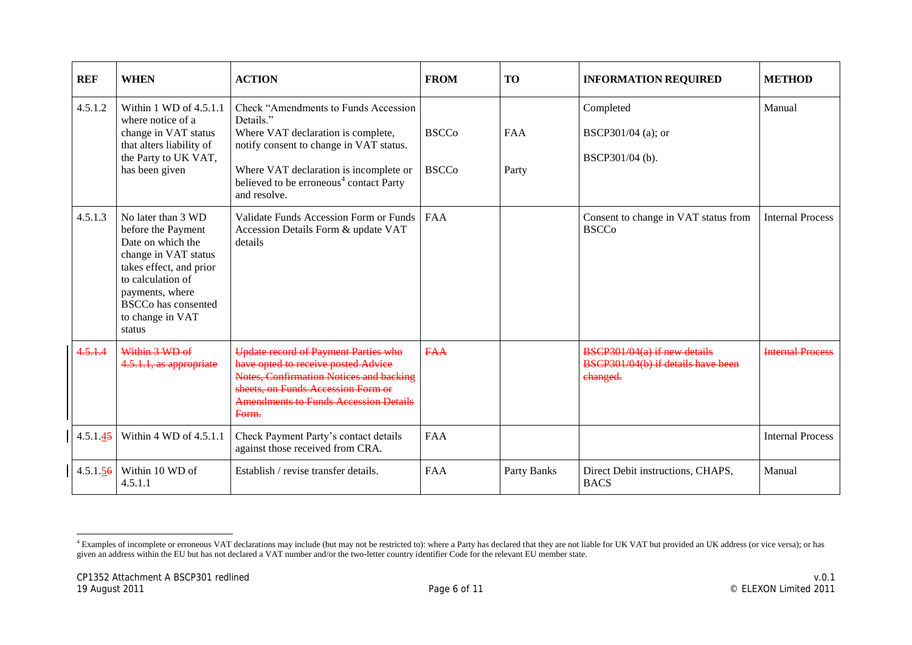| REF | WHEN | ACTION | FROM | TO | INFORMATION REQUIRED | METHOD |
|---|---|---|---|---|---|---|
| 4.5.1.2 | Within 1 WD of 4.5.1.1 where notice of a change in VAT status that alters liability of the Party to UK VAT, has been given | Check "Amendments to Funds Accession Details."<br>Where VAT declaration is complete, notify consent to change in VAT status.<br>Where VAT declaration is incomplete or believed to be erroneous[4] contact Party and resolve. | <br>BSCCo<br><br>BSCCo | <br>FAA<br><br>Party | Completed<br>BSCP301/04 (a); or<br>BSCP301/04 (b). | Manual |
| 4.5.1.3 | No later than 3 WD before the Payment Date on which the change in VAT status takes effect, and prior to calculation of payments, where BSCCo has consented to change in VAT status | Validate Funds Accession Form or Funds Accession Details Form & update VAT details | FAA | | Consent to change in VAT status from BSCCo | Internal Process |
| ~~4.5.1.4~~ | ~~Within 3 WD of 4.5.1.1, as appropriate~~ | ~~Update record of Payment Parties who have opted to receive posted Advice Notes, Confirmation Notices and backing sheets, on Funds Accession Form or Amendments to Funds Accession Details Form.~~ | ~~FAA~~ | | ~~BSCP301/04(a) if new details BSCP301/04(b) if details have been changed.~~ | ~~Internal Process~~ |
| 4.5.1.4~~5~~ | Within 4 WD of 4.5.1.1 | Check Payment Party's contact details against those received from CRA. | FAA | | | Internal Process |
| 4.5.1.5~~6~~ | Within 10 WD of 4.5.1.1 | Establish / revise transfer details. | FAA | Party Banks | Direct Debit instructions, CHAPS, BACS | Manual |

[4] Examples of incomplete or erroneous VAT declarations may include (but may not be restricted to): where a Party has declared that they are not liable for UK VAT but provided an UK address (or vice versa); or has given an address within the EU but has not declared a VAT number and/or the two-letter country identifier Code for the relevant EU member state.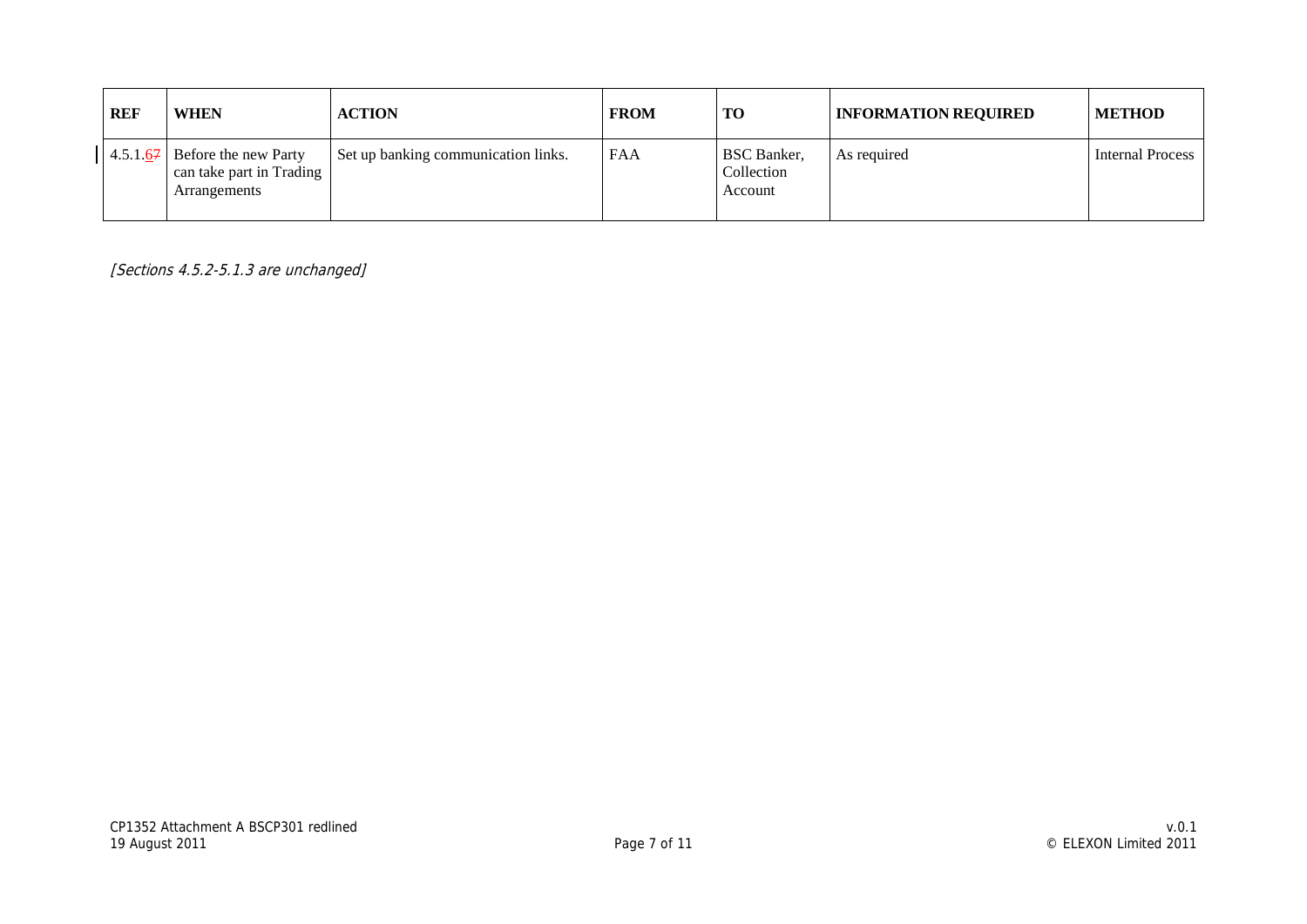| REF | WHEN | ACTION | FROM | TO | INFORMATION REQUIRED | METHOD |
|---|---|---|---|---|---|---|
| 4.5.1.~~7~~6 | Before the new Party can take part in Trading Arrangements | Set up banking communication links. | FAA | BSC Banker, Collection Account | As required | Internal Process |

*[Sections 4.5.2-5.1.3 are unchanged]*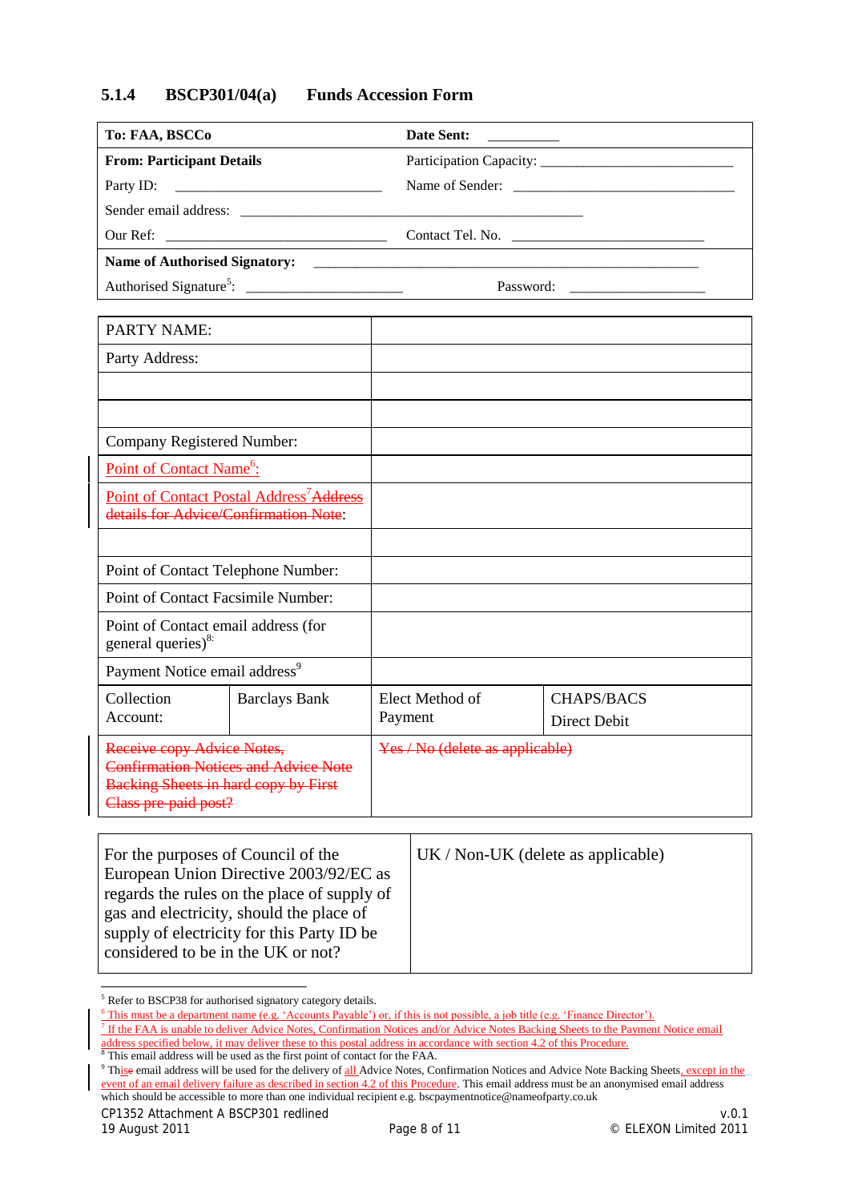### 5.1.4 BSCP301/04(a) Funds Accession Form

| To: FAA, BSCCo | Date Sent: __________ |
|---|---|
| **From: Participant Details** | Participation Capacity: ___________________________ |
| Party ID: ______________________________ | Name of Sender: _______________________________ |
| Sender email address: _________________________________________________ | |
| Our Ref: _______________________________ | Contact Tel. No. ___________________________ |
| **Name of Authorised Signatory:** _______________________________________________________ | |
| Authorised Signature[5]: ______________________ | Password: ___________________ |

| PARTY NAME: | | | |
|---|---|---|---|
| Party Address: | | | |
| | | | |
| | | | |
| Company Registered Number: | | | |
| Point of Contact Name[6]: | | | |
| Point of Contact Postal Address[7] ~~Address details for Advice/Confirmation Note~~: | | | |
| | | | |
| Point of Contact Telephone Number: | | | |
| Point of Contact Facsimile Number: | | | |
| Point of Contact email address (for general queries)[8]: | | | |
| Payment Notice email address[9] | | | |
| Collection Account: | Barclays Bank | Elect Method of Payment | CHAPS/BACS Direct Debit |
| ~~Receive copy Advice Notes, Confirmation Notices and Advice Note Backing Sheets in hard copy by First Class pre-paid post?~~ | | ~~Yes / No (delete as applicable)~~ | |

| For the purposes of Council of the European Union Directive 2003/92/EC as regards the rules on the place of supply of gas and electricity, should the place of supply of electricity for this Party ID be considered to be in the UK or not? | UK / Non-UK (delete as applicable) |
|---|---|

[5] Refer to BSCP38 for authorised signatory category details.

[6] This must be a department name (e.g. 'Accounts Payable') or, if this is not possible, a job title (e.g. 'Finance Director').

[7] If the FAA is unable to deliver Advice Notes, Confirmation Notices and/or Advice Notes Backing Sheets to the Payment Notice email address specified below, it may deliver these to this postal address in accordance with section 4.2 of this Procedure.

[8] This email address will be used as the first point of contact for the FAA.

[9] Th~~is~~e email address will be used for the delivery of all Advice Notes, Confirmation Notices and Advice Note Backing Sheets, except in the event of an email delivery failure as described in section 4.2 of this Procedure. This email address must be an anonymised email address which should be accessible to more than one individual recipient e.g. bscpaymentnotice@nameofparty.co.uk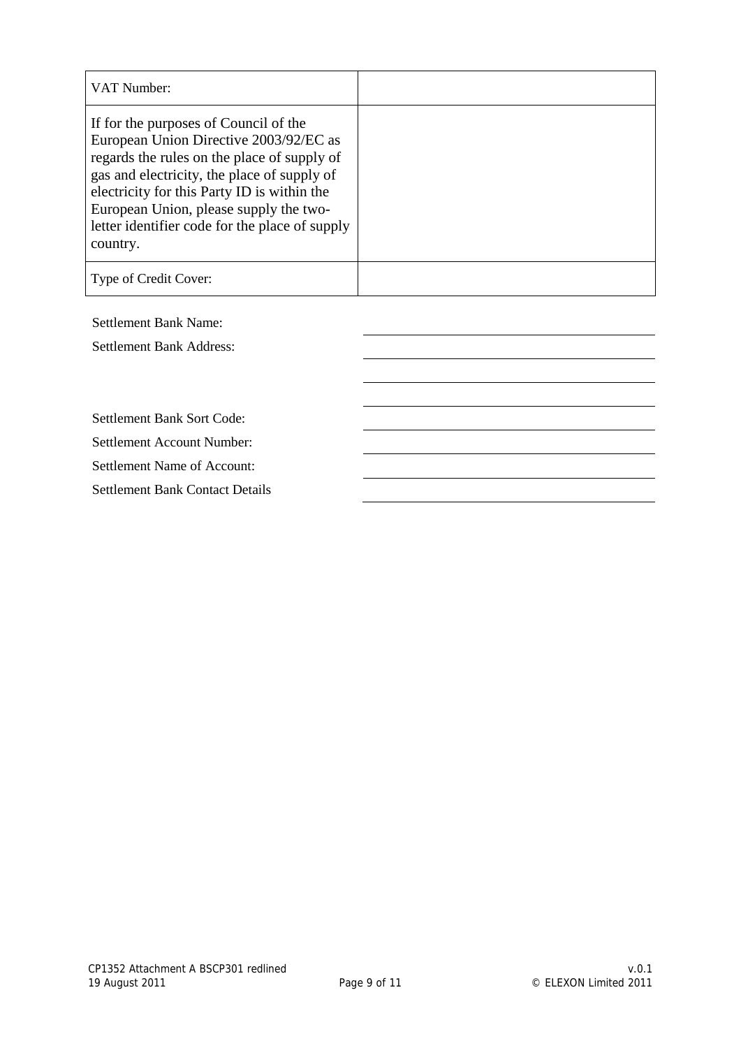| VAT Number: | |
|---|---|
| If for the purposes of Council of the European Union Directive 2003/92/EC as regards the rules on the place of supply of gas and electricity, the place of supply of electricity for this Party ID is within the European Union, please supply the two-letter identifier code for the place of supply country. | |
| Type of Credit Cover: | |

Settlement Bank Name: \_\_\_\_\_\_\_\_\_\_\_\_\_\_\_\_\_\_\_\_

Settlement Bank Address: \_\_\_\_\_\_\_\_\_\_\_\_\_\_\_\_\_\_\_\_

\_\_\_\_\_\_\_\_\_\_\_\_\_\_\_\_\_\_\_\_

\_\_\_\_\_\_\_\_\_\_\_\_\_\_\_\_\_\_\_\_

Settlement Bank Sort Code: \_\_\_\_\_\_\_\_\_\_\_\_\_\_\_\_\_\_\_\_

Settlement Account Number: \_\_\_\_\_\_\_\_\_\_\_\_\_\_\_\_\_\_\_\_

Settlement Name of Account: \_\_\_\_\_\_\_\_\_\_\_\_\_\_\_\_\_\_\_\_

Settlement Bank Contact Details \_\_\_\_\_\_\_\_\_\_\_\_\_\_\_\_\_\_\_\_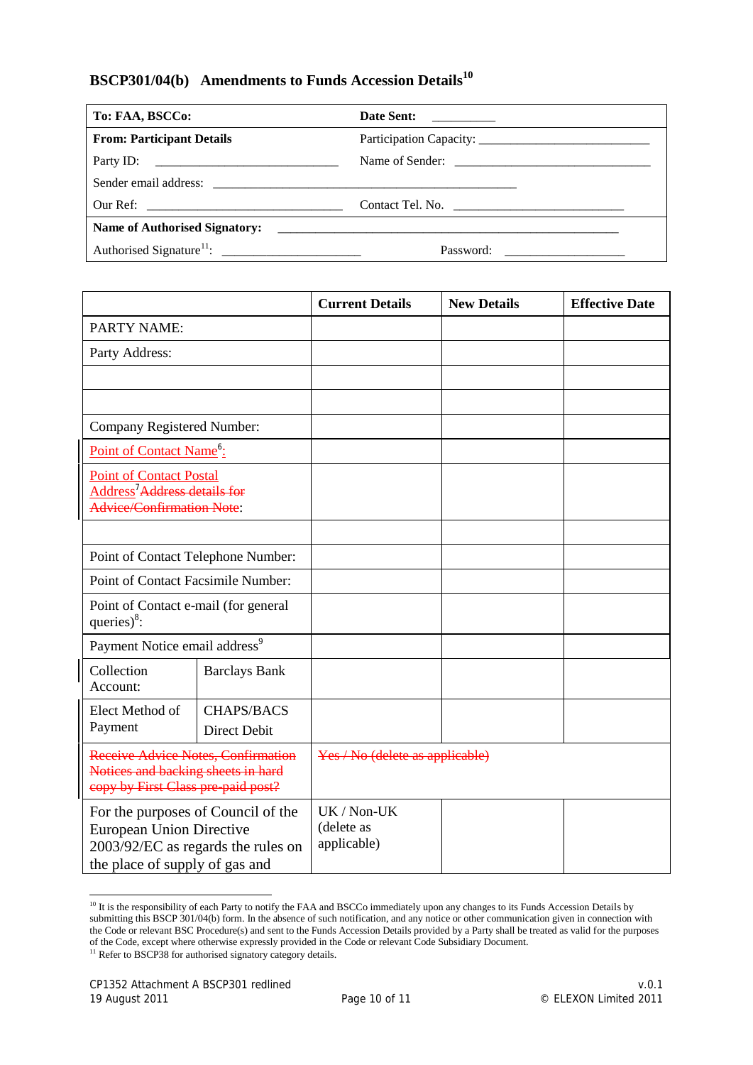## BSCP301/04(b) Amendments to Funds Accession Details[10]

| To: FAA, BSCCo: | Date Sent: __________ |
|---|---|
| **From: Participant Details** | Participation Capacity: __________________________ |
| Party ID: ____________________________ | Name of Sender: ______________________________ |
| Sender email address: ______________________________________________ | |
| Our Ref: ________________________________ | Contact Tel. No. ___________________________ |
| **Name of Authorised Signatory:** ________________________________________________________ | |
| Authorised Signature[11]: ______________________ | Password: ___________________ |

| | | Current Details | New Details | Effective Date |
|---|---|---|---|---|
| PARTY NAME: | | | | |
| Party Address: | | | | |
| | | | | |
| | | | | |
| Company Registered Number: | | | | |
| Point of Contact Name[6]: | | | | |
| Point of Contact Postal Address[7] ~~Address details for Advice/Confirmation Note~~: | | | | |
| | | | | |
| Point of Contact Telephone Number: | | | | |
| Point of Contact Facsimile Number: | | | | |
| Point of Contact e-mail (for general queries)[8]: | | | | |
| Payment Notice email address[9] | | | | |
| Collection Account: | Barclays Bank | | | |
| Elect Method of Payment | CHAPS/BACS Direct Debit | | | |
| ~~Receive Advice Notes, Confirmation Notices and backing sheets in hard copy by First Class pre-paid post?~~ | | ~~Yes / No (delete as applicable)~~ | | |
| For the purposes of Council of the European Union Directive 2003/92/EC as regards the rules on the place of supply of gas and | | UK / Non-UK (delete as applicable) | | |

[10] It is the responsibility of each Party to notify the FAA and BSCCo immediately upon any changes to its Funds Accession Details by submitting this BSCP 301/04(b) form. In the absence of such notification, and any notice or other communication given in connection with the Code or relevant BSC Procedure(s) and sent to the Funds Accession Details provided by a Party shall be treated as valid for the purposes of the Code, except where otherwise expressly provided in the Code or relevant Code Subsidiary Document.

[11] Refer to BSCP38 for authorised signatory category details.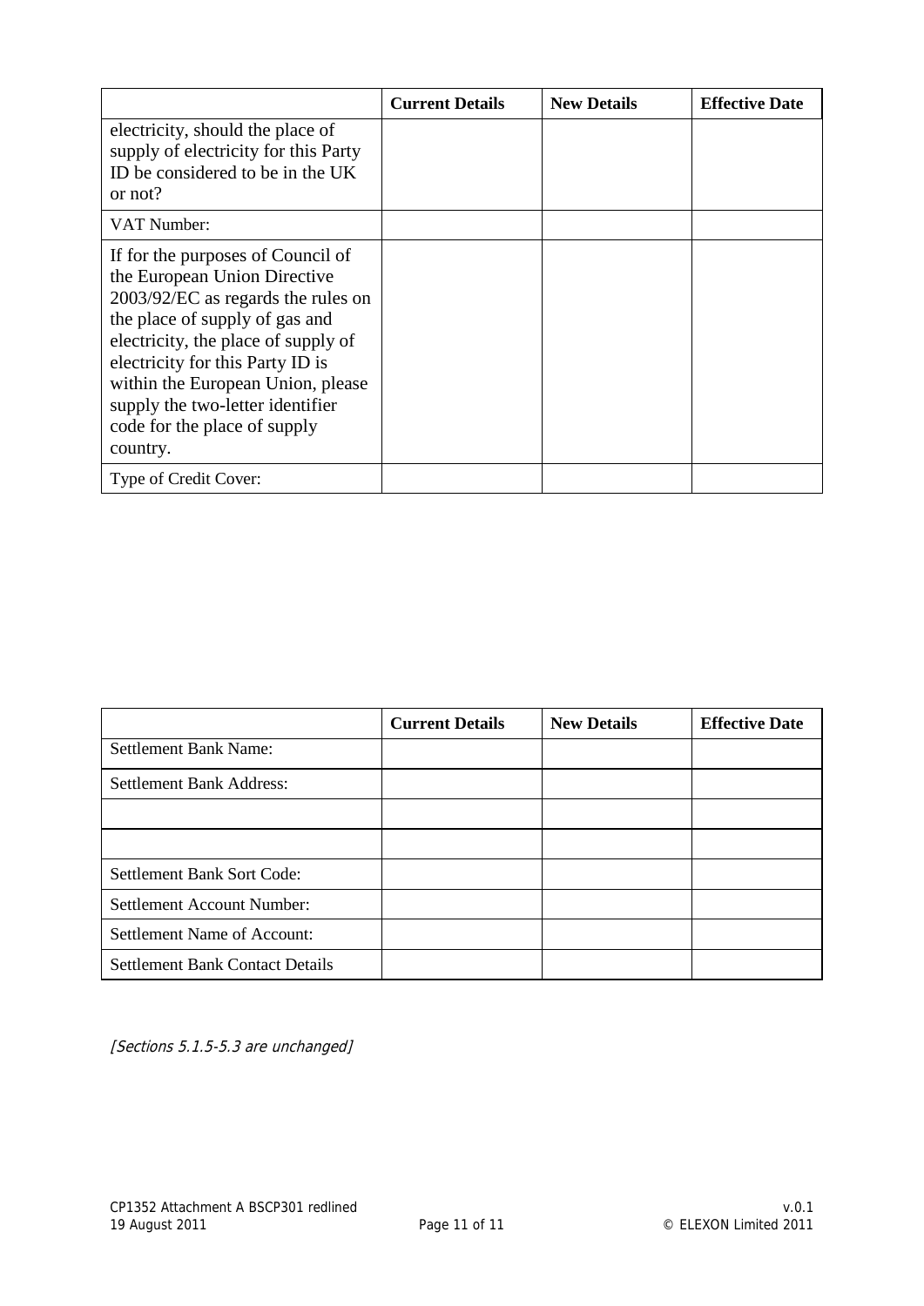| | Current Details | New Details | Effective Date |
|---|---|---|---|
| electricity, should the place of supply of electricity for this Party ID be considered to be in the UK or not? | | | |
| VAT Number: | | | |
| If for the purposes of Council of the European Union Directive 2003/92/EC as regards the rules on the place of supply of gas and electricity, the place of supply of electricity for this Party ID is within the European Union, please supply the two-letter identifier code for the place of supply country. | | | |
| Type of Credit Cover: | | | |

| | Current Details | New Details | Effective Date |
|---|---|---|---|
| Settlement Bank Name: | | | |
| Settlement Bank Address: | | | |
| | | | |
| | | | |
| Settlement Bank Sort Code: | | | |
| Settlement Account Number: | | | |
| Settlement Name of Account: | | | |
| Settlement Bank Contact Details | | | |

*[Sections 5.1.5-5.3 are unchanged]*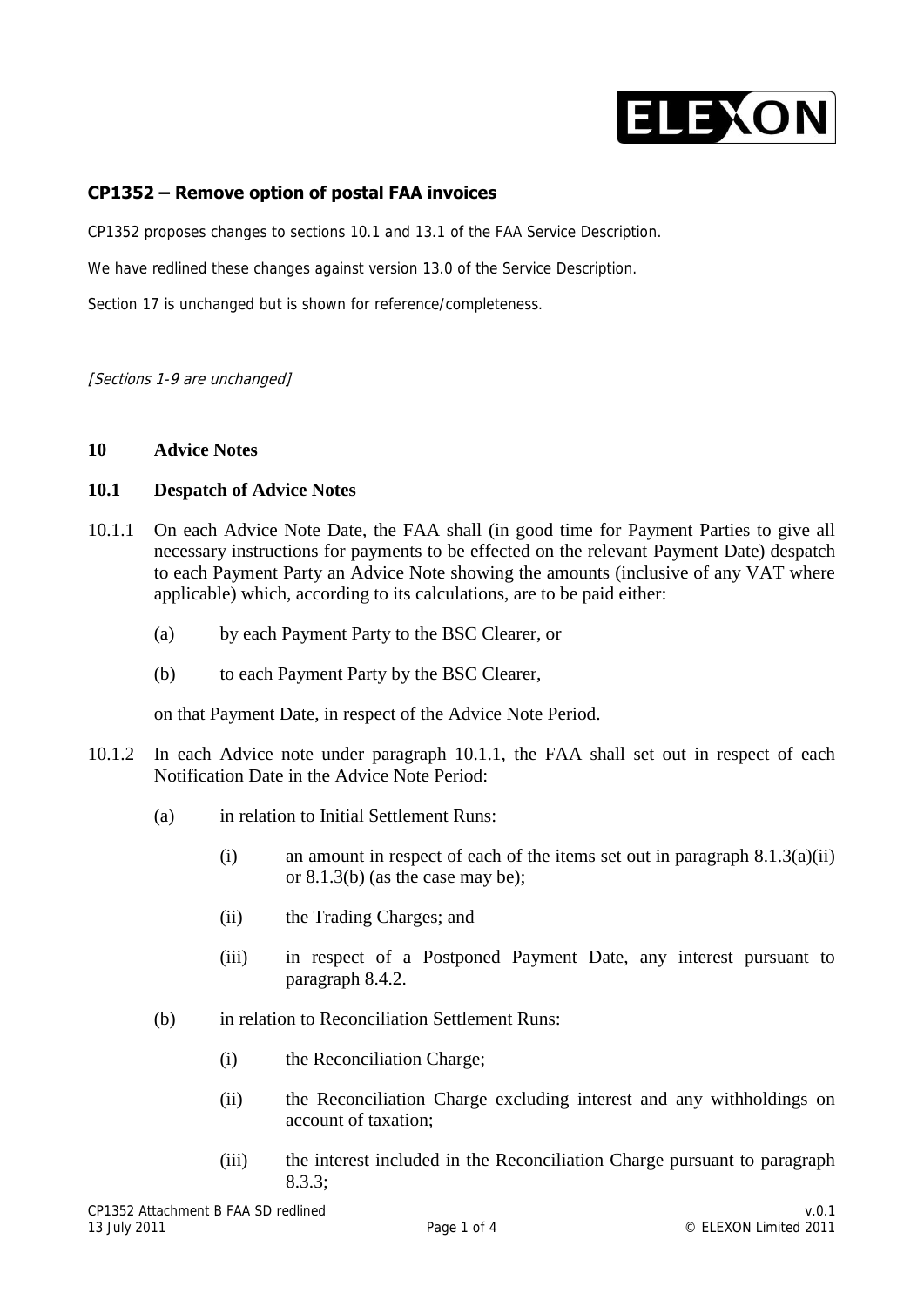## CP1352 – Remove option of postal FAA invoices

CP1352 proposes changes to sections 10.1 and 13.1 of the FAA Service Description.

We have redlined these changes against version 13.0 of the Service Description.

Section 17 is unchanged but is shown for reference/completeness.

*[Sections 1-9 are unchanged]*

## 10 Advice Notes

### 10.1 Despatch of Advice Notes

10.1.1 On each Advice Note Date, the FAA shall (in good time for Payment Parties to give all necessary instructions for payments to be effected on the relevant Payment Date) despatch to each Payment Party an Advice Note showing the amounts (inclusive of any VAT where applicable) which, according to its calculations, are to be paid either:

(a) by each Payment Party to the BSC Clearer, or

(b) to each Payment Party by the BSC Clearer,

on that Payment Date, in respect of the Advice Note Period.

10.1.2 In each Advice note under paragraph 10.1.1, the FAA shall set out in respect of each Notification Date in the Advice Note Period:

(a) in relation to Initial Settlement Runs:

(i) an amount in respect of each of the items set out in paragraph 8.1.3(a)(ii) or 8.1.3(b) (as the case may be);

(ii) the Trading Charges; and

(iii) in respect of a Postponed Payment Date, any interest pursuant to paragraph 8.4.2.

(b) in relation to Reconciliation Settlement Runs:

(i) the Reconciliation Charge;

(ii) the Reconciliation Charge excluding interest and any withholdings on account of taxation;

(iii) the interest included in the Reconciliation Charge pursuant to paragraph 8.3.3;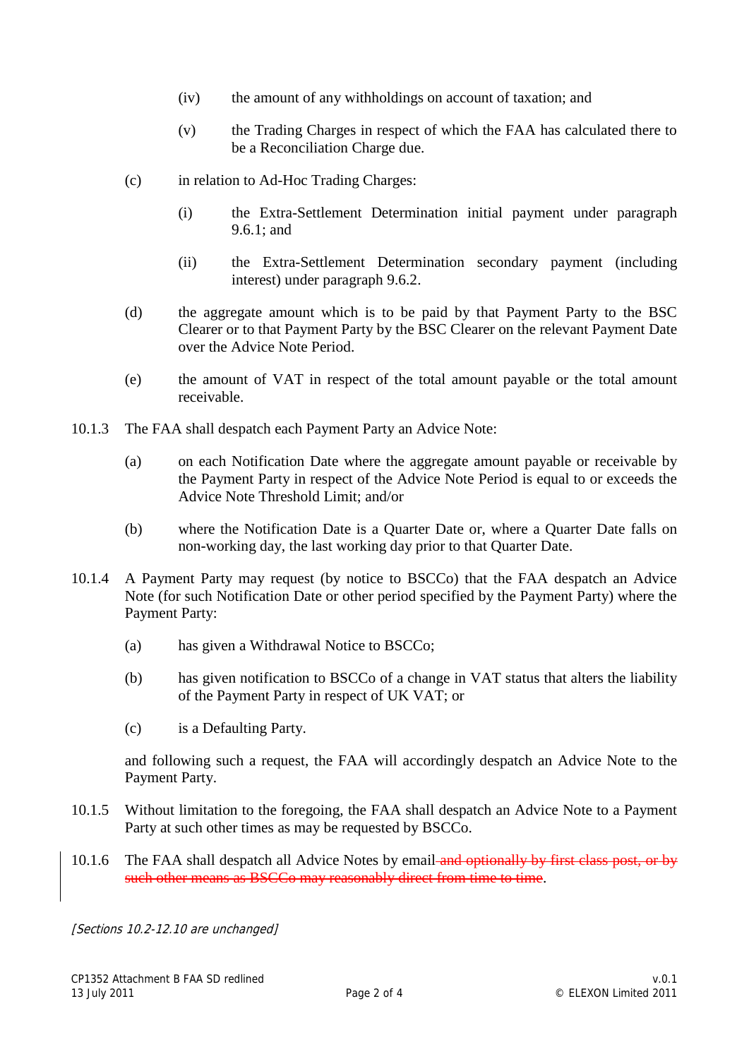(iv) the amount of any withholdings on account of taxation; and

(v) the Trading Charges in respect of which the FAA has calculated there to be a Reconciliation Charge due.

(c) in relation to Ad-Hoc Trading Charges:

(i) the Extra-Settlement Determination initial payment under paragraph 9.6.1; and

(ii) the Extra-Settlement Determination secondary payment (including interest) under paragraph 9.6.2.

(d) the aggregate amount which is to be paid by that Payment Party to the BSC Clearer or to that Payment Party by the BSC Clearer on the relevant Payment Date over the Advice Note Period.

(e) the amount of VAT in respect of the total amount payable or the total amount receivable.

10.1.3 The FAA shall despatch each Payment Party an Advice Note:

(a) on each Notification Date where the aggregate amount payable or receivable by the Payment Party in respect of the Advice Note Period is equal to or exceeds the Advice Note Threshold Limit; and/or

(b) where the Notification Date is a Quarter Date or, where a Quarter Date falls on non-working day, the last working day prior to that Quarter Date.

10.1.4 A Payment Party may request (by notice to BSCCo) that the FAA despatch an Advice Note (for such Notification Date or other period specified by the Payment Party) where the Payment Party:

(a) has given a Withdrawal Notice to BSCCo;

(b) has given notification to BSCCo of a change in VAT status that alters the liability of the Payment Party in respect of UK VAT; or

(c) is a Defaulting Party.

and following such a request, the FAA will accordingly despatch an Advice Note to the Payment Party.

10.1.5 Without limitation to the foregoing, the FAA shall despatch an Advice Note to a Payment Party at such other times as may be requested by BSCCo.

10.1.6 The FAA shall despatch all Advice Notes by email~~ and optionally by first class post, or by such other means as BSCCo may reasonably direct from time to time~~.

*[Sections 10.2-12.10 are unchanged]*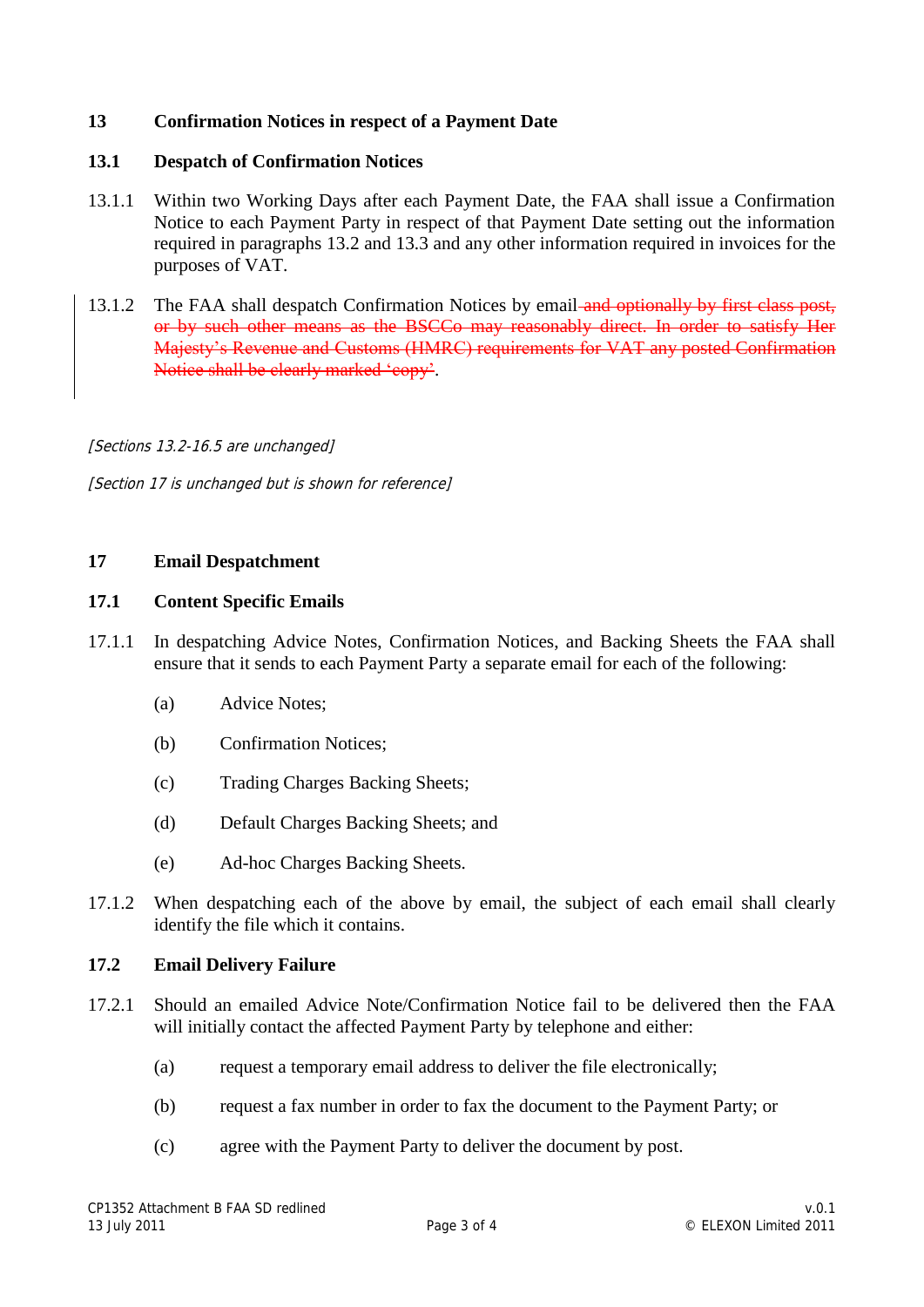## 13 Confirmation Notices in respect of a Payment Date

### 13.1 Despatch of Confirmation Notices

13.1.1 Within two Working Days after each Payment Date, the FAA shall issue a Confirmation Notice to each Payment Party in respect of that Payment Date setting out the information required in paragraphs 13.2 and 13.3 and any other information required in invoices for the purposes of VAT.

13.1.2 The FAA shall despatch Confirmation Notices by email ~~and optionally by first class post, or by such other means as the BSCCo may reasonably direct. In order to satisfy Her Majesty's Revenue and Customs (HMRC) requirements for VAT any posted Confirmation Notice shall be clearly marked 'copy'~~.

*[Sections 13.2-16.5 are unchanged]*

*[Section 17 is unchanged but is shown for reference]*

## 17 Email Despatchment

### 17.1 Content Specific Emails

17.1.1 In despatching Advice Notes, Confirmation Notices, and Backing Sheets the FAA shall ensure that it sends to each Payment Party a separate email for each of the following:

(a) Advice Notes;

(b) Confirmation Notices;

(c) Trading Charges Backing Sheets;

(d) Default Charges Backing Sheets; and

(e) Ad-hoc Charges Backing Sheets.

17.1.2 When despatching each of the above by email, the subject of each email shall clearly identify the file which it contains.

### 17.2 Email Delivery Failure

17.2.1 Should an emailed Advice Note/Confirmation Notice fail to be delivered then the FAA will initially contact the affected Payment Party by telephone and either:

(a) request a temporary email address to deliver the file electronically;

(b) request a fax number in order to fax the document to the Payment Party; or

(c) agree with the Payment Party to deliver the document by post.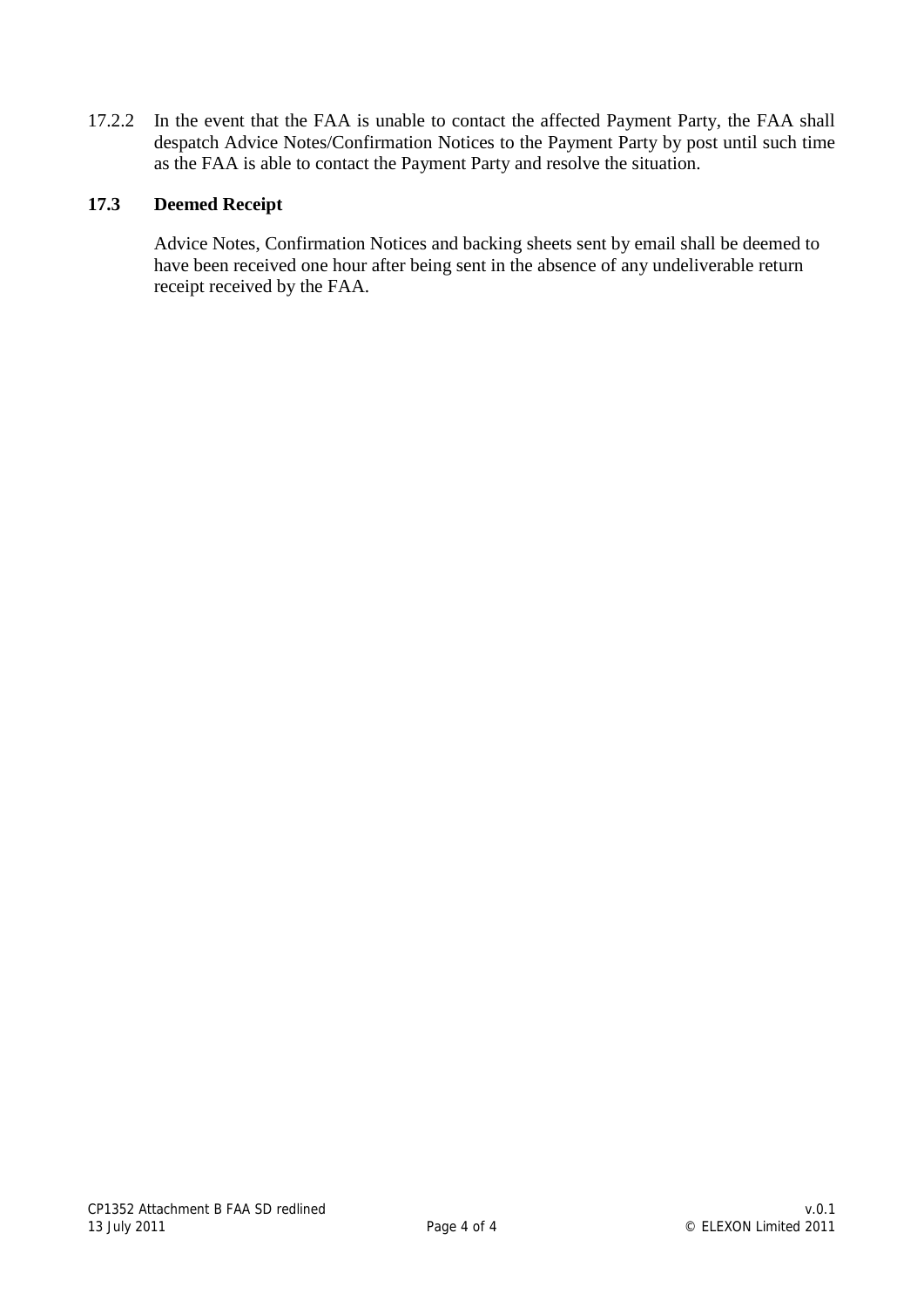17.2.2 In the event that the FAA is unable to contact the affected Payment Party, the FAA shall despatch Advice Notes/Confirmation Notices to the Payment Party by post until such time as the FAA is able to contact the Payment Party and resolve the situation.

### 17.3 Deemed Receipt

Advice Notes, Confirmation Notices and backing sheets sent by email shall be deemed to have been received one hour after being sent in the absence of any undeliverable return receipt received by the FAA.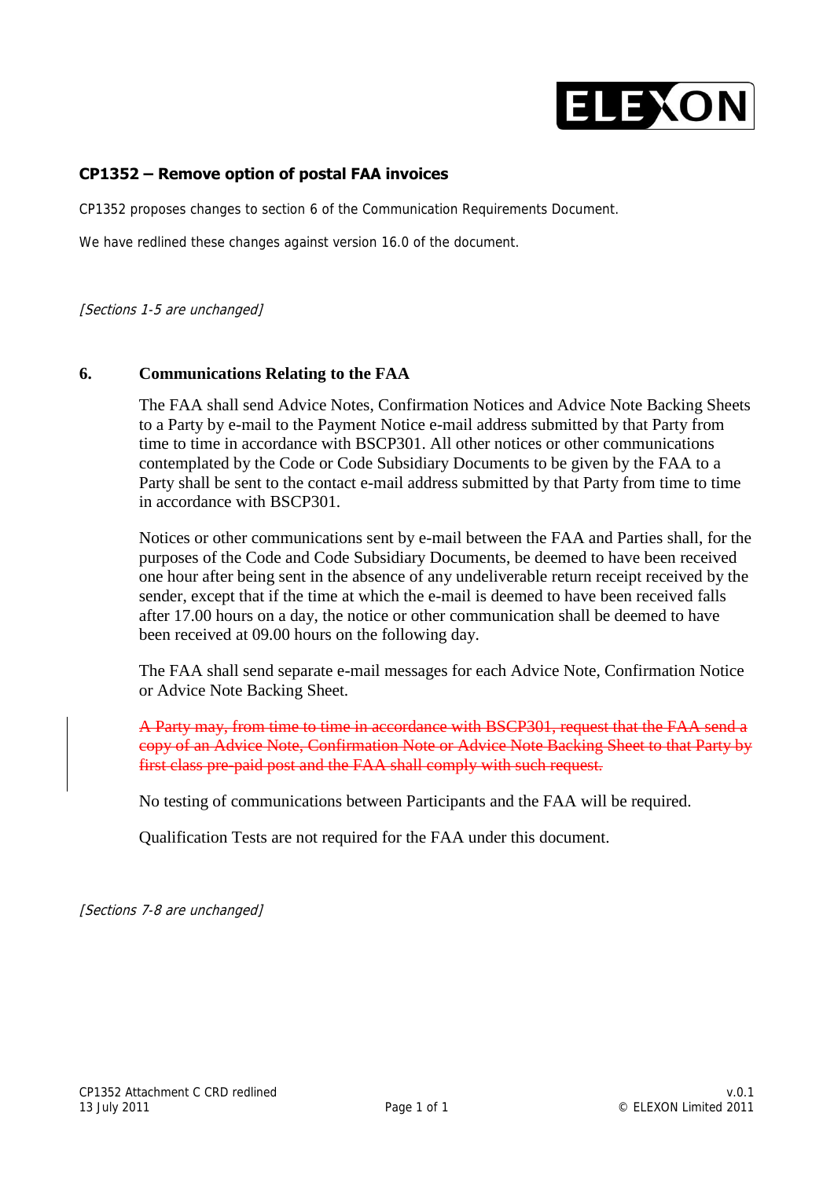## CP1352 – Remove option of postal FAA invoices

CP1352 proposes changes to section 6 of the Communication Requirements Document.

We have redlined these changes against version 16.0 of the document.

*[Sections 1-5 are unchanged]*

### 6. Communications Relating to the FAA

The FAA shall send Advice Notes, Confirmation Notices and Advice Note Backing Sheets to a Party by e-mail to the Payment Notice e-mail address submitted by that Party from time to time in accordance with BSCP301. All other notices or other communications contemplated by the Code or Code Subsidiary Documents to be given by the FAA to a Party shall be sent to the contact e-mail address submitted by that Party from time to time in accordance with BSCP301.

Notices or other communications sent by e-mail between the FAA and Parties shall, for the purposes of the Code and Code Subsidiary Documents, be deemed to have been received one hour after being sent in the absence of any undeliverable return receipt received by the sender, except that if the time at which the e-mail is deemed to have been received falls after 17.00 hours on a day, the notice or other communication shall be deemed to have been received at 09.00 hours on the following day.

The FAA shall send separate e-mail messages for each Advice Note, Confirmation Notice or Advice Note Backing Sheet.

~~A Party may, from time to time in accordance with BSCP301, request that the FAA send a copy of an Advice Note, Confirmation Note or Advice Note Backing Sheet to that Party by first class pre-paid post and the FAA shall comply with such request.~~

No testing of communications between Participants and the FAA will be required.

Qualification Tests are not required for the FAA under this document.

*[Sections 7-8 are unchanged]*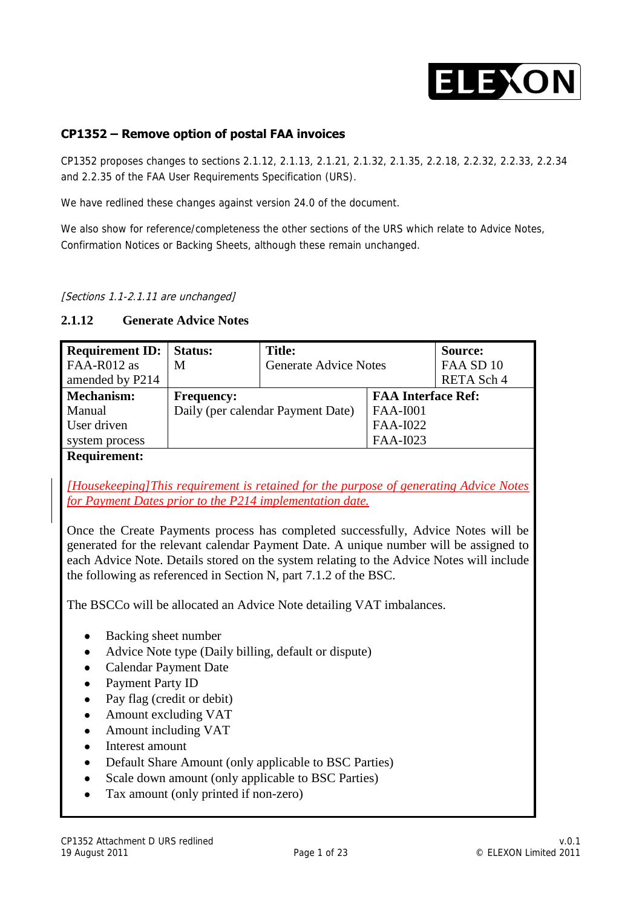## CP1352 – Remove option of postal FAA invoices

CP1352 proposes changes to sections 2.1.12, 2.1.13, 2.1.21, 2.1.32, 2.1.35, 2.2.18, 2.2.32, 2.2.33, 2.2.34 and 2.2.35 of the FAA User Requirements Specification (URS).

We have redlined these changes against version 24.0 of the document.

We also show for reference/completeness the other sections of the URS which relate to Advice Notes, Confirmation Notices or Backing Sheets, although these remain unchanged.

*[Sections 1.1-2.1.11 are unchanged]*

### 2.1.12 Generate Advice Notes

| **Requirement ID:** FAA-R012 as amended by P214 | **Status:** M | **Title:** Generate Advice Notes | **Source:** FAA SD 10 RETA Sch 4 |
|---|---|---|---|
| **Mechanism:** Manual User driven system process | **Frequency:** Daily (per calendar Payment Date) | | **FAA Interface Ref:** FAA-I001 FAA-I022 FAA-I023 |

**Requirement:**

*[Housekeeping]This requirement is retained for the purpose of generating Advice Notes for Payment Dates prior to the P214 implementation date.*

Once the Create Payments process has completed successfully, Advice Notes will be generated for the relevant calendar Payment Date. A unique number will be assigned to each Advice Note. Details stored on the system relating to the Advice Notes will include the following as referenced in Section N, part 7.1.2 of the BSC.

The BSCCo will be allocated an Advice Note detailing VAT imbalances.

- Backing sheet number
- Advice Note type (Daily billing, default or dispute)
- Calendar Payment Date
- Payment Party ID
- Pay flag (credit or debit)
- Amount excluding VAT
- Amount including VAT
- Interest amount
- Default Share Amount (only applicable to BSC Parties)
- Scale down amount (only applicable to BSC Parties)
- Tax amount (only printed if non-zero)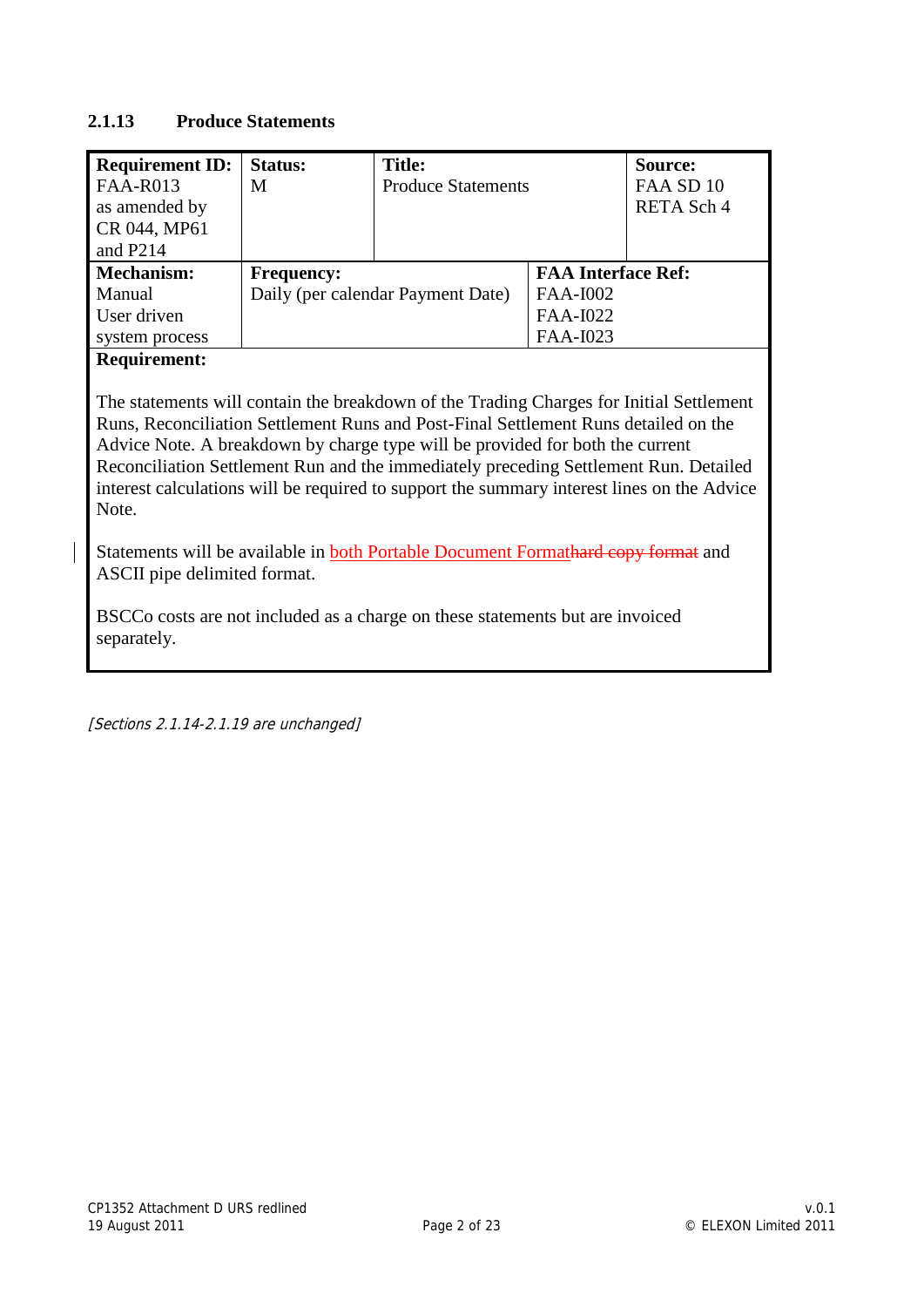### 2.1.13 Produce Statements

| Requirement ID: FAA-R013 as amended by CR 044, MP61 and P214 | Status: M | Title: Produce Statements | Source: FAA SD 10 RETA Sch 4 |
|---|---|---|---|
| **Mechanism:** Manual User driven system process | **Frequency:** Daily (per calendar Payment Date) | **FAA Interface Ref:** FAA-I002 FAA-I022 FAA-I023 | |

**Requirement:**

The statements will contain the breakdown of the Trading Charges for Initial Settlement Runs, Reconciliation Settlement Runs and Post-Final Settlement Runs detailed on the Advice Note. A breakdown by charge type will be provided for both the current Reconciliation Settlement Run and the immediately preceding Settlement Run. Detailed interest calculations will be required to support the summary interest lines on the Advice Note.

Statements will be available in both Portable Document Format~~hard copy format~~ and ASCII pipe delimited format.

BSCCo costs are not included as a charge on these statements but are invoiced separately.

*[Sections 2.1.14-2.1.19 are unchanged]*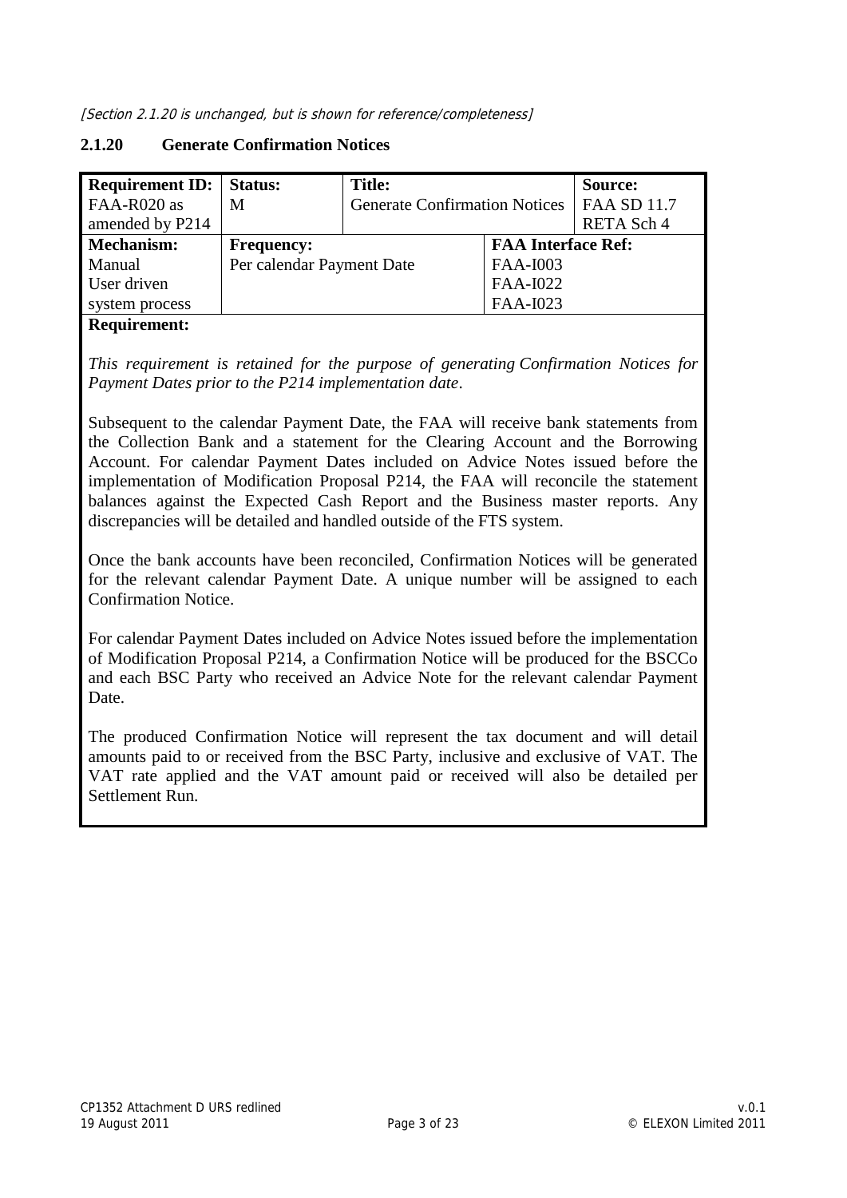*[Section 2.1.20 is unchanged, but is shown for reference/completeness]*

### 2.1.20 Generate Confirmation Notices

| **Requirement ID:** | **Status:** | **Title:** | | **Source:** |
|---|---|---|---|---|
| FAA-R020 as amended by P214 | M | Generate Confirmation Notices | | FAA SD 11.7 RETA Sch 4 |
| **Mechanism:** | **Frequency:** | | **FAA Interface Ref:** | |
| Manual User driven system process | Per calendar Payment Date | | FAA-I003 FAA-I022 FAA-I023 | |

**Requirement:**

*This requirement is retained for the purpose of generating Confirmation Notices for Payment Dates prior to the P214 implementation date*.

Subsequent to the calendar Payment Date, the FAA will receive bank statements from the Collection Bank and a statement for the Clearing Account and the Borrowing Account. For calendar Payment Dates included on Advice Notes issued before the implementation of Modification Proposal P214, the FAA will reconcile the statement balances against the Expected Cash Report and the Business master reports. Any discrepancies will be detailed and handled outside of the FTS system.

Once the bank accounts have been reconciled, Confirmation Notices will be generated for the relevant calendar Payment Date. A unique number will be assigned to each Confirmation Notice.

For calendar Payment Dates included on Advice Notes issued before the implementation of Modification Proposal P214, a Confirmation Notice will be produced for the BSCCo and each BSC Party who received an Advice Note for the relevant calendar Payment Date.

The produced Confirmation Notice will represent the tax document and will detail amounts paid to or received from the BSC Party, inclusive and exclusive of VAT. The VAT rate applied and the VAT amount paid or received will also be detailed per Settlement Run.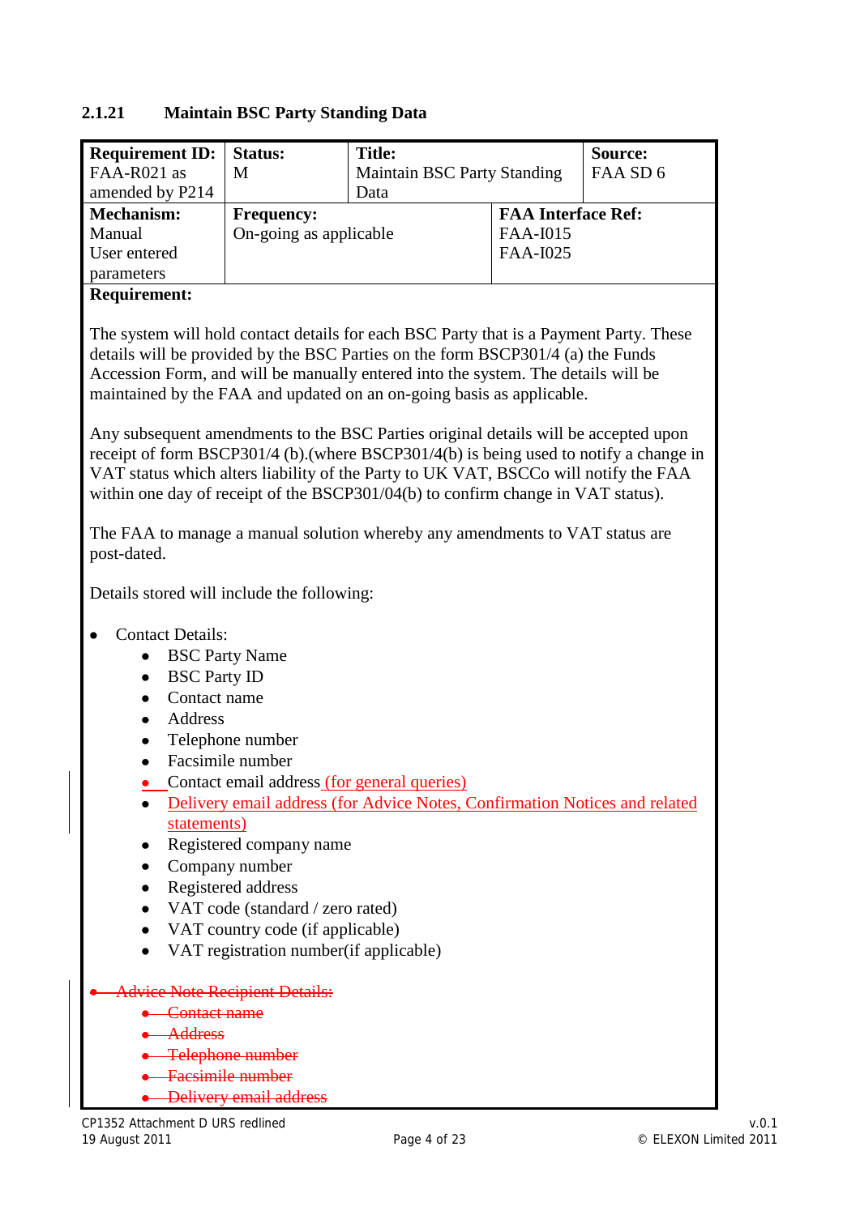### 2.1.21 Maintain BSC Party Standing Data

| Requirement ID: FAA-R021 as amended by P214 | Status: M | Title: Maintain BSC Party Standing Data | Source: FAA SD 6 |
|---|---|---|---|
| **Mechanism:** Manual User entered parameters | **Frequency:** On-going as applicable | **FAA Interface Ref:** FAA-I015 FAA-I025 | |

**Requirement:**

The system will hold contact details for each BSC Party that is a Payment Party. These details will be provided by the BSC Parties on the form BSCP301/4 (a) the Funds Accession Form, and will be manually entered into the system. The details will be maintained by the FAA and updated on an on-going basis as applicable.

Any subsequent amendments to the BSC Parties original details will be accepted upon receipt of form BSCP301/4 (b).(where BSCP301/4(b) is being used to notify a change in VAT status which alters liability of the Party to UK VAT, BSCCo will notify the FAA within one day of receipt of the BSCP301/04(b) to confirm change in VAT status).

The FAA to manage a manual solution whereby any amendments to VAT status are post-dated.

Details stored will include the following:

- Contact Details:
  - BSC Party Name
  - BSC Party ID
  - Contact name
  - Address
  - Telephone number
  - Facsimile number
  - Contact email address (for general queries)
  - Delivery email address (for Advice Notes, Confirmation Notices and related statements)
  - Registered company name
  - Company number
  - Registered address
  - VAT code (standard / zero rated)
  - VAT country code (if applicable)
  - VAT registration number(if applicable)

- ~~Advice Note Recipient Details:~~
  - ~~Contact name~~
  - ~~Address~~
  - ~~Telephone number~~
  - ~~Facsimile number~~
  - ~~Delivery email address~~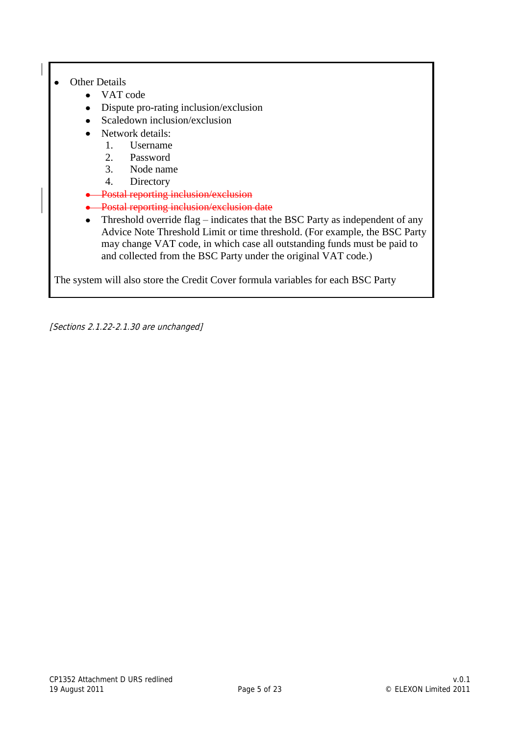- Other Details
  - VAT code
  - Dispute pro-rating inclusion/exclusion
  - Scaledown inclusion/exclusion
  - Network details:
    1. Username
    2. Password
    3. Node name
    4. Directory
  - ~~Postal reporting inclusion/exclusion~~
  - ~~Postal reporting inclusion/exclusion date~~
  - Threshold override flag – indicates that the BSC Party as independent of any Advice Note Threshold Limit or time threshold. (For example, the BSC Party may change VAT code, in which case all outstanding funds must be paid to and collected from the BSC Party under the original VAT code.)

The system will also store the Credit Cover formula variables for each BSC Party

*[Sections 2.1.22-2.1.30 are unchanged]*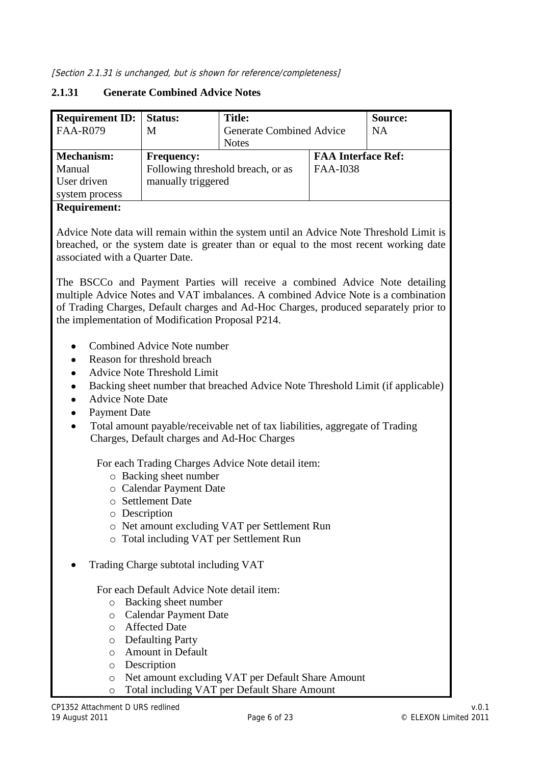*[Section 2.1.31 is unchanged, but is shown for reference/completeness]*

### 2.1.31 Generate Combined Advice Notes

| **Requirement ID:** FAA-R079 | **Status:** M | **Title:** Generate Combined Advice Notes | | **Source:** NA |
|---|---|---|---|---|
| **Mechanism:** Manual User driven system process | **Frequency:** Following threshold breach, or as manually triggered | | **FAA Interface Ref:** FAA-I038 | |

**Requirement:**

Advice Note data will remain within the system until an Advice Note Threshold Limit is breached, or the system date is greater than or equal to the most recent working date associated with a Quarter Date.

The BSCCo and Payment Parties will receive a combined Advice Note detailing multiple Advice Notes and VAT imbalances. A combined Advice Note is a combination of Trading Charges, Default charges and Ad-Hoc Charges, produced separately prior to the implementation of Modification Proposal P214.

- Combined Advice Note number
- Reason for threshold breach
- Advice Note Threshold Limit
- Backing sheet number that breached Advice Note Threshold Limit (if applicable)
- Advice Note Date
- Payment Date
- Total amount payable/receivable net of tax liabilities, aggregate of Trading Charges, Default charges and Ad-Hoc Charges

  For each Trading Charges Advice Note detail item:
  - Backing sheet number
  - Calendar Payment Date
  - Settlement Date
  - Description
  - Net amount excluding VAT per Settlement Run
  - Total including VAT per Settlement Run

- Trading Charge subtotal including VAT

  For each Default Advice Note detail item:
  - Backing sheet number
  - Calendar Payment Date
  - Affected Date
  - Defaulting Party
  - Amount in Default
  - Description
  - Net amount excluding VAT per Default Share Amount
  - Total including VAT per Default Share Amount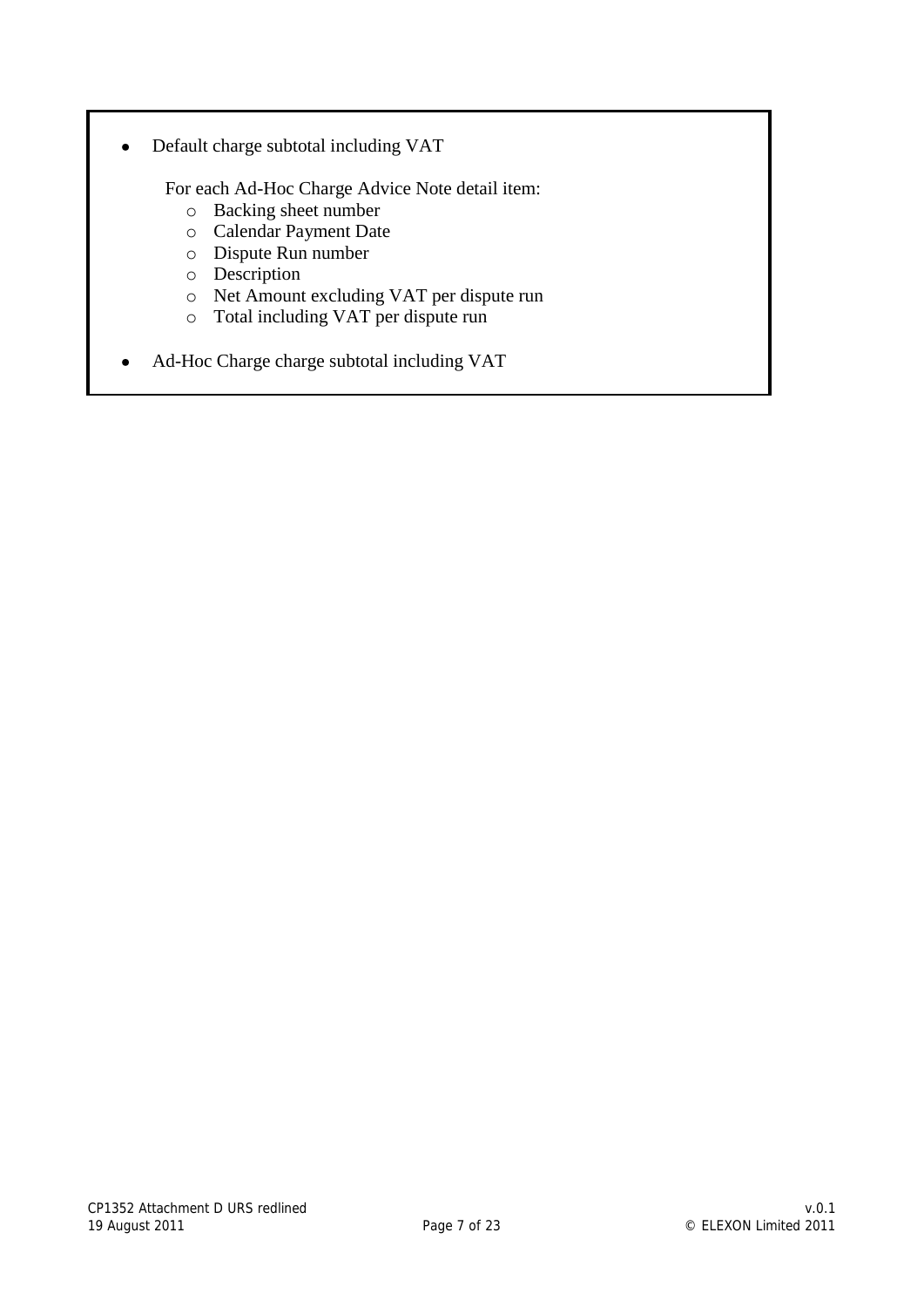- Default charge subtotal including VAT

  For each Ad-Hoc Charge Advice Note detail item:
  - Backing sheet number
  - Calendar Payment Date
  - Dispute Run number
  - Description
  - Net Amount excluding VAT per dispute run
  - Total including VAT per dispute run

- Ad-Hoc Charge charge subtotal including VAT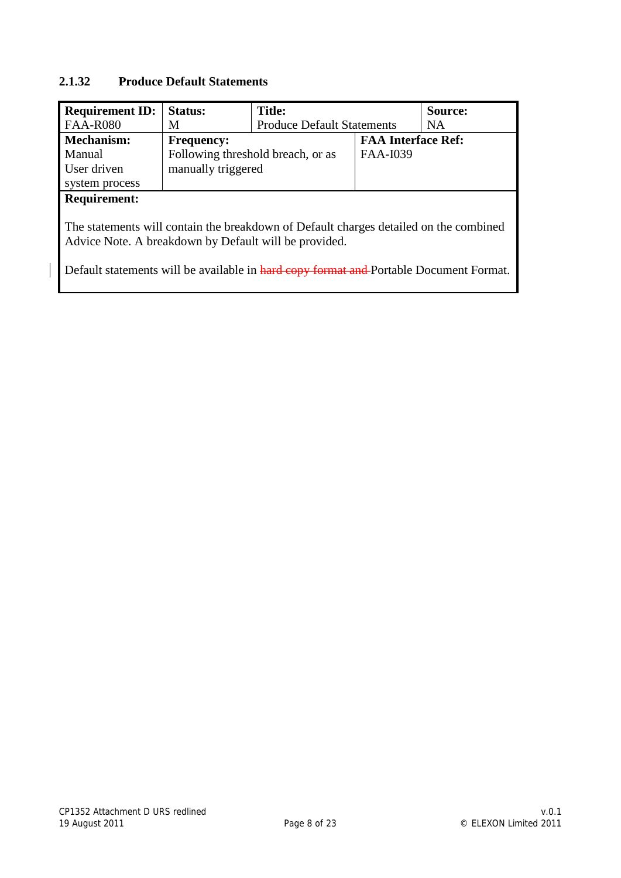### 2.1.32 Produce Default Statements

| **Requirement ID:** FAA-R080 | **Status:** M | **Title:** Produce Default Statements | | **Source:** NA |
|---|---|---|---|---|
| **Mechanism:** Manual User driven system process | **Frequency:** Following threshold breach, or as manually triggered | | **FAA Interface Ref:** FAA-I039 | |
| **Requirement:** | | | | |
| The statements will contain the breakdown of Default charges detailed on the combined Advice Note. A breakdown by Default will be provided. | | | | |
| Default statements will be available in ~~hard copy format and~~ Portable Document Format. | | | | |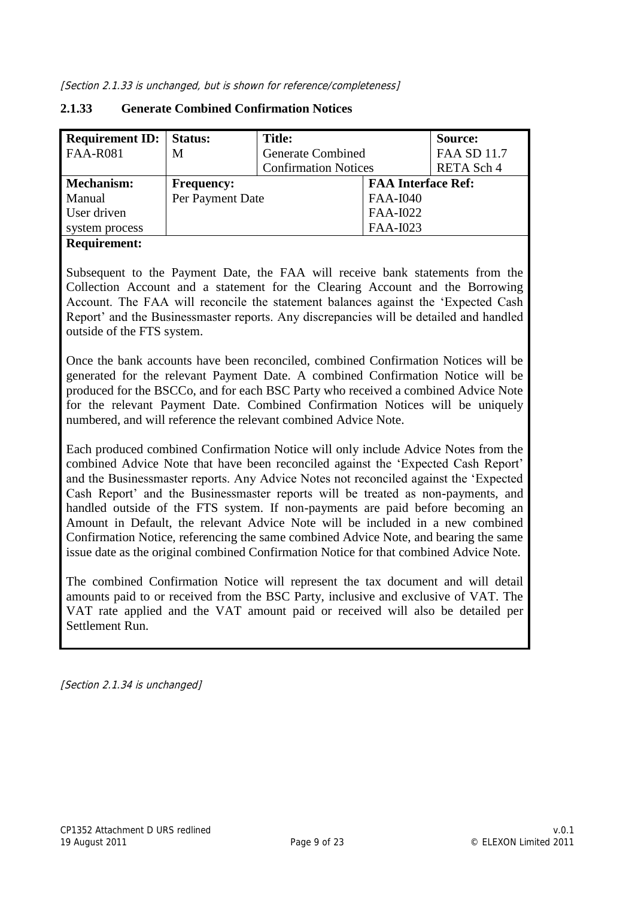*[Section 2.1.33 is unchanged, but is shown for reference/completeness]*

### 2.1.33 Generate Combined Confirmation Notices

| Requirement ID: | Status: | Title: | | Source: |
|---|---|---|---|---|
| FAA-R081 | M | Generate Combined Confirmation Notices | | FAA SD 11.7<br>RETA Sch 4 |
| **Mechanism:** | **Frequency:** | | **FAA Interface Ref:** | |
| Manual<br>User driven system process | Per Payment Date | | FAA-I040<br>FAA-I022<br>FAA-I023 | |

**Requirement:**

Subsequent to the Payment Date, the FAA will receive bank statements from the Collection Account and a statement for the Clearing Account and the Borrowing Account. The FAA will reconcile the statement balances against the 'Expected Cash Report' and the Businessmaster reports. Any discrepancies will be detailed and handled outside of the FTS system.

Once the bank accounts have been reconciled, combined Confirmation Notices will be generated for the relevant Payment Date. A combined Confirmation Notice will be produced for the BSCCo, and for each BSC Party who received a combined Advice Note for the relevant Payment Date. Combined Confirmation Notices will be uniquely numbered, and will reference the relevant combined Advice Note.

Each produced combined Confirmation Notice will only include Advice Notes from the combined Advice Note that have been reconciled against the 'Expected Cash Report' and the Businessmaster reports. Any Advice Notes not reconciled against the 'Expected Cash Report' and the Businessmaster reports will be treated as non-payments, and handled outside of the FTS system. If non-payments are paid before becoming an Amount in Default, the relevant Advice Note will be included in a new combined Confirmation Notice, referencing the same combined Advice Note, and bearing the same issue date as the original combined Confirmation Notice for that combined Advice Note.

The combined Confirmation Notice will represent the tax document and will detail amounts paid to or received from the BSC Party, inclusive and exclusive of VAT. The VAT rate applied and the VAT amount paid or received will also be detailed per Settlement Run.

*[Section 2.1.34 is unchanged]*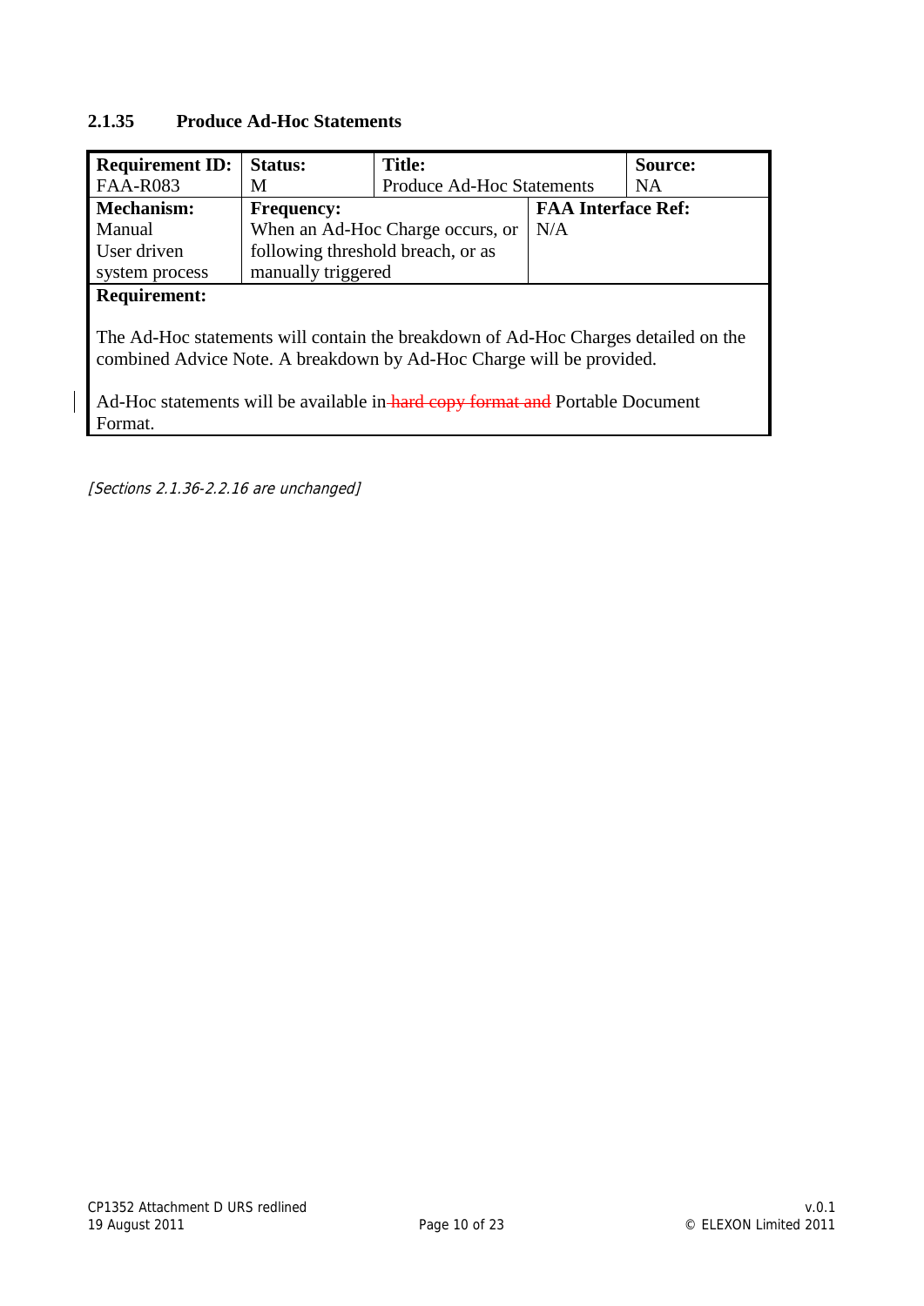### 2.1.35 Produce Ad-Hoc Statements

| Requirement ID: FAA-R083 | Status: M | Title: Produce Ad-Hoc Statements | | Source: NA |
|---|---|---|---|---|
| **Mechanism:** Manual User driven system process | **Frequency:** When an Ad-Hoc Charge occurs, or following threshold breach, or as manually triggered | | **FAA Interface Ref:** N/A | |
| **Requirement:** | | | | |
| The Ad-Hoc statements will contain the breakdown of Ad-Hoc Charges detailed on the combined Advice Note. A breakdown by Ad-Hoc Charge will be provided. | | | | |
| Ad-Hoc statements will be available in ~~hard copy format and~~ Portable Document Format. | | | | |

*[Sections 2.1.36-2.2.16 are unchanged]*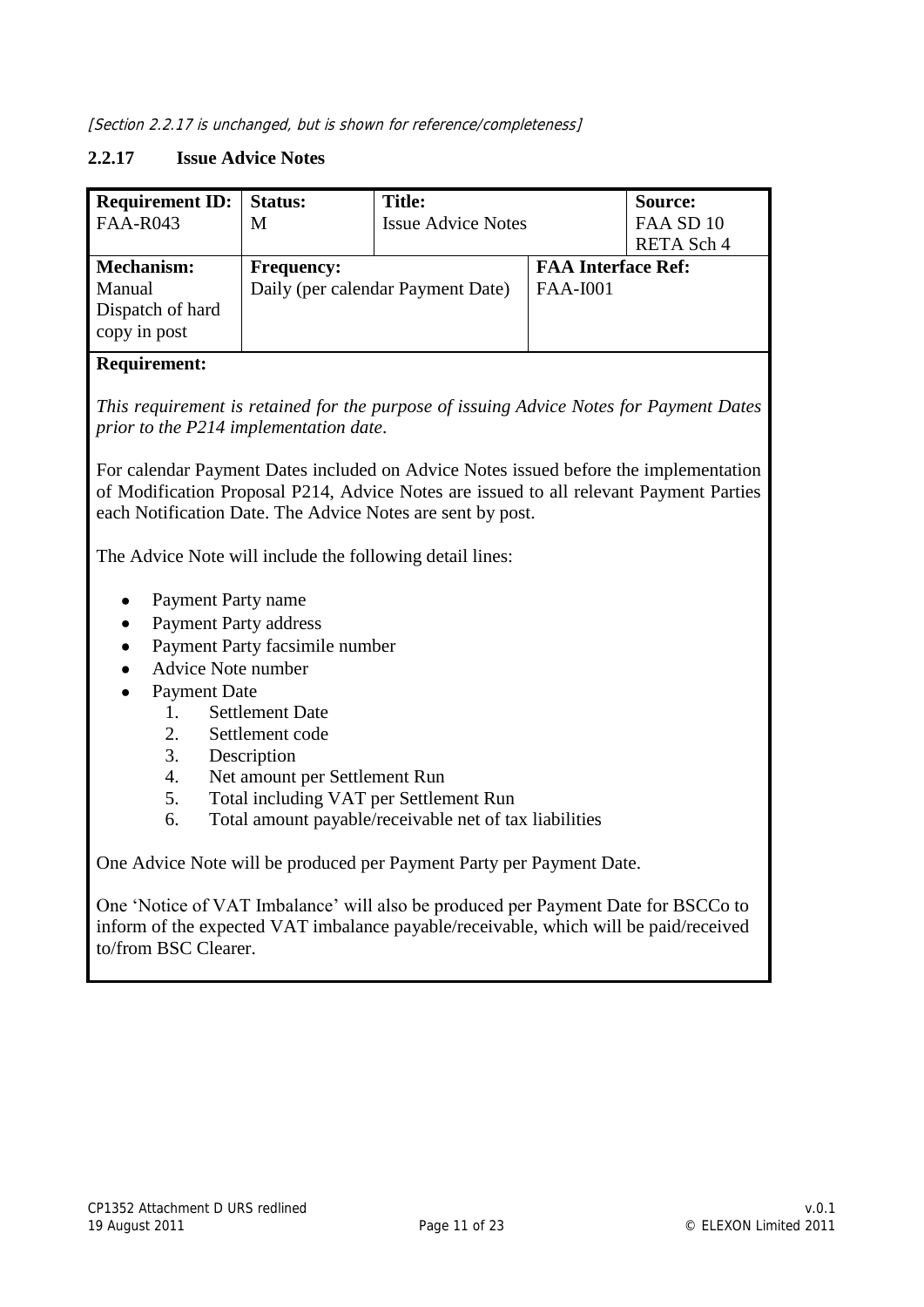*[Section 2.2.17 is unchanged, but is shown for reference/completeness]*

### 2.2.17 Issue Advice Notes

| **Requirement ID:** FAA-R043 | **Status:** M | **Title:** Issue Advice Notes | | **Source:** FAA SD 10 RETA Sch 4 |
|---|---|---|---|---|
| **Mechanism:** Manual Dispatch of hard copy in post | **Frequency:** Daily (per calendar Payment Date) | | **FAA Interface Ref:** FAA-I001 | |

**Requirement:**

*This requirement is retained for the purpose of issuing Advice Notes for Payment Dates prior to the P214 implementation date*.

For calendar Payment Dates included on Advice Notes issued before the implementation of Modification Proposal P214, Advice Notes are issued to all relevant Payment Parties each Notification Date. The Advice Notes are sent by post.

The Advice Note will include the following detail lines:

- Payment Party name
- Payment Party address
- Payment Party facsimile number
- Advice Note number
- Payment Date
  1. Settlement Date
  2. Settlement code
  3. Description
  4. Net amount per Settlement Run
  5. Total including VAT per Settlement Run
  6. Total amount payable/receivable net of tax liabilities

One Advice Note will be produced per Payment Party per Payment Date.

One 'Notice of VAT Imbalance' will also be produced per Payment Date for BSCCo to inform of the expected VAT imbalance payable/receivable, which will be paid/received to/from BSC Clearer.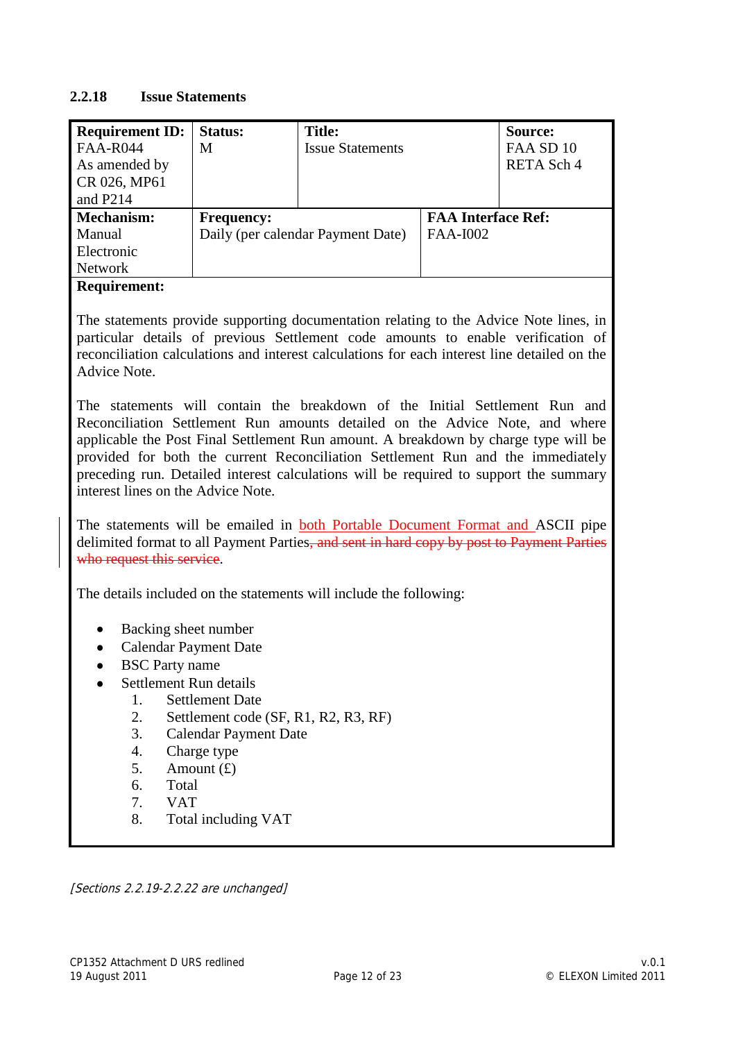### 2.2.18 Issue Statements

| **Requirement ID:** FAA-R044 As amended by CR 026, MP61 and P214 | **Status:** M | **Title:** Issue Statements | **Source:** FAA SD 10 RETA Sch 4 |
|---|---|---|---|
| **Mechanism:** Manual Electronic Network | **Frequency:** Daily (per calendar Payment Date) | **FAA Interface Ref:** FAA-I002 | |

**Requirement:**

The statements provide supporting documentation relating to the Advice Note lines, in particular details of previous Settlement code amounts to enable verification of reconciliation calculations and interest calculations for each interest line detailed on the Advice Note.

The statements will contain the breakdown of the Initial Settlement Run and Reconciliation Settlement Run amounts detailed on the Advice Note, and where applicable the Post Final Settlement Run amount. A breakdown by charge type will be provided for both the current Reconciliation Settlement Run and the immediately preceding run. Detailed interest calculations will be required to support the summary interest lines on the Advice Note.

The statements will be emailed in both Portable Document Format and ASCII pipe delimited format to all Payment Parties~~, and sent in hard copy by post to Payment Parties who request this service~~.

The details included on the statements will include the following:

- Backing sheet number
- Calendar Payment Date
- BSC Party name
- Settlement Run details
  1. Settlement Date
  2. Settlement code (SF, R1, R2, R3, RF)
  3. Calendar Payment Date
  4. Charge type
  5. Amount (£)
  6. Total
  7. VAT
  8. Total including VAT

*[Sections 2.2.19-2.2.22 are unchanged]*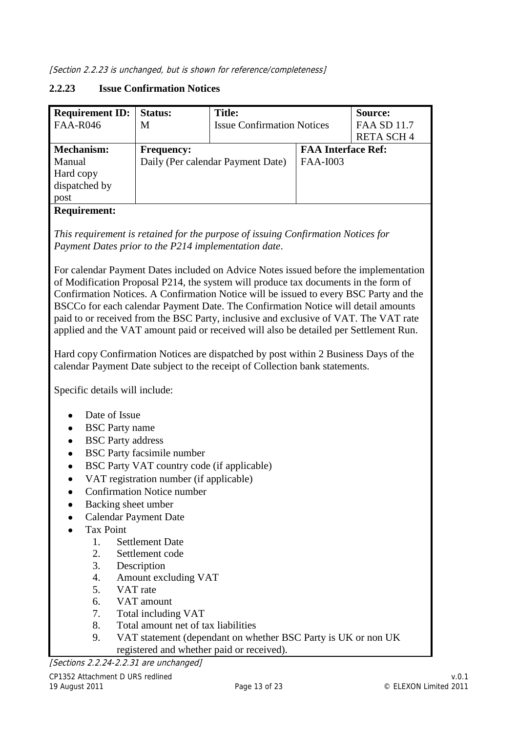*[Section 2.2.23 is unchanged, but is shown for reference/completeness]*

### 2.2.23 Issue Confirmation Notices

| **Requirement ID:** FAA-R046 | **Status:** M | **Title:** Issue Confirmation Notices | | **Source:** FAA SD 11.7 RETA SCH 4 |
|---|---|---|---|---|
| **Mechanism:** Manual Hard copy dispatched by post | **Frequency:** Daily (Per calendar Payment Date) | | **FAA Interface Ref:** FAA-I003 | |

**Requirement:**

*This requirement is retained for the purpose of issuing Confirmation Notices for Payment Dates prior to the P214 implementation date*.

For calendar Payment Dates included on Advice Notes issued before the implementation of Modification Proposal P214, the system will produce tax documents in the form of Confirmation Notices. A Confirmation Notice will be issued to every BSC Party and the BSCCo for each calendar Payment Date. The Confirmation Notice will detail amounts paid to or received from the BSC Party, inclusive and exclusive of VAT. The VAT rate applied and the VAT amount paid or received will also be detailed per Settlement Run.

Hard copy Confirmation Notices are dispatched by post within 2 Business Days of the calendar Payment Date subject to the receipt of Collection bank statements.

Specific details will include:

- Date of Issue
- BSC Party name
- BSC Party address
- BSC Party facsimile number
- BSC Party VAT country code (if applicable)
- VAT registration number (if applicable)
- Confirmation Notice number
- Backing sheet umber
- Calendar Payment Date
- Tax Point
    1. Settlement Date
    2. Settlement code
    3. Description
    4. Amount excluding VAT
    5. VAT rate
    6. VAT amount
    7. Total including VAT
    8. Total amount net of tax liabilities
    9. VAT statement (dependant on whether BSC Party is UK or non UK registered and whether paid or received).

*[Sections 2.2.24-2.2.31 are unchanged]*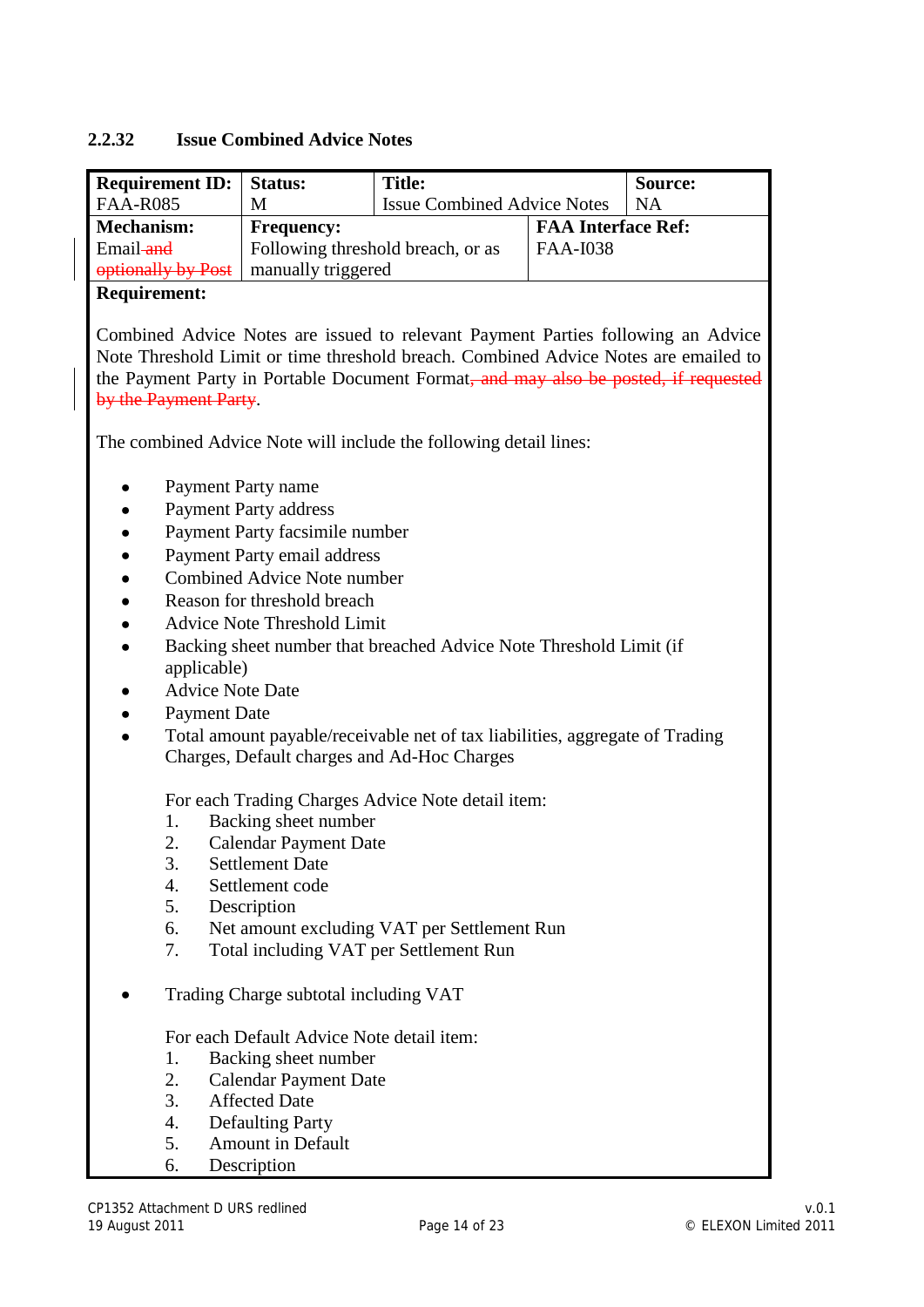### 2.2.32 Issue Combined Advice Notes

| Requirement ID: FAA-R085 | Status: M | Title: Issue Combined Advice Notes | | Source: NA |
|---|---|---|---|---|
| Mechanism: Email ~~and optionally by Post~~ | Frequency: Following threshold breach, or as manually triggered | | FAA Interface Ref: FAA-I038 | |

**Requirement:**

Combined Advice Notes are issued to relevant Payment Parties following an Advice Note Threshold Limit or time threshold breach. Combined Advice Notes are emailed to the Payment Party in Portable Document Format~~, and may also be posted, if requested by the Payment Party~~.

The combined Advice Note will include the following detail lines:

- Payment Party name
- Payment Party address
- Payment Party facsimile number
- Payment Party email address
- Combined Advice Note number
- Reason for threshold breach
- Advice Note Threshold Limit
- Backing sheet number that breached Advice Note Threshold Limit (if applicable)
- Advice Note Date
- Payment Date
- Total amount payable/receivable net of tax liabilities, aggregate of Trading Charges, Default charges and Ad-Hoc Charges

  For each Trading Charges Advice Note detail item:
  1. Backing sheet number
  2. Calendar Payment Date
  3. Settlement Date
  4. Settlement code
  5. Description
  6. Net amount excluding VAT per Settlement Run
  7. Total including VAT per Settlement Run

- Trading Charge subtotal including VAT

  For each Default Advice Note detail item:
  1. Backing sheet number
  2. Calendar Payment Date
  3. Affected Date
  4. Defaulting Party
  5. Amount in Default
  6. Description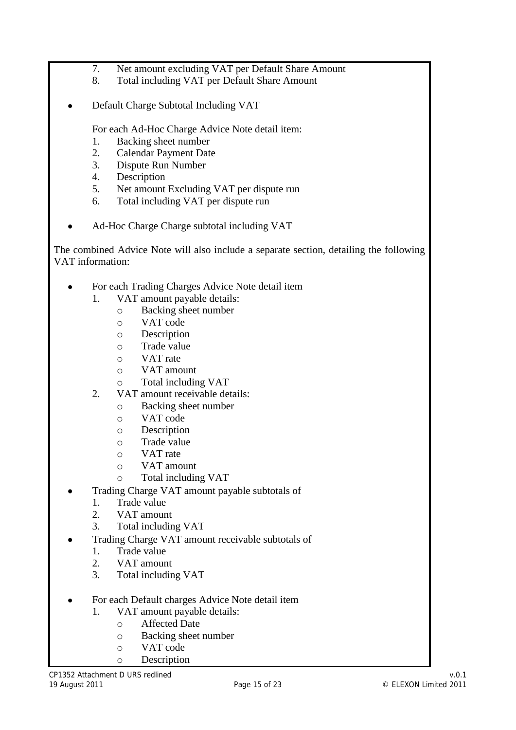7. Net amount excluding VAT per Default Share Amount
8. Total including VAT per Default Share Amount

- Default Charge Subtotal Including VAT

For each Ad-Hoc Charge Advice Note detail item:

1. Backing sheet number
2. Calendar Payment Date
3. Dispute Run Number
4. Description
5. Net amount Excluding VAT per dispute run
6. Total including VAT per dispute run

- Ad-Hoc Charge Charge subtotal including VAT

The combined Advice Note will also include a separate section, detailing the following VAT information:

- For each Trading Charges Advice Note detail item
  1. VAT amount payable details:
     - Backing sheet number
     - VAT code
     - Description
     - Trade value
     - VAT rate
     - VAT amount
     - Total including VAT
  2. VAT amount receivable details:
     - Backing sheet number
     - VAT code
     - Description
     - Trade value
     - VAT rate
     - VAT amount
     - Total including VAT
- Trading Charge VAT amount payable subtotals of
  1. Trade value
  2. VAT amount
  3. Total including VAT
- Trading Charge VAT amount receivable subtotals of
  1. Trade value
  2. VAT amount
  3. Total including VAT

- For each Default charges Advice Note detail item
  1. VAT amount payable details:
     - Affected Date
     - Backing sheet number
     - VAT code
     - Description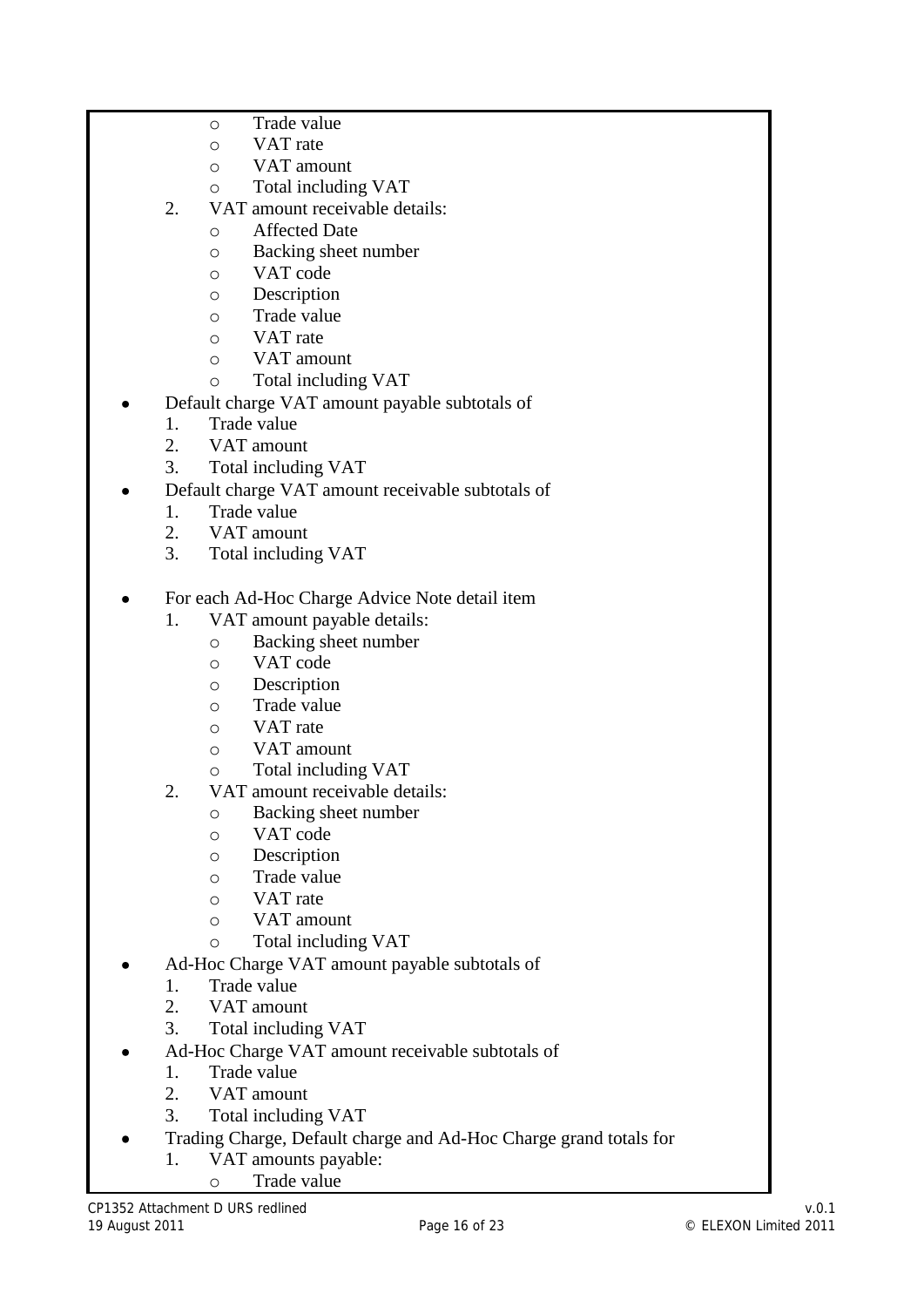- Trade value
- VAT rate
- VAT amount
- Total including VAT

2. VAT amount receivable details:
   - Affected Date
   - Backing sheet number
   - VAT code
   - Description
   - Trade value
   - VAT rate
   - VAT amount
   - Total including VAT

- Default charge VAT amount payable subtotals of
  1. Trade value
  2. VAT amount
  3. Total including VAT
- Default charge VAT amount receivable subtotals of
  1. Trade value
  2. VAT amount
  3. Total including VAT

- For each Ad-Hoc Charge Advice Note detail item
  1. VAT amount payable details:
     - Backing sheet number
     - VAT code
     - Description
     - Trade value
     - VAT rate
     - VAT amount
     - Total including VAT
  2. VAT amount receivable details:
     - Backing sheet number
     - VAT code
     - Description
     - Trade value
     - VAT rate
     - VAT amount
     - Total including VAT
- Ad-Hoc Charge VAT amount payable subtotals of
  1. Trade value
  2. VAT amount
  3. Total including VAT
- Ad-Hoc Charge VAT amount receivable subtotals of
  1. Trade value
  2. VAT amount
  3. Total including VAT
- Trading Charge, Default charge and Ad-Hoc Charge grand totals for
  1. VAT amounts payable:
     - Trade value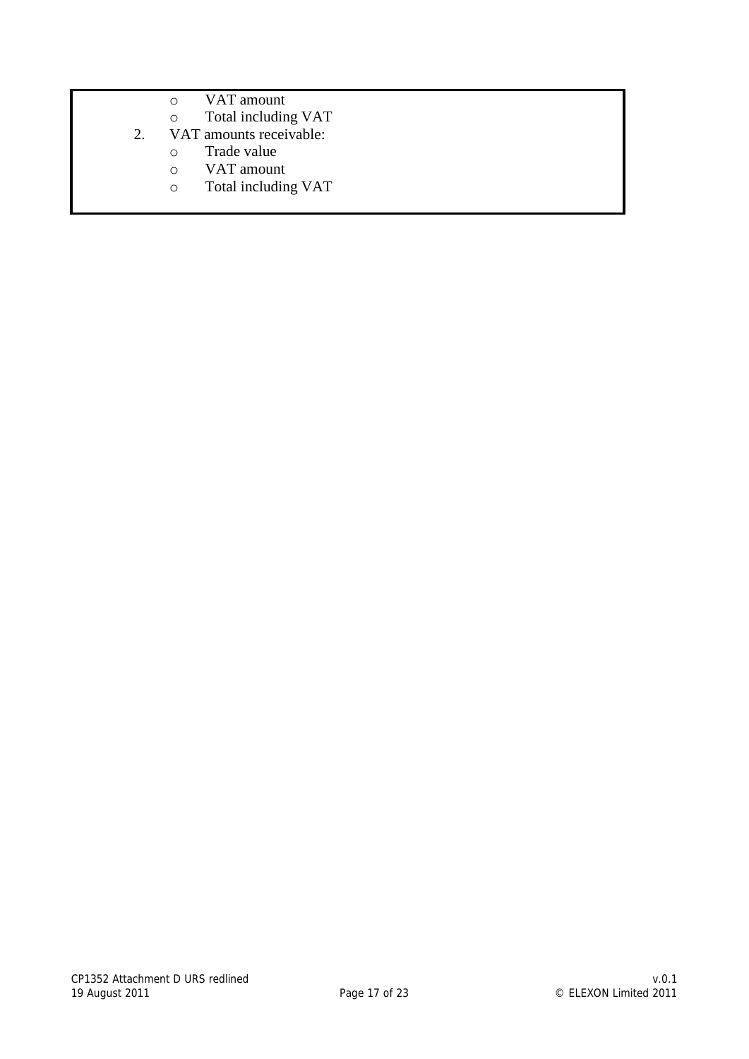- VAT amount
- Total including VAT

2. VAT amounts receivable:
   - Trade value
   - VAT amount
   - Total including VAT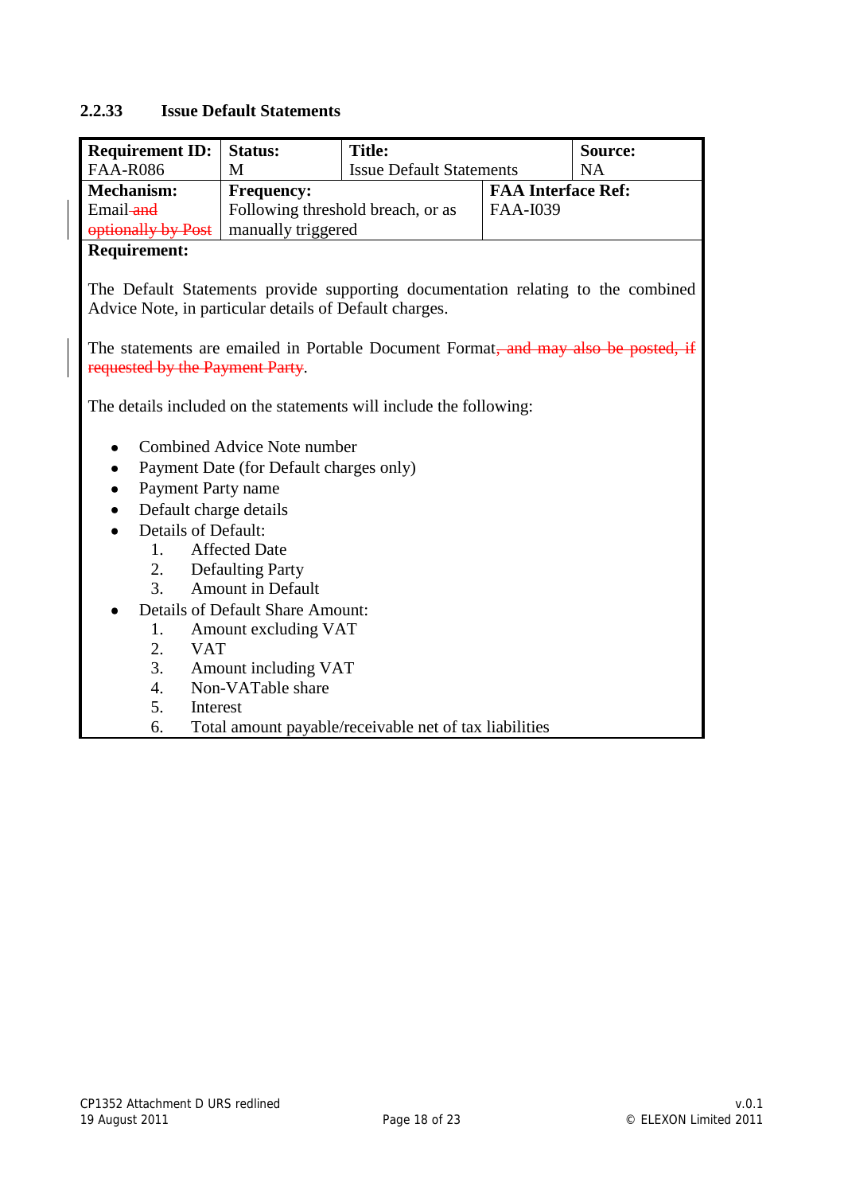### 2.2.33 Issue Default Statements

| Requirement ID: FAA-R086 | Status: M | Title: Issue Default Statements | | Source: NA |
|---|---|---|---|---|
| Mechanism: Email ~~and optionally by Post~~ | Frequency: Following threshold breach, or as manually triggered | | FAA Interface Ref: FAA-I039 | |

**Requirement:**

The Default Statements provide supporting documentation relating to the combined Advice Note, in particular details of Default charges.

The statements are emailed in Portable Document Format~~, and may also be posted, if requested by the Payment Party~~.

The details included on the statements will include the following:

- Combined Advice Note number
- Payment Date (for Default charges only)
- Payment Party name
- Default charge details
- Details of Default:
  1. Affected Date
  2. Defaulting Party
  3. Amount in Default
- Details of Default Share Amount:
  1. Amount excluding VAT
  2. VAT
  3. Amount including VAT
  4. Non-VATable share
  5. Interest
  6. Total amount payable/receivable net of tax liabilities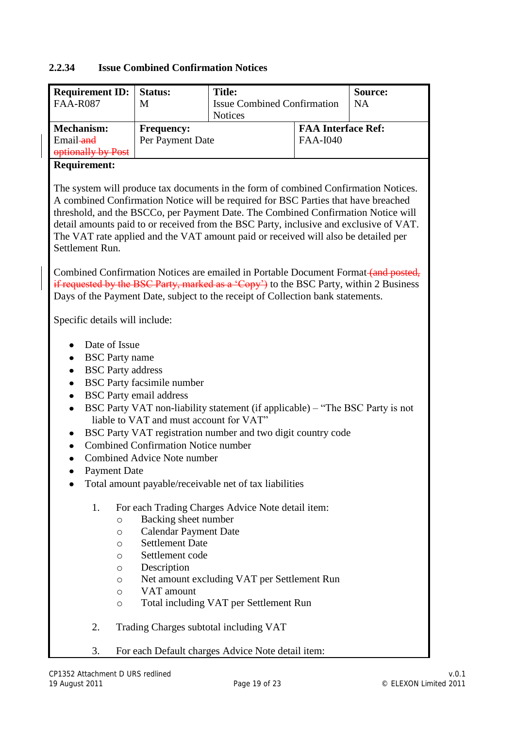### 2.2.34 Issue Combined Confirmation Notices

| Requirement ID: FAA-R087 | Status: M | Title: Issue Combined Confirmation Notices | Source: NA |
|---|---|---|---|
| Mechanism: Email ~~and optionally by Post~~ | Frequency: Per Payment Date | FAA Interface Ref: FAA-I040 | |

**Requirement:**

The system will produce tax documents in the form of combined Confirmation Notices. A combined Confirmation Notice will be required for BSC Parties that have breached threshold, and the BSCCo, per Payment Date. The Combined Confirmation Notice will detail amounts paid to or received from the BSC Party, inclusive and exclusive of VAT. The VAT rate applied and the VAT amount paid or received will also be detailed per Settlement Run.

Combined Confirmation Notices are emailed in Portable Document Format ~~(and posted, if requested by the BSC Party, marked as a 'Copy')~~ to the BSC Party, within 2 Business Days of the Payment Date, subject to the receipt of Collection bank statements.

Specific details will include:

- Date of Issue
- BSC Party name
- BSC Party address
- BSC Party facsimile number
- BSC Party email address
- BSC Party VAT non-liability statement (if applicable) – "The BSC Party is not liable to VAT and must account for VAT"
- BSC Party VAT registration number and two digit country code
- Combined Confirmation Notice number
- Combined Advice Note number
- Payment Date
- Total amount payable/receivable net of tax liabilities

1. For each Trading Charges Advice Note detail item:
   - Backing sheet number
   - Calendar Payment Date
   - Settlement Date
   - Settlement code
   - Description
   - Net amount excluding VAT per Settlement Run
   - VAT amount
   - Total including VAT per Settlement Run

2. Trading Charges subtotal including VAT

3. For each Default charges Advice Note detail item: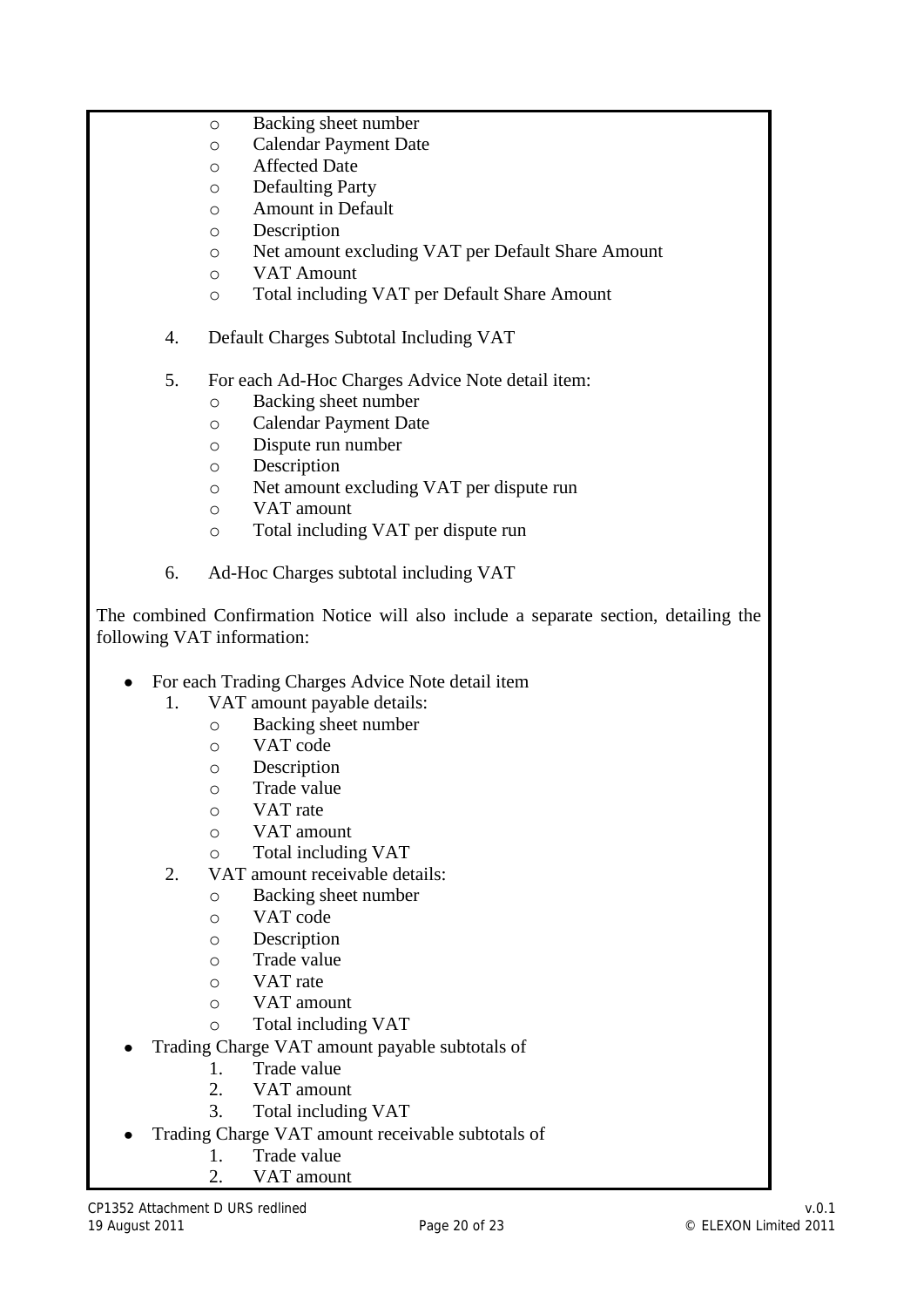- Backing sheet number
- Calendar Payment Date
- Affected Date
- Defaulting Party
- Amount in Default
- Description
- Net amount excluding VAT per Default Share Amount
- VAT Amount
- Total including VAT per Default Share Amount

4. Default Charges Subtotal Including VAT

5. For each Ad-Hoc Charges Advice Note detail item:
    - Backing sheet number
    - Calendar Payment Date
    - Dispute run number
    - Description
    - Net amount excluding VAT per dispute run
    - VAT amount
    - Total including VAT per dispute run

6. Ad-Hoc Charges subtotal including VAT

The combined Confirmation Notice will also include a separate section, detailing the following VAT information:

- For each Trading Charges Advice Note detail item
    1. VAT amount payable details:
        - Backing sheet number
        - VAT code
        - Description
        - Trade value
        - VAT rate
        - VAT amount
        - Total including VAT
    2. VAT amount receivable details:
        - Backing sheet number
        - VAT code
        - Description
        - Trade value
        - VAT rate
        - VAT amount
        - Total including VAT
- Trading Charge VAT amount payable subtotals of
    1. Trade value
    2. VAT amount
    3. Total including VAT
- Trading Charge VAT amount receivable subtotals of
    1. Trade value
    2. VAT amount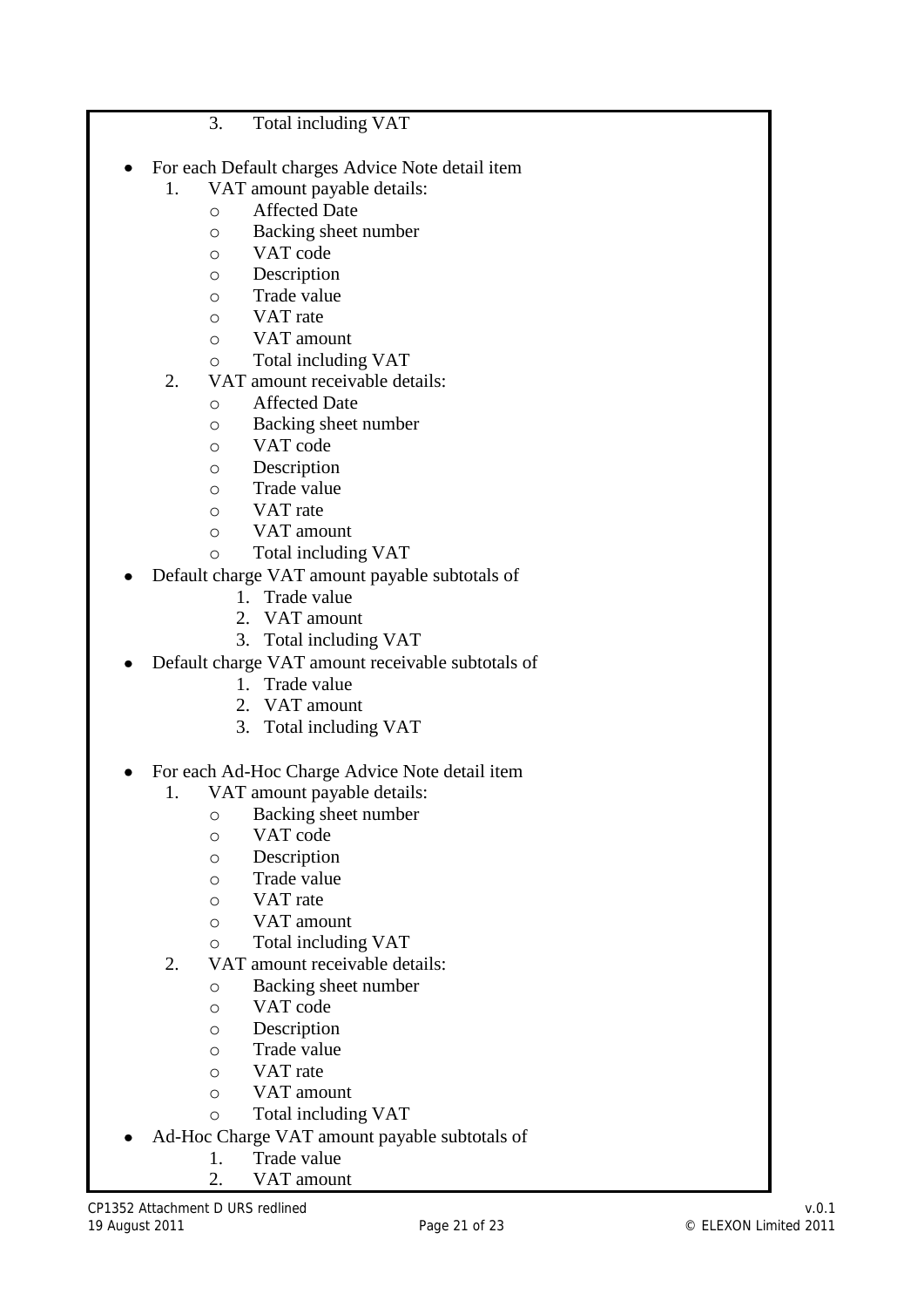3. Total including VAT

- For each Default charges Advice Note detail item
  1. VAT amount payable details:
     - Affected Date
     - Backing sheet number
     - VAT code
     - Description
     - Trade value
     - VAT rate
     - VAT amount
     - Total including VAT
  2. VAT amount receivable details:
     - Affected Date
     - Backing sheet number
     - VAT code
     - Description
     - Trade value
     - VAT rate
     - VAT amount
     - Total including VAT
- Default charge VAT amount payable subtotals of
  1. Trade value
  2. VAT amount
  3. Total including VAT
- Default charge VAT amount receivable subtotals of
  1. Trade value
  2. VAT amount
  3. Total including VAT

- For each Ad-Hoc Charge Advice Note detail item
  1. VAT amount payable details:
     - Backing sheet number
     - VAT code
     - Description
     - Trade value
     - VAT rate
     - VAT amount
     - Total including VAT
  2. VAT amount receivable details:
     - Backing sheet number
     - VAT code
     - Description
     - Trade value
     - VAT rate
     - VAT amount
     - Total including VAT
- Ad-Hoc Charge VAT amount payable subtotals of
  1. Trade value
  2. VAT amount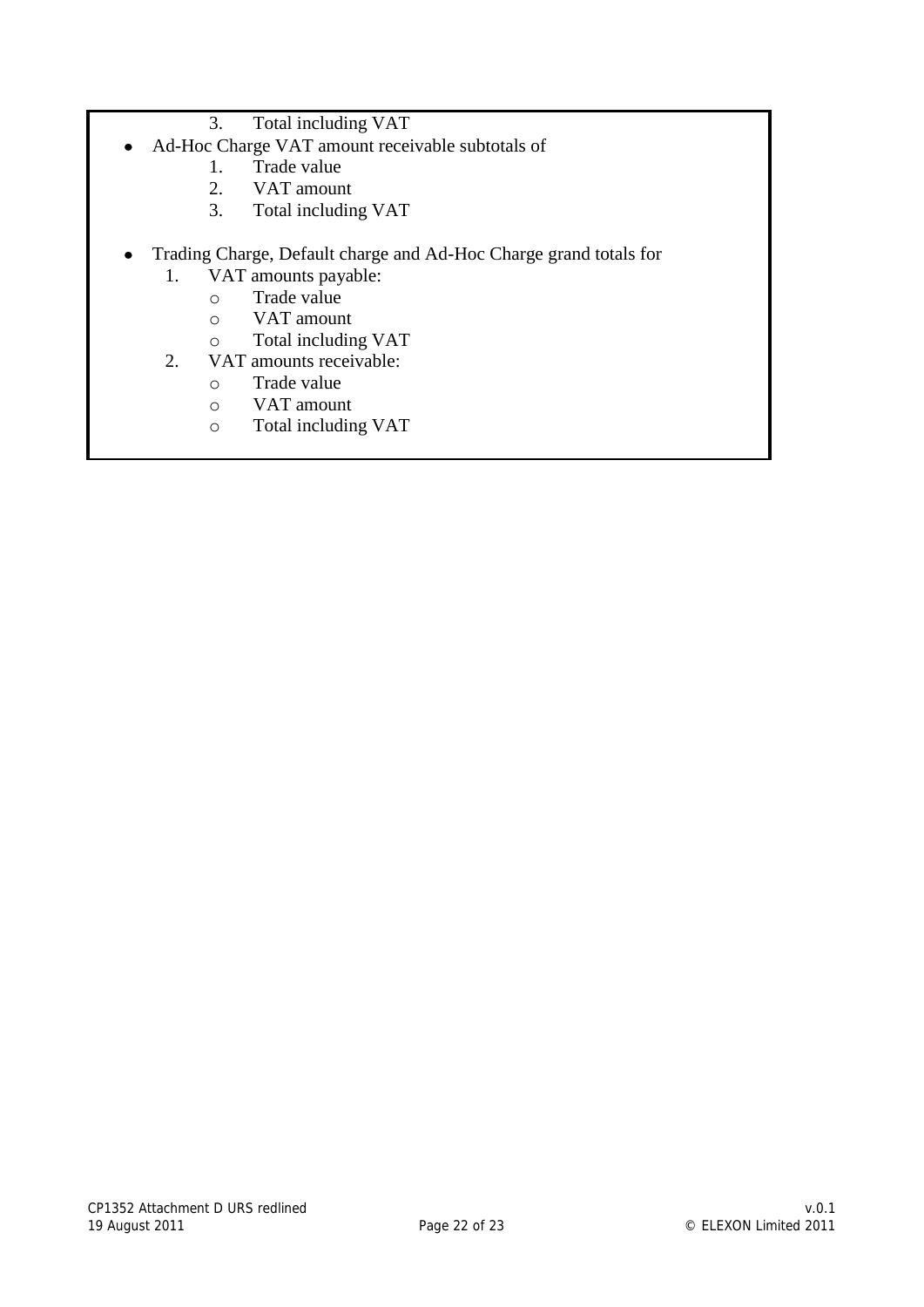3. Total including VAT

- Ad-Hoc Charge VAT amount receivable subtotals of
    1. Trade value
    2. VAT amount
    3. Total including VAT

- Trading Charge, Default charge and Ad-Hoc Charge grand totals for
    1. VAT amounts payable:
        - Trade value
        - VAT amount
        - Total including VAT
    2. VAT amounts receivable:
        - Trade value
        - VAT amount
        - Total including VAT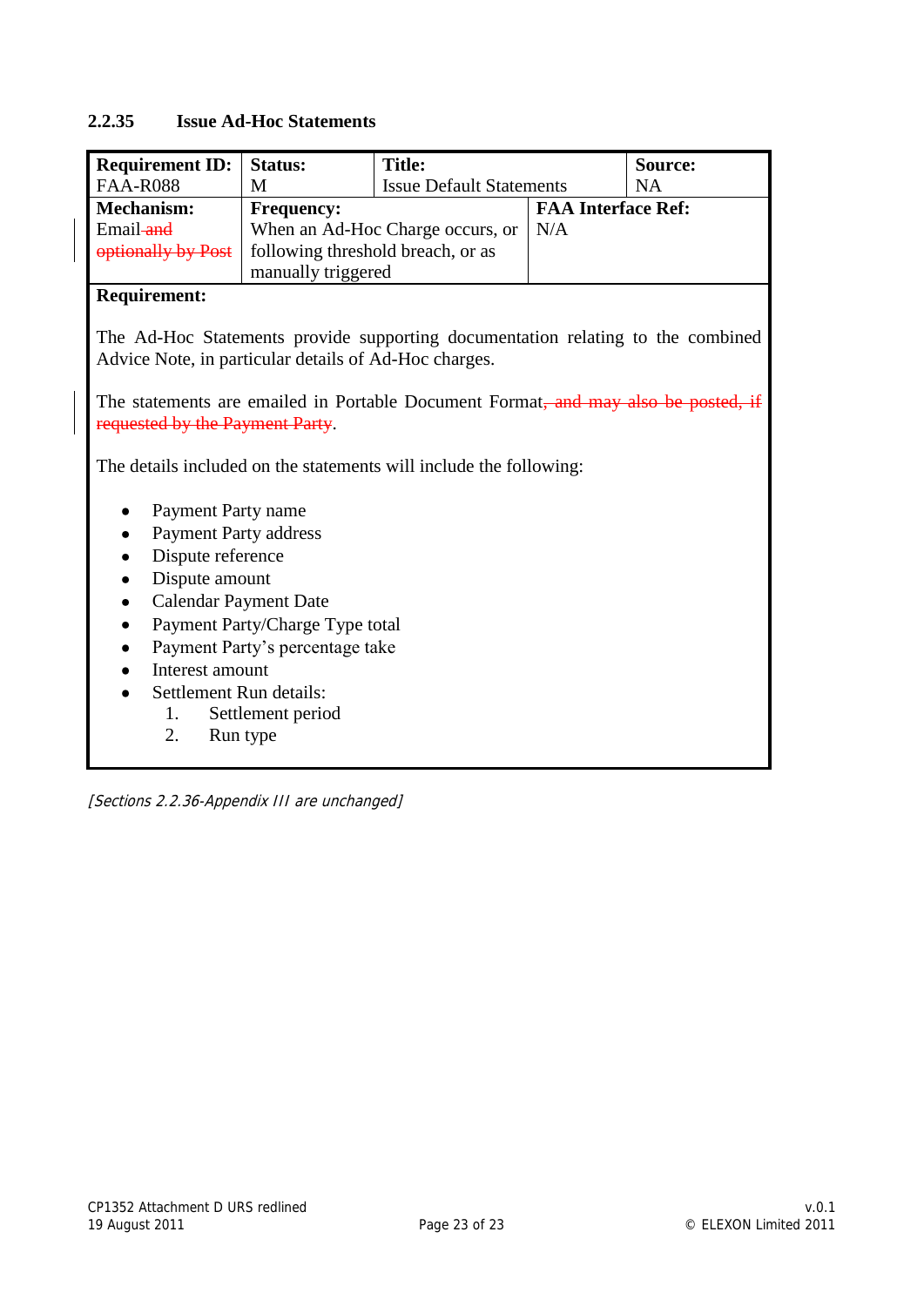### 2.2.35 Issue Ad-Hoc Statements

| **Requirement ID:** FAA-R088 | **Status:** M | **Title:** Issue Default Statements | | **Source:** NA |
|---|---|---|---|---|
| **Mechanism:** Email ~~and optionally by Post~~ | **Frequency:** When an Ad-Hoc Charge occurs, or following threshold breach, or as manually triggered | | **FAA Interface Ref:** N/A | |

**Requirement:**

The Ad-Hoc Statements provide supporting documentation relating to the combined Advice Note, in particular details of Ad-Hoc charges.

The statements are emailed in Portable Document Format~~, and may also be posted, if requested by the Payment Party~~.

The details included on the statements will include the following:

- Payment Party name
- Payment Party address
- Dispute reference
- Dispute amount
- Calendar Payment Date
- Payment Party/Charge Type total
- Payment Party's percentage take
- Interest amount
- Settlement Run details:
    1. Settlement period
    2. Run type

*[Sections 2.2.36-Appendix III are unchanged]*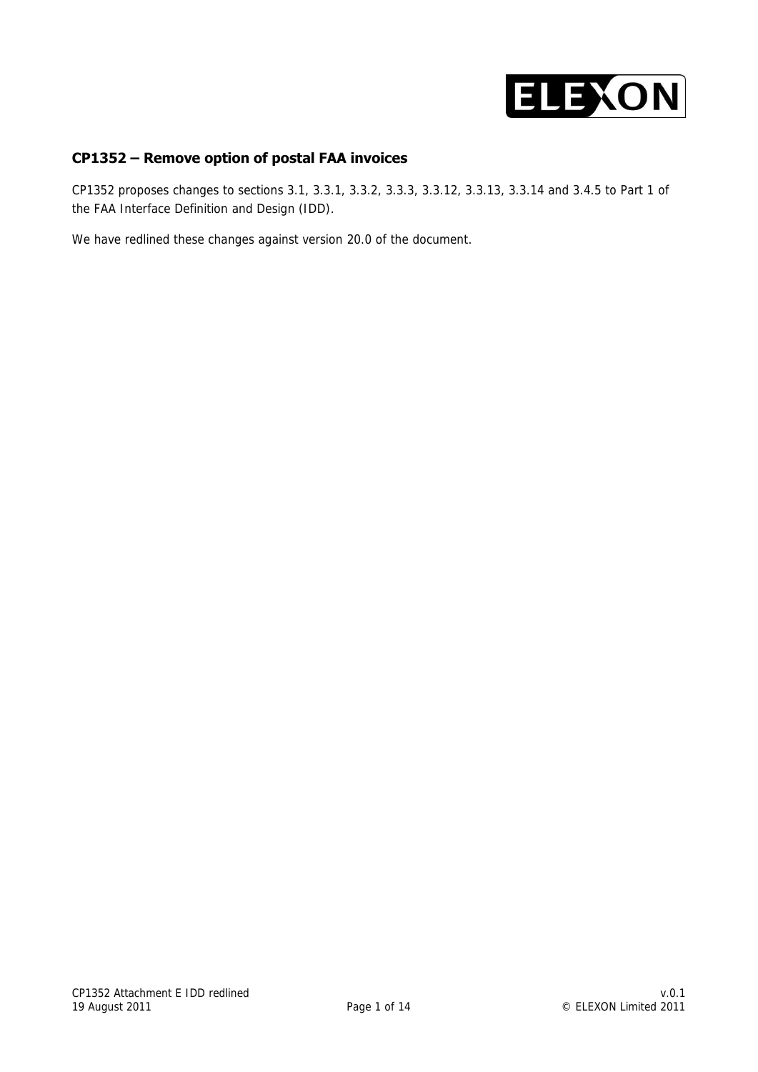## CP1352 – Remove option of postal FAA invoices

CP1352 proposes changes to sections 3.1, 3.3.1, 3.3.2, 3.3.3, 3.3.12, 3.3.13, 3.3.14 and 3.4.5 to Part 1 of the FAA Interface Definition and Design (IDD).

We have redlined these changes against version 20.0 of the document.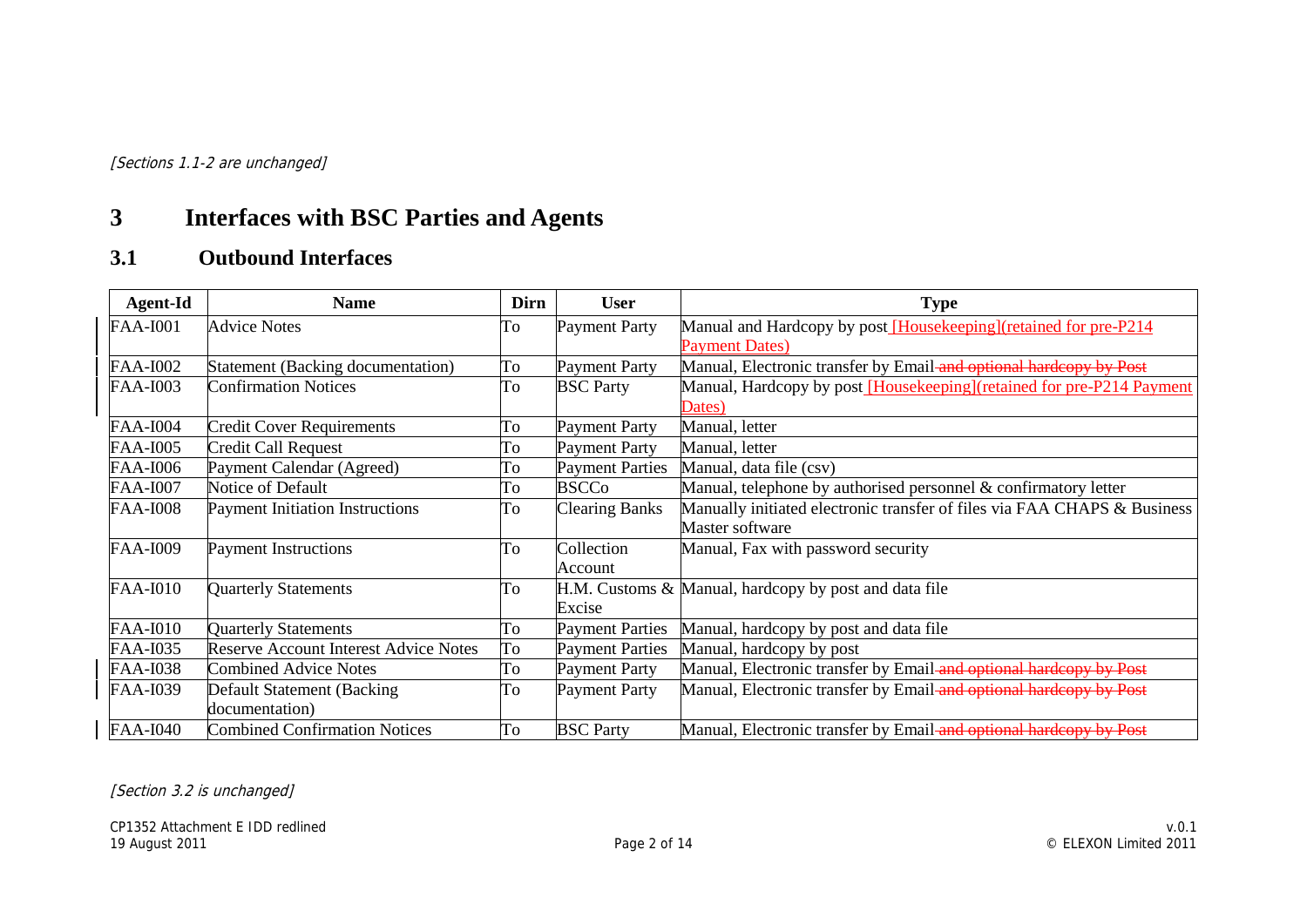*[Sections 1.1-2 are unchanged]*

# 3 Interfaces with BSC Parties and Agents

## 3.1 Outbound Interfaces

| Agent-Id | Name | Dirn | User | Type |
|---|---|---|---|---|
| FAA-I001 | Advice Notes | To | Payment Party | Manual and Hardcopy by post [Housekeeping](retained for pre-P214 Payment Dates) |
| FAA-I002 | Statement (Backing documentation) | To | Payment Party | Manual, Electronic transfer by Email ~~and optional hardcopy by Post~~ |
| FAA-I003 | Confirmation Notices | To | BSC Party | Manual, Hardcopy by post [Housekeeping](retained for pre-P214 Payment Dates) |
| FAA-I004 | Credit Cover Requirements | To | Payment Party | Manual, letter |
| FAA-I005 | Credit Call Request | To | Payment Party | Manual, letter |
| FAA-I006 | Payment Calendar (Agreed) | To | Payment Parties | Manual, data file (csv) |
| FAA-I007 | Notice of Default | To | BSCCo | Manual, telephone by authorised personnel & confirmatory letter |
| FAA-I008 | Payment Initiation Instructions | To | Clearing Banks | Manually initiated electronic transfer of files via FAA CHAPS & Business Master software |
| FAA-I009 | Payment Instructions | To | Collection Account | Manual, Fax with password security |
| FAA-I010 | Quarterly Statements | To | H.M. Customs & Excise | Manual, hardcopy by post and data file |
| FAA-I010 | Quarterly Statements | To | Payment Parties | Manual, hardcopy by post and data file |
| FAA-I035 | Reserve Account Interest Advice Notes | To | Payment Parties | Manual, hardcopy by post |
| FAA-I038 | Combined Advice Notes | To | Payment Party | Manual, Electronic transfer by Email ~~and optional hardcopy by Post~~ |
| FAA-I039 | Default Statement (Backing documentation) | To | Payment Party | Manual, Electronic transfer by Email ~~and optional hardcopy by Post~~ |
| FAA-I040 | Combined Confirmation Notices | To | BSC Party | Manual, Electronic transfer by Email ~~and optional hardcopy by Post~~ |

*[Section 3.2 is unchanged]*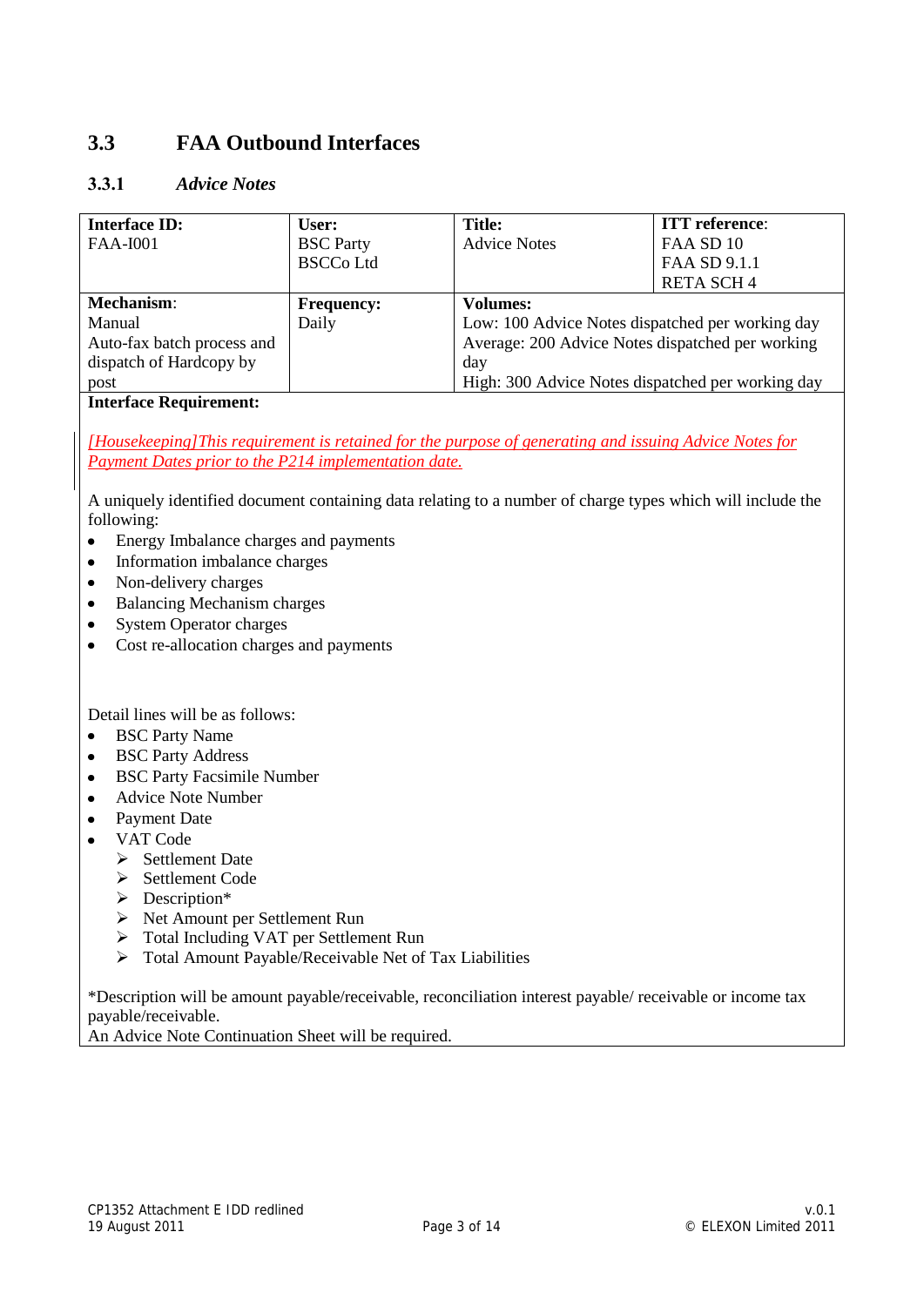## 3.3 FAA Outbound Interfaces

### 3.3.1 *Advice Notes*

| **Interface ID:** FAA-I001 | **User:** BSC Party BSCCo Ltd | **Title:** Advice Notes | **ITT reference**: FAA SD 10 FAA SD 9.1.1 RETA SCH 4 |
|---|---|---|---|
| **Mechanism**: Manual Auto-fax batch process and dispatch of Hardcopy by post | **Frequency:** Daily | **Volumes:** Low: 100 Advice Notes dispatched per working day Average: 200 Advice Notes dispatched per working day High: 300 Advice Notes dispatched per working day | |

**Interface Requirement:**

*[Housekeeping]This requirement is retained for the purpose of generating and issuing Advice Notes for Payment Dates prior to the P214 implementation date.*

A uniquely identified document containing data relating to a number of charge types which will include the following:

- Energy Imbalance charges and payments
- Information imbalance charges
- Non-delivery charges
- Balancing Mechanism charges
- System Operator charges
- Cost re-allocation charges and payments

Detail lines will be as follows:

- BSC Party Name
- BSC Party Address
- BSC Party Facsimile Number
- Advice Note Number
- Payment Date
- VAT Code
  - Settlement Date
  - Settlement Code
  - Description*
  - Net Amount per Settlement Run
  - Total Including VAT per Settlement Run
  - Total Amount Payable/Receivable Net of Tax Liabilities

*Description will be amount payable/receivable, reconciliation interest payable/ receivable or income tax payable/receivable.

An Advice Note Continuation Sheet will be required.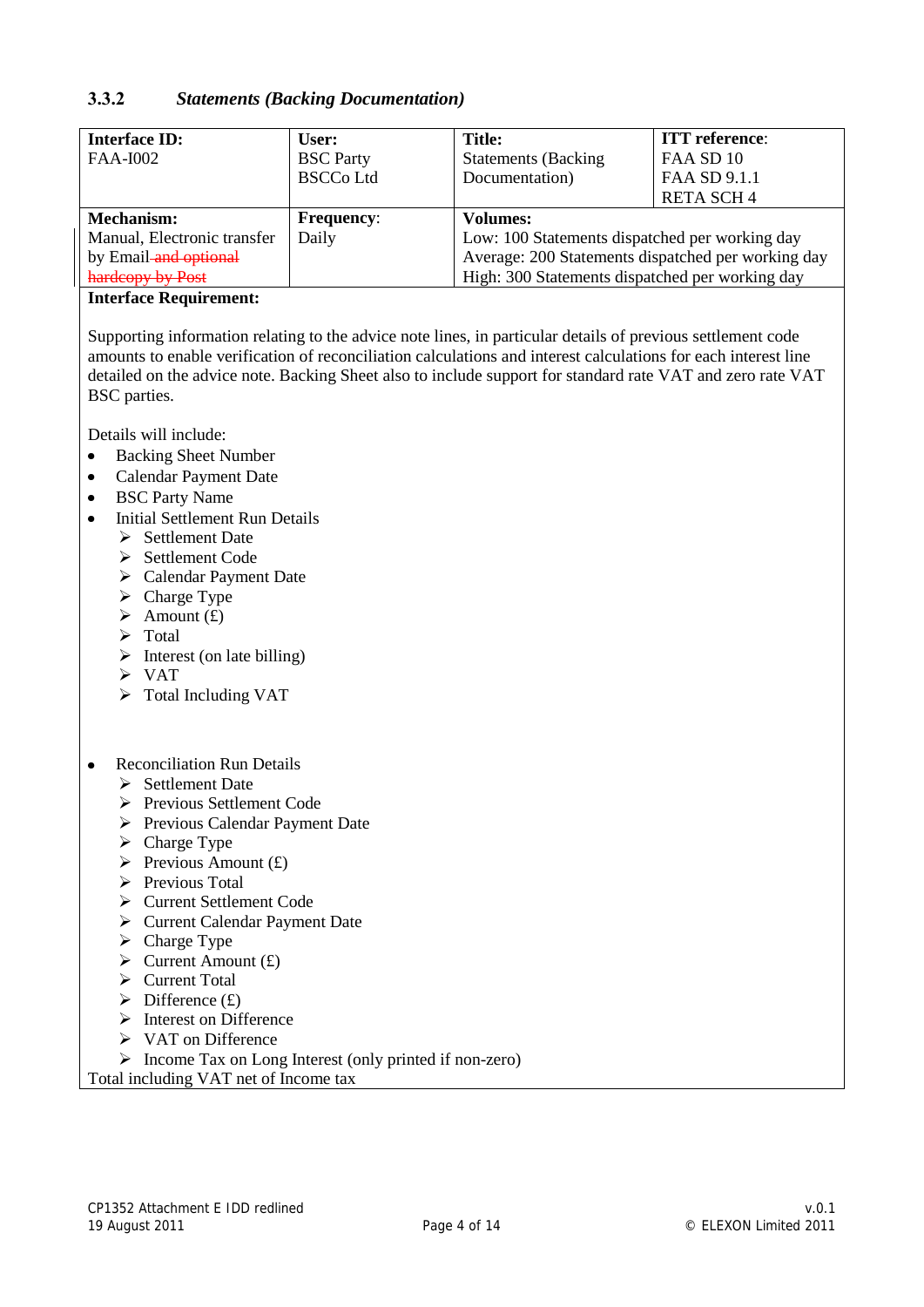### 3.3.2 *Statements (Backing Documentation)*

| **Interface ID:** FAA-I002 | **User:** BSC Party BSCCo Ltd | **Title:** Statements (Backing Documentation) | **ITT reference**: FAA SD 10 FAA SD 9.1.1 RETA SCH 4 |
|---|---|---|---|
| **Mechanism:** Manual, Electronic transfer by Email ~~and optional hardcopy by Post~~ | **Frequency**: Daily | **Volumes:** Low: 100 Statements dispatched per working day Average: 200 Statements dispatched per working day High: 300 Statements dispatched per working day | |

**Interface Requirement:**

Supporting information relating to the advice note lines, in particular details of previous settlement code amounts to enable verification of reconciliation calculations and interest calculations for each interest line detailed on the advice note. Backing Sheet also to include support for standard rate VAT and zero rate VAT BSC parties.

Details will include:

- Backing Sheet Number
- Calendar Payment Date
- BSC Party Name
- Initial Settlement Run Details
  - Settlement Date
  - Settlement Code
  - Calendar Payment Date
  - Charge Type
  - Amount (£)
  - Total
  - Interest (on late billing)
  - VAT
  - Total Including VAT

- Reconciliation Run Details
  - Settlement Date
  - Previous Settlement Code
  - Previous Calendar Payment Date
  - Charge Type
  - Previous Amount (£)
  - Previous Total
  - Current Settlement Code
  - Current Calendar Payment Date
  - Charge Type
  - Current Amount (£)
  - Current Total
  - Difference (£)
  - Interest on Difference
  - VAT on Difference
  - Income Tax on Long Interest (only printed if non-zero)

Total including VAT net of Income tax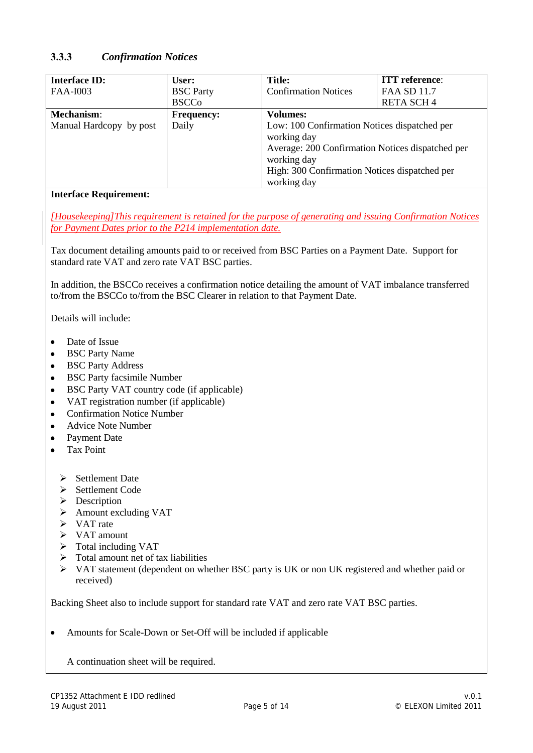### 3.3.3 *Confirmation Notices*

| Interface ID: FAA-I003 | User: BSC Party BSCCo | Title: Confirmation Notices | ITT reference: FAA SD 11.7 RETA SCH 4 |
|---|---|---|---|
| **Mechanism**: Manual Hardcopy by post | **Frequency:** Daily | **Volumes:** Low: 100 Confirmation Notices dispatched per working day<br>Average: 200 Confirmation Notices dispatched per working day<br>High: 300 Confirmation Notices dispatched per working day | |

**Interface Requirement:**

*[Housekeeping]This requirement is retained for the purpose of generating and issuing Confirmation Notices for Payment Dates prior to the P214 implementation date.*

Tax document detailing amounts paid to or received from BSC Parties on a Payment Date. Support for standard rate VAT and zero rate VAT BSC parties.

In addition, the BSCCo receives a confirmation notice detailing the amount of VAT imbalance transferred to/from the BSCCo to/from the BSC Clearer in relation to that Payment Date.

Details will include:

- Date of Issue
- BSC Party Name
- BSC Party Address
- BSC Party facsimile Number
- BSC Party VAT country code (if applicable)
- VAT registration number (if applicable)
- Confirmation Notice Number
- Advice Note Number
- Payment Date
- Tax Point

  - Settlement Date
  - Settlement Code
  - Description
  - Amount excluding VAT
  - VAT rate
  - VAT amount
  - Total including VAT
  - Total amount net of tax liabilities
  - VAT statement (dependent on whether BSC party is UK or non UK registered and whether paid or received)

Backing Sheet also to include support for standard rate VAT and zero rate VAT BSC parties.

- Amounts for Scale-Down or Set-Off will be included if applicable

  A continuation sheet will be required.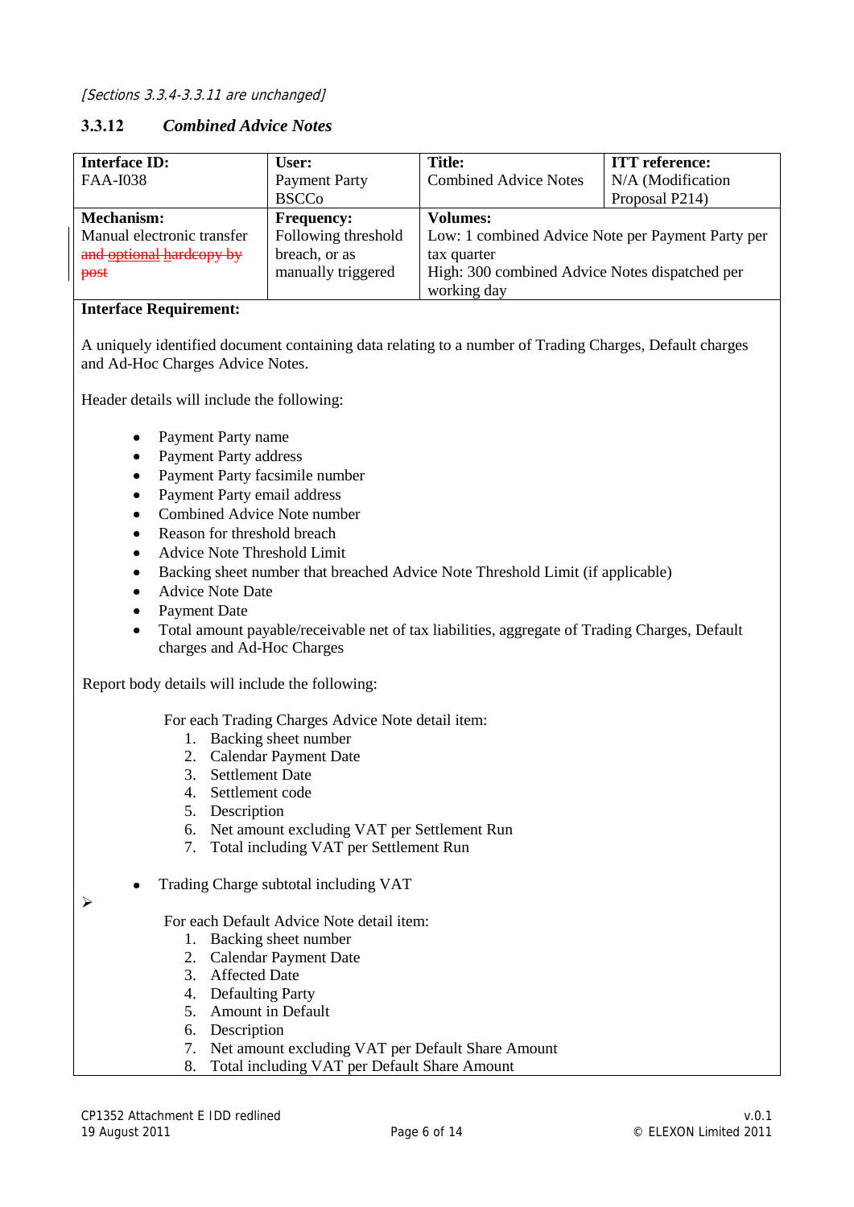*[Sections 3.3.4-3.3.11 are unchanged]*

### 3.3.12 *Combined Advice Notes*

| **Interface ID:** FAA-I038 | **User:** Payment Party BSCCo | **Title:** Combined Advice Notes | **ITT reference:** N/A (Modification Proposal P214) |
|---|---|---|---|
| **Mechanism:** Manual electronic transfer ~~and optional hardcopy by post~~ | **Frequency:** Following threshold breach, or as manually triggered | **Volumes:** Low: 1 combined Advice Note per Payment Party per tax quarter High: 300 combined Advice Notes dispatched per working day | |

**Interface Requirement:**

A uniquely identified document containing data relating to a number of Trading Charges, Default charges and Ad-Hoc Charges Advice Notes.

Header details will include the following:

- Payment Party name
- Payment Party address
- Payment Party facsimile number
- Payment Party email address
- Combined Advice Note number
- Reason for threshold breach
- Advice Note Threshold Limit
- Backing sheet number that breached Advice Note Threshold Limit (if applicable)
- Advice Note Date
- Payment Date
- Total amount payable/receivable net of tax liabilities, aggregate of Trading Charges, Default charges and Ad-Hoc Charges

Report body details will include the following:

For each Trading Charges Advice Note detail item:

1. Backing sheet number
2. Calendar Payment Date
3. Settlement Date
4. Settlement code
5. Description
6. Net amount excluding VAT per Settlement Run
7. Total including VAT per Settlement Run

- Trading Charge subtotal including VAT

➢

For each Default Advice Note detail item:

1. Backing sheet number
2. Calendar Payment Date
3. Affected Date
4. Defaulting Party
5. Amount in Default
6. Description
7. Net amount excluding VAT per Default Share Amount
8. Total including VAT per Default Share Amount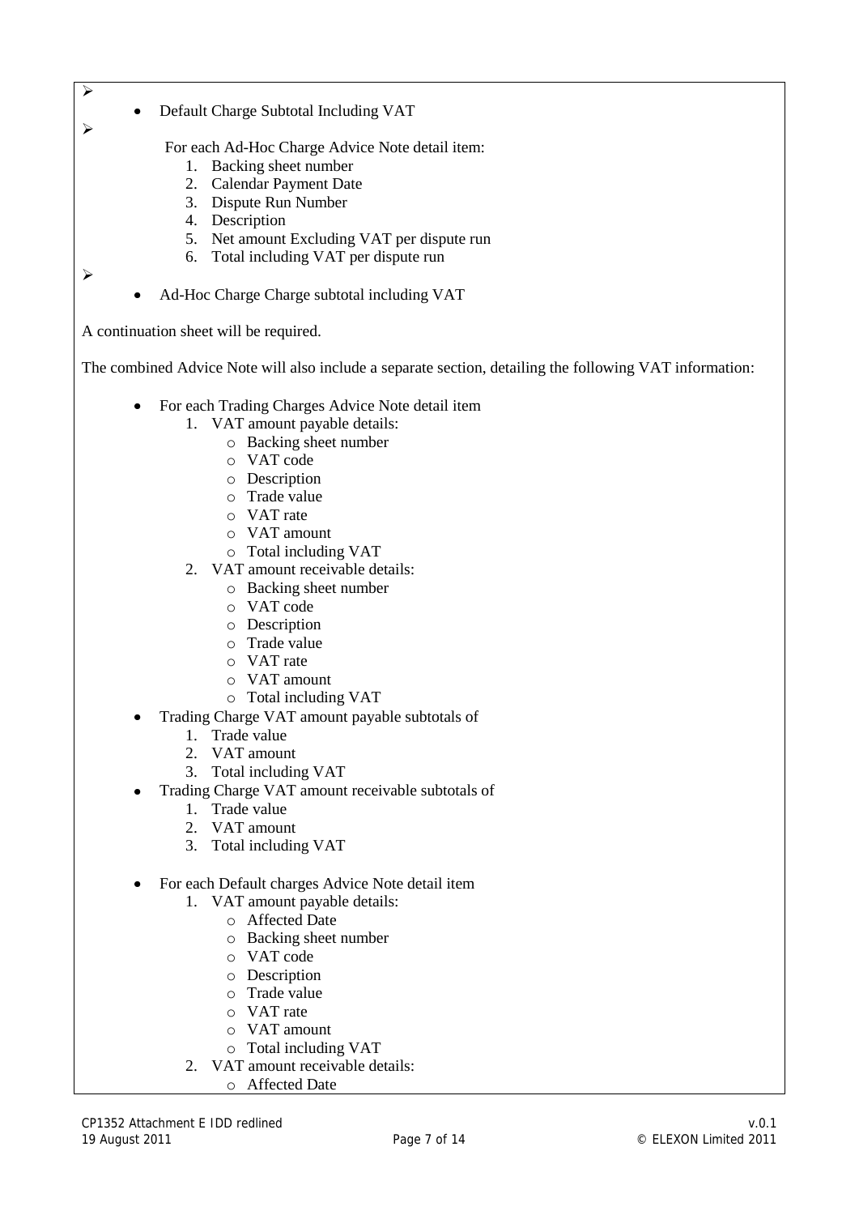- Default Charge Subtotal Including VAT

For each Ad-Hoc Charge Advice Note detail item:

1. Backing sheet number
2. Calendar Payment Date
3. Dispute Run Number
4. Description
5. Net amount Excluding VAT per dispute run
6. Total including VAT per dispute run

- Ad-Hoc Charge Charge subtotal including VAT

A continuation sheet will be required.

The combined Advice Note will also include a separate section, detailing the following VAT information:

- For each Trading Charges Advice Note detail item
    1. VAT amount payable details:
        - Backing sheet number
        - VAT code
        - Description
        - Trade value
        - VAT rate
        - VAT amount
        - Total including VAT
    2. VAT amount receivable details:
        - Backing sheet number
        - VAT code
        - Description
        - Trade value
        - VAT rate
        - VAT amount
        - Total including VAT
- Trading Charge VAT amount payable subtotals of
    1. Trade value
    2. VAT amount
    3. Total including VAT
- Trading Charge VAT amount receivable subtotals of
    1. Trade value
    2. VAT amount
    3. Total including VAT

- For each Default charges Advice Note detail item
    1. VAT amount payable details:
        - Affected Date
        - Backing sheet number
        - VAT code
        - Description
        - Trade value
        - VAT rate
        - VAT amount
        - Total including VAT
    2. VAT amount receivable details:
        - Affected Date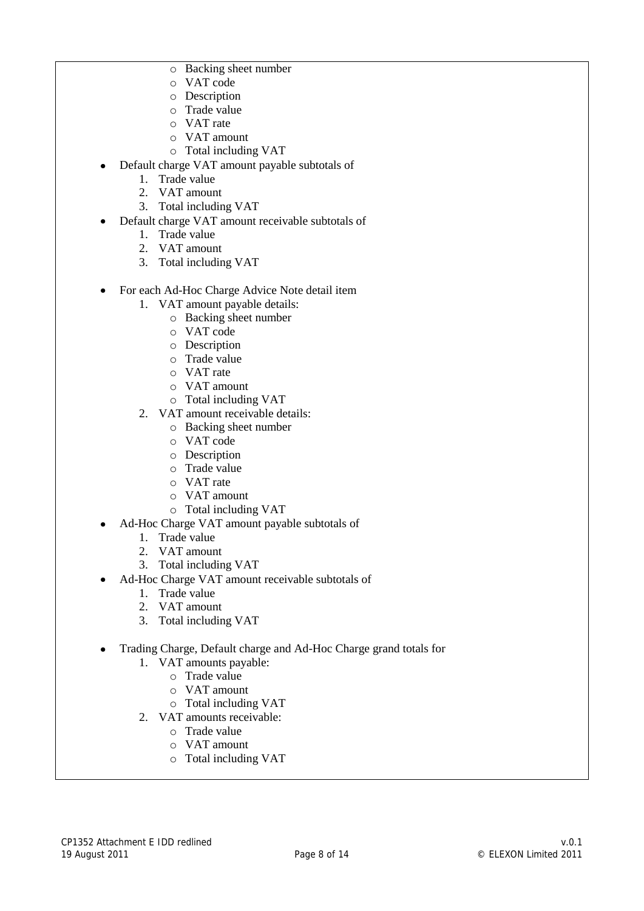- Backing sheet number
    - VAT code
    - Description
    - Trade value
    - VAT rate
    - VAT amount
    - Total including VAT

- Default charge VAT amount payable subtotals of
    1. Trade value
    2. VAT amount
    3. Total including VAT
- Default charge VAT amount receivable subtotals of
    1. Trade value
    2. VAT amount
    3. Total including VAT

- For each Ad-Hoc Charge Advice Note detail item
    1. VAT amount payable details:
        - Backing sheet number
        - VAT code
        - Description
        - Trade value
        - VAT rate
        - VAT amount
        - Total including VAT
    2. VAT amount receivable details:
        - Backing sheet number
        - VAT code
        - Description
        - Trade value
        - VAT rate
        - VAT amount
        - Total including VAT
- Ad-Hoc Charge VAT amount payable subtotals of
    1. Trade value
    2. VAT amount
    3. Total including VAT
- Ad-Hoc Charge VAT amount receivable subtotals of
    1. Trade value
    2. VAT amount
    3. Total including VAT

- Trading Charge, Default charge and Ad-Hoc Charge grand totals for
    1. VAT amounts payable:
        - Trade value
        - VAT amount
        - Total including VAT
    2. VAT amounts receivable:
        - Trade value
        - VAT amount
        - Total including VAT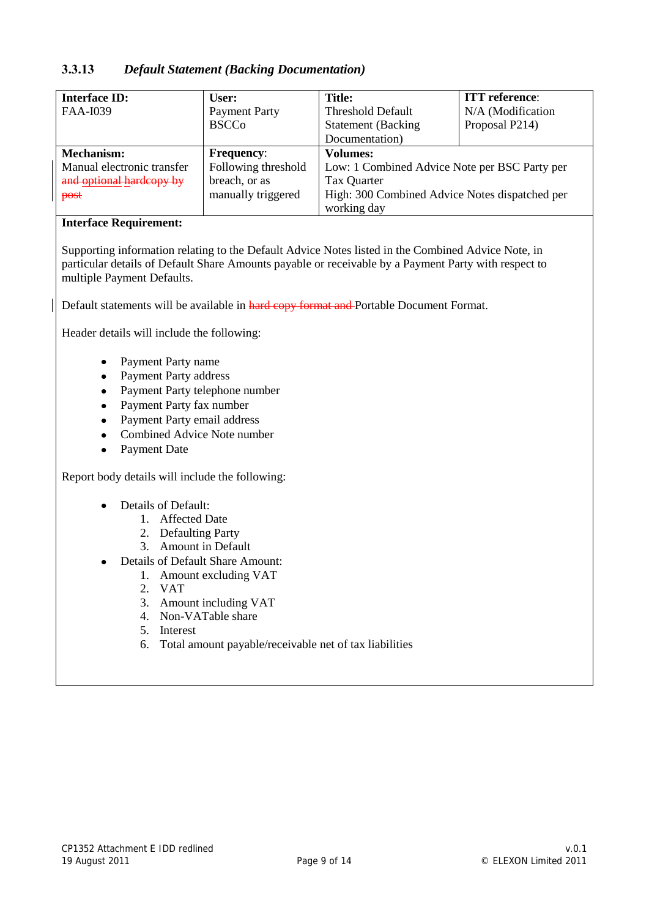### 3.3.13 *Default Statement (Backing Documentation)*

| **Interface ID:** FAA-I039 | **User:** Payment Party BSCCo | **Title:** Threshold Default Statement (Backing Documentation) | **ITT reference**: N/A (Modification Proposal P214) |
|---|---|---|---|
| **Mechanism:** Manual electronic transfer ~~and optional hardcopy by post~~ | **Frequency**: Following threshold breach, or as manually triggered | **Volumes:** Low: 1 Combined Advice Note per BSC Party per Tax Quarter High: 300 Combined Advice Notes dispatched per working day | |

**Interface Requirement:**

Supporting information relating to the Default Advice Notes listed in the Combined Advice Note, in particular details of Default Share Amounts payable or receivable by a Payment Party with respect to multiple Payment Defaults.

Default statements will be available in ~~hard copy format and~~ Portable Document Format.

Header details will include the following:

- Payment Party name
- Payment Party address
- Payment Party telephone number
- Payment Party fax number
- Payment Party email address
- Combined Advice Note number
- Payment Date

Report body details will include the following:

- Details of Default:
  1. Affected Date
  2. Defaulting Party
  3. Amount in Default
- Details of Default Share Amount:
  1. Amount excluding VAT
  2. VAT
  3. Amount including VAT
  4. Non-VATable share
  5. Interest
  6. Total amount payable/receivable net of tax liabilities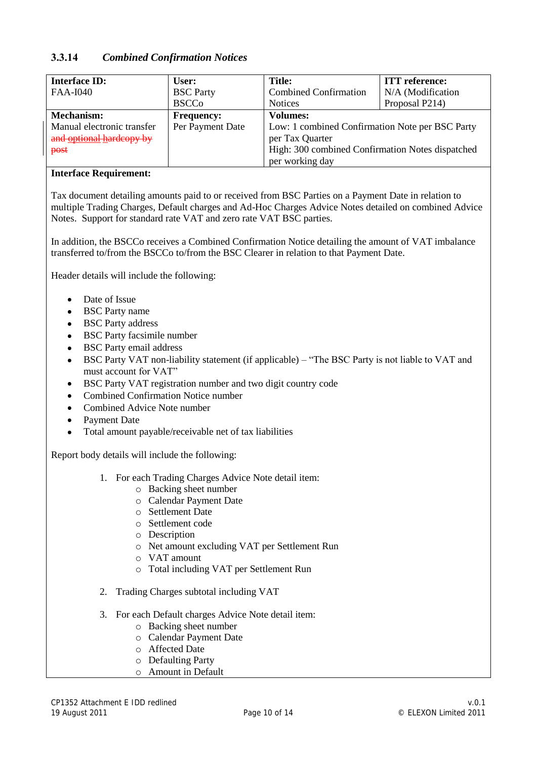### 3.3.14 *Combined Confirmation Notices*

| **Interface ID:**<br>FAA-I040 | **User:**<br>BSC Party<br>BSCCo | **Title:**<br>Combined Confirmation Notices | **ITT reference:**<br>N/A (Modification Proposal P214) |
|---|---|---|---|
| **Mechanism:**<br>Manual electronic transfer ~~and optional hardcopy by post~~ | **Frequency:**<br>Per Payment Date | **Volumes:**<br>Low: 1 combined Confirmation Note per BSC Party per Tax Quarter<br>High: 300 combined Confirmation Notes dispatched per working day | |

**Interface Requirement:**

Tax document detailing amounts paid to or received from BSC Parties on a Payment Date in relation to multiple Trading Charges, Default charges and Ad-Hoc Charges Advice Notes detailed on combined Advice Notes. Support for standard rate VAT and zero rate VAT BSC parties.

In addition, the BSCCo receives a Combined Confirmation Notice detailing the amount of VAT imbalance transferred to/from the BSCCo to/from the BSC Clearer in relation to that Payment Date.

Header details will include the following:

- Date of Issue
- BSC Party name
- BSC Party address
- BSC Party facsimile number
- BSC Party email address
- BSC Party VAT non-liability statement (if applicable) – "The BSC Party is not liable to VAT and must account for VAT"
- BSC Party VAT registration number and two digit country code
- Combined Confirmation Notice number
- Combined Advice Note number
- Payment Date
- Total amount payable/receivable net of tax liabilities

Report body details will include the following:

1. For each Trading Charges Advice Note detail item:
    - Backing sheet number
    - Calendar Payment Date
    - Settlement Date
    - Settlement code
    - Description
    - Net amount excluding VAT per Settlement Run
    - VAT amount
    - Total including VAT per Settlement Run

2. Trading Charges subtotal including VAT

3. For each Default charges Advice Note detail item:
    - Backing sheet number
    - Calendar Payment Date
    - Affected Date
    - Defaulting Party
    - Amount in Default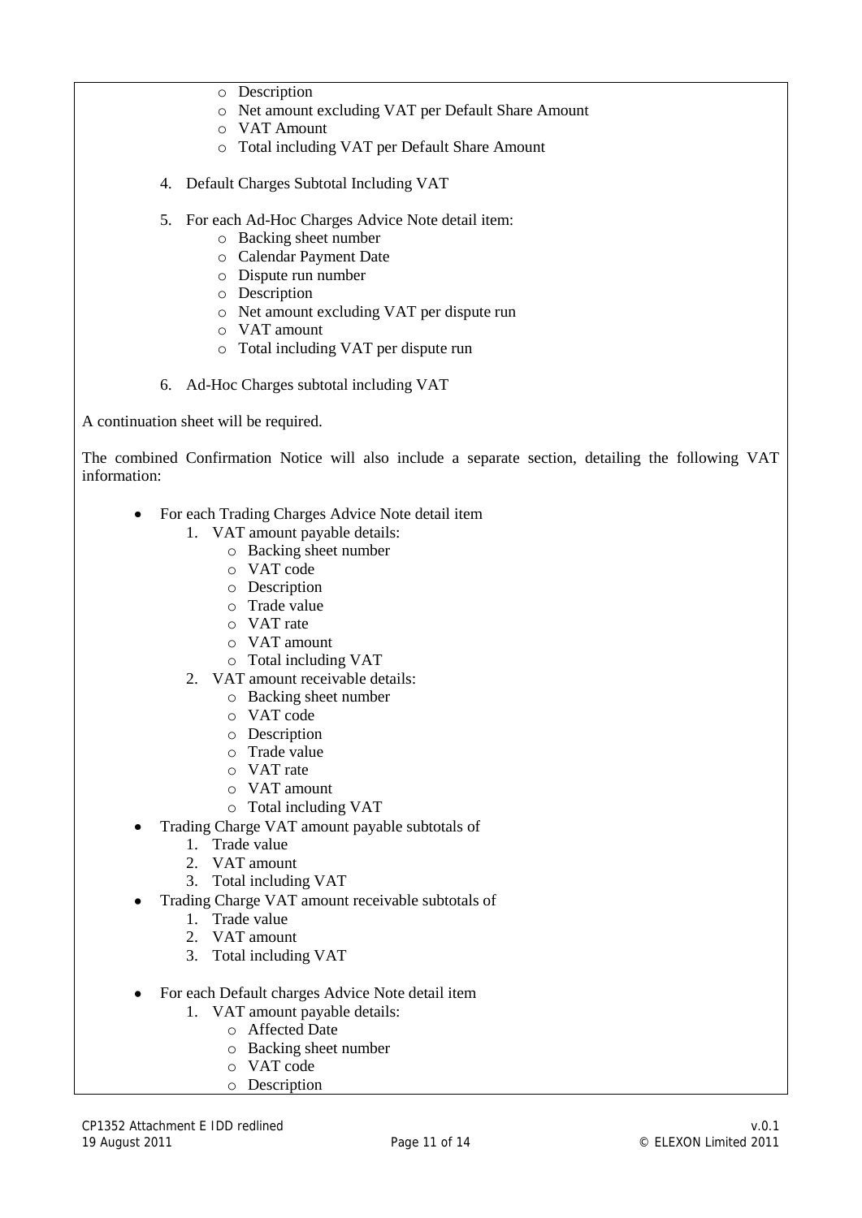- Description
  - Net amount excluding VAT per Default Share Amount
  - VAT Amount
  - Total including VAT per Default Share Amount

4. Default Charges Subtotal Including VAT

5. For each Ad-Hoc Charges Advice Note detail item:
   - Backing sheet number
   - Calendar Payment Date
   - Dispute run number
   - Description
   - Net amount excluding VAT per dispute run
   - VAT amount
   - Total including VAT per dispute run

6. Ad-Hoc Charges subtotal including VAT

A continuation sheet will be required.

The combined Confirmation Notice will also include a separate section, detailing the following VAT information:

- For each Trading Charges Advice Note detail item
  1. VAT amount payable details:
     - Backing sheet number
     - VAT code
     - Description
     - Trade value
     - VAT rate
     - VAT amount
     - Total including VAT
  2. VAT amount receivable details:
     - Backing sheet number
     - VAT code
     - Description
     - Trade value
     - VAT rate
     - VAT amount
     - Total including VAT
- Trading Charge VAT amount payable subtotals of
  1. Trade value
  2. VAT amount
  3. Total including VAT
- Trading Charge VAT amount receivable subtotals of
  1. Trade value
  2. VAT amount
  3. Total including VAT

- For each Default charges Advice Note detail item
  1. VAT amount payable details:
     - Affected Date
     - Backing sheet number
     - VAT code
     - Description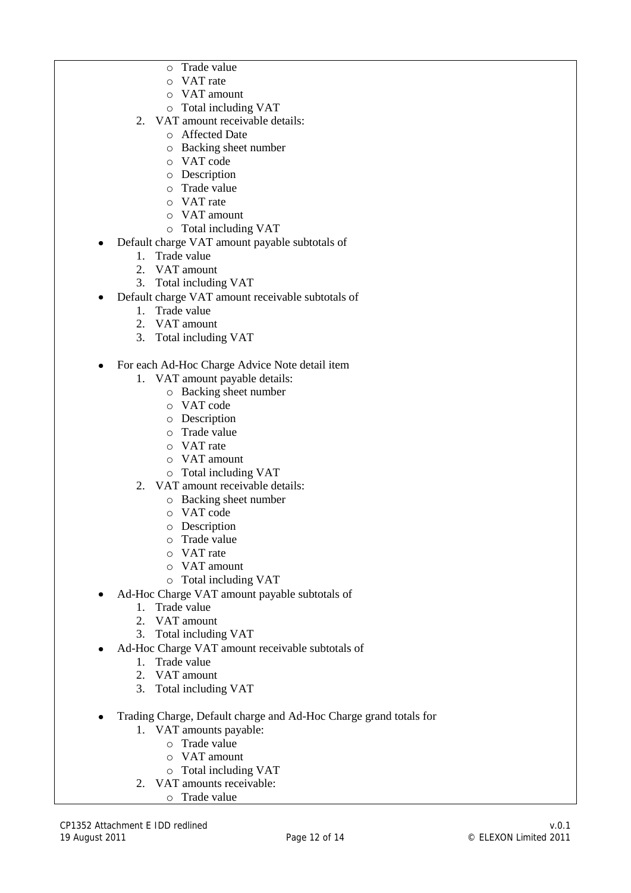- Trade value
        - VAT rate
        - VAT amount
        - Total including VAT
    2. VAT amount receivable details:
        - Affected Date
        - Backing sheet number
        - VAT code
        - Description
        - Trade value
        - VAT rate
        - VAT amount
        - Total including VAT
- Default charge VAT amount payable subtotals of
    1. Trade value
    2. VAT amount
    3. Total including VAT
- Default charge VAT amount receivable subtotals of
    1. Trade value
    2. VAT amount
    3. Total including VAT

- For each Ad-Hoc Charge Advice Note detail item
    1. VAT amount payable details:
        - Backing sheet number
        - VAT code
        - Description
        - Trade value
        - VAT rate
        - VAT amount
        - Total including VAT
    2. VAT amount receivable details:
        - Backing sheet number
        - VAT code
        - Description
        - Trade value
        - VAT rate
        - VAT amount
        - Total including VAT
- Ad-Hoc Charge VAT amount payable subtotals of
    1. Trade value
    2. VAT amount
    3. Total including VAT
- Ad-Hoc Charge VAT amount receivable subtotals of
    1. Trade value
    2. VAT amount
    3. Total including VAT

- Trading Charge, Default charge and Ad-Hoc Charge grand totals for
    1. VAT amounts payable:
        - Trade value
        - VAT amount
        - Total including VAT
    2. VAT amounts receivable:
        - Trade value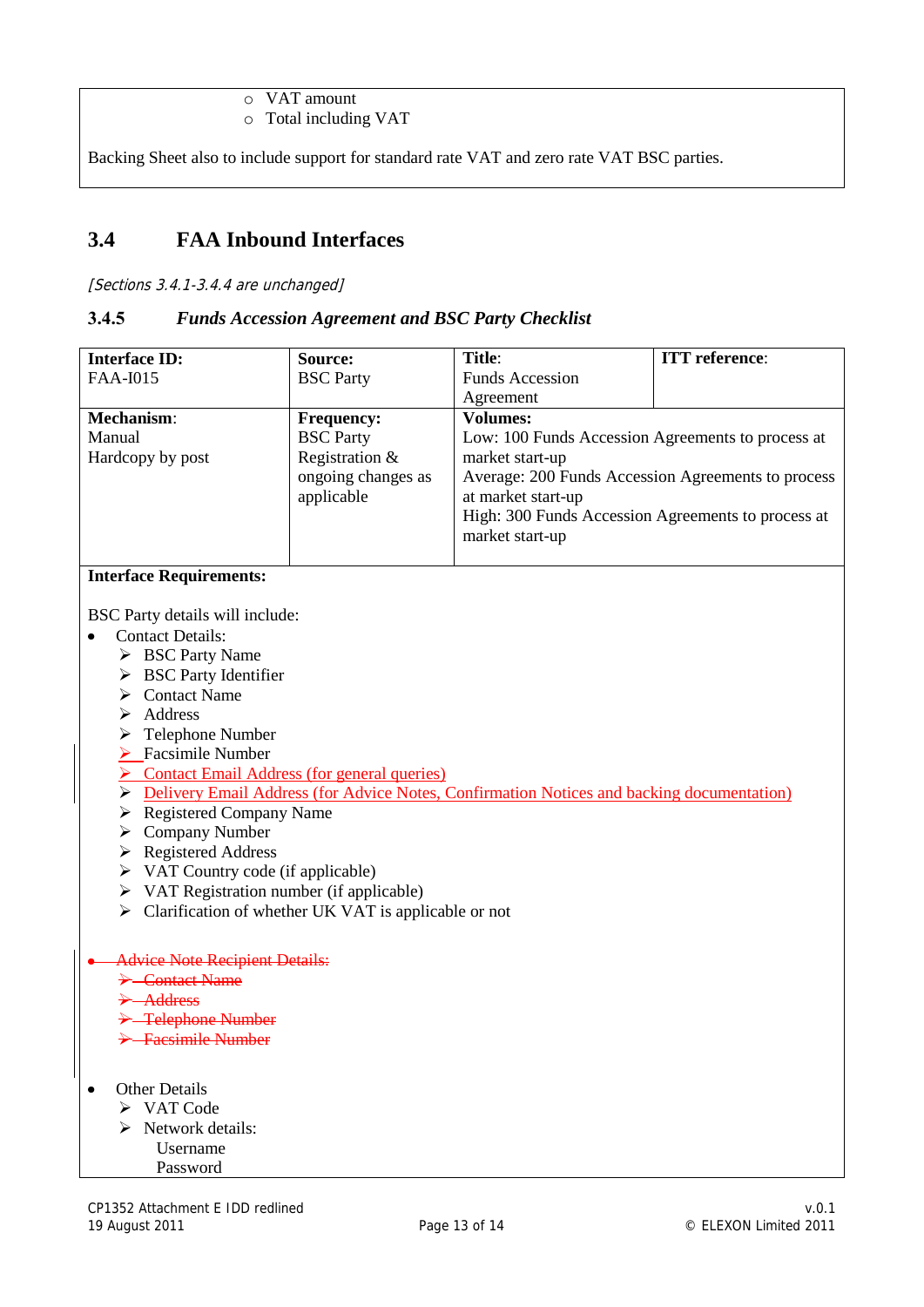- VAT amount
- Total including VAT

Backing Sheet also to include support for standard rate VAT and zero rate VAT BSC parties.

## 3.4 FAA Inbound Interfaces

*[Sections 3.4.1-3.4.4 are unchanged]*

### 3.4.5 *Funds Accession Agreement and BSC Party Checklist*

| **Interface ID:** FAA-I015 | **Source:** BSC Party | **Title:** Funds Accession Agreement | **ITT reference:** |
|---|---|---|---|
| **Mechanism:** Manual Hardcopy by post | **Frequency:** BSC Party Registration & ongoing changes as applicable | **Volumes:** Low: 100 Funds Accession Agreements to process at market start-up<br>Average: 200 Funds Accession Agreements to process at market start-up<br>High: 300 Funds Accession Agreements to process at market start-up | |

**Interface Requirements:**

BSC Party details will include:

- Contact Details:
  - BSC Party Name
  - BSC Party Identifier
  - Contact Name
  - Address
  - Telephone Number
  - Facsimile Number
  - Contact Email Address (for general queries)
  - Delivery Email Address (for Advice Notes, Confirmation Notices and backing documentation)
  - Registered Company Name
  - Company Number
  - Registered Address
  - VAT Country code (if applicable)
  - VAT Registration number (if applicable)
  - Clarification of whether UK VAT is applicable or not

- ~~Advice Note Recipient Details:~~
  - ~~Contact Name~~
  - ~~Address~~
  - ~~Telephone Number~~
  - ~~Facsimile Number~~

- Other Details
  - VAT Code
  - Network details:
    Username
    Password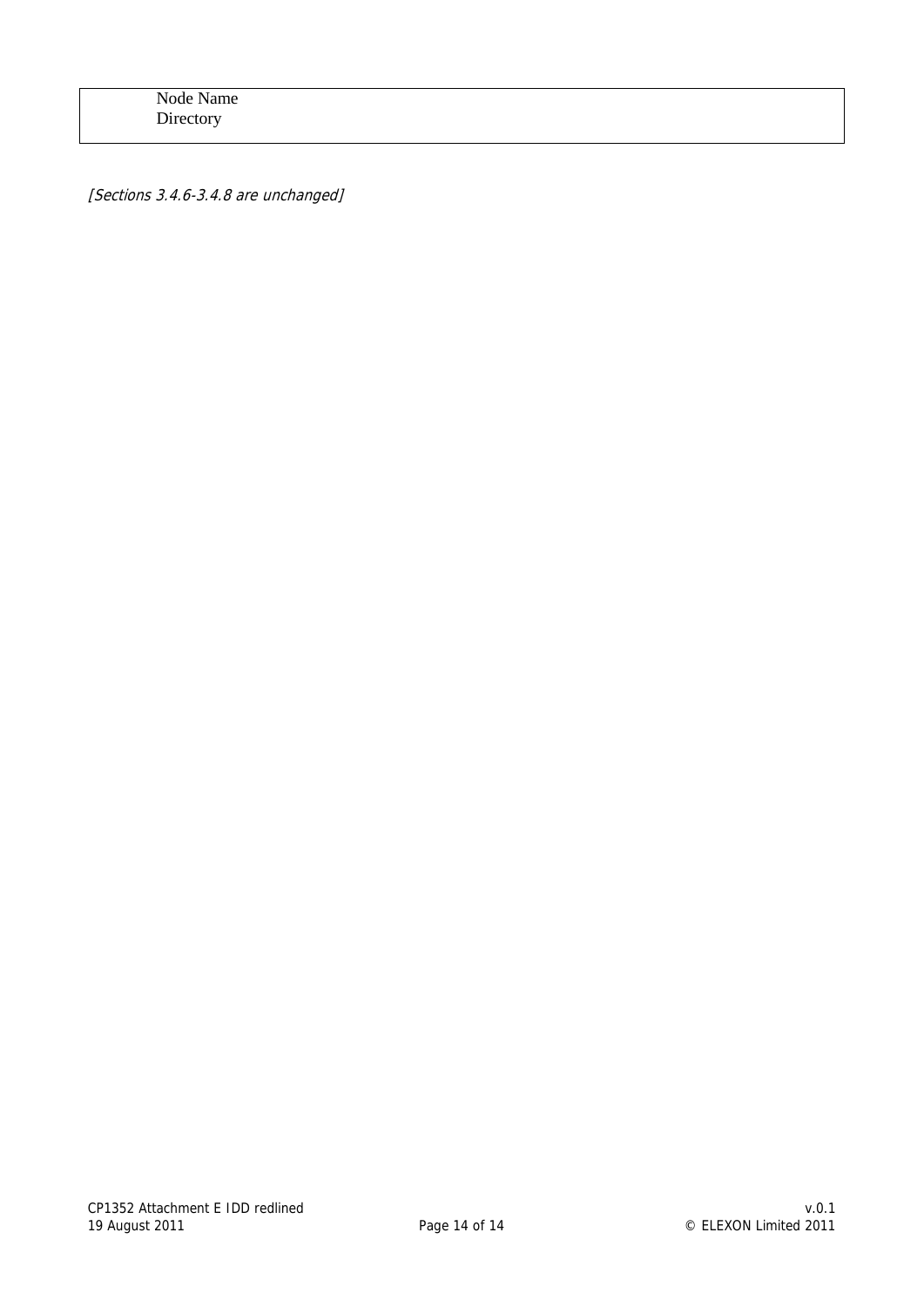| |
|---|
| Node Name<br>Directory |

*[Sections 3.4.6-3.4.8 are unchanged]*